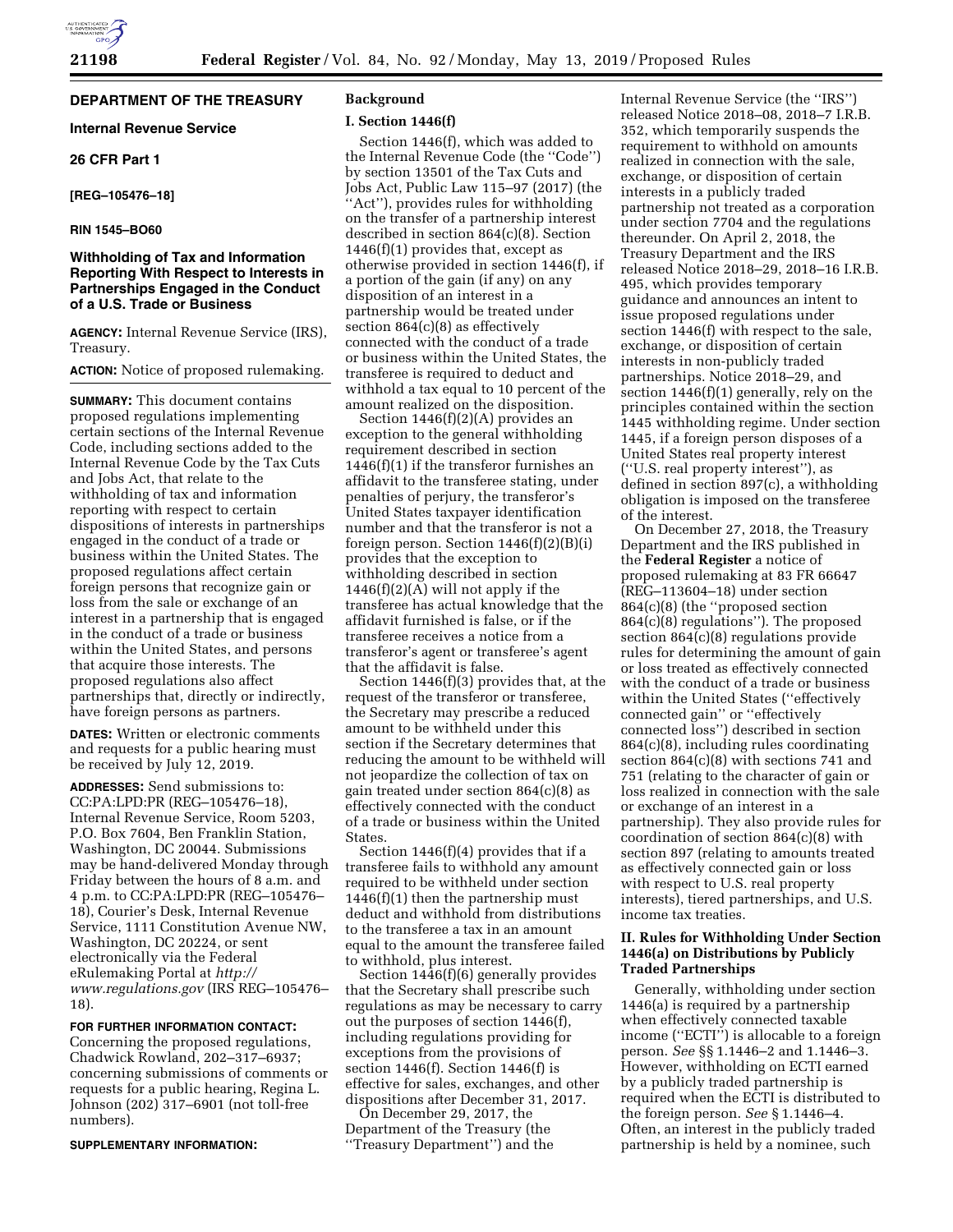**DEPARTMENT OF THE TREASURY**

**Internal Revenue Service**

**26 CFR Part 1**

**[REG–105476–18]**

**RIN 1545–BO60**

# Withholding of Tax and Information Reporting With Respect to Interests in Partnerships Engaged in the Conduct of a U.S. Trade or Business

**AGENCY:** Internal Revenue Service (IRS), Treasury.

**ACTION:** Notice of proposed rulemaking.

**SUMMARY:** This document contains proposed regulations implementing certain sections of the Internal Revenue Code, including sections added to the Internal Revenue Code by the Tax Cuts and Jobs Act, that relate to the withholding of tax and information reporting with respect to certain dispositions of interests in partnerships engaged in the conduct of a trade or business within the United States. The proposed regulations affect certain foreign persons that recognize gain or loss from the sale or exchange of an interest in a partnership that is engaged in the conduct of a trade or business within the United States, and persons that acquire those interests. The proposed regulations also affect partnerships that, directly or indirectly, have foreign persons as partners.

**DATES:** Written or electronic comments and requests for a public hearing must be received by July 12, 2019.

**ADDRESSES:** Send submissions to: CC:PA:LPD:PR (REG–105476–18), Internal Revenue Service, Room 5203, P.O. Box 7604, Ben Franklin Station, Washington, DC 20044. Submissions may be hand-delivered Monday through Friday between the hours of 8 a.m. and 4 p.m. to CC:PA:LPD:PR (REG–105476–18), Courier's Desk, Internal Revenue Service, 1111 Constitution Avenue NW, Washington, DC 20224, or sent electronically via the Federal eRulemaking Portal at *http://www.regulations.gov* (IRS REG–105476–18).

**FOR FURTHER INFORMATION CONTACT:** Concerning the proposed regulations, Chadwick Rowland, 202–317–6937; concerning submissions of comments or requests for a public hearing, Regina L. Johnson (202) 317–6901 (not toll-free numbers).

**SUPPLEMENTARY INFORMATION:**

## Background

### I. Section 1446(f)

Section 1446(f), which was added to the Internal Revenue Code (the ''Code'') by section 13501 of the Tax Cuts and Jobs Act, Public Law 115–97 (2017) (the ''Act''), provides rules for withholding on the transfer of a partnership interest described in section 864(c)(8). Section 1446(f)(1) provides that, except as otherwise provided in section 1446(f), if a portion of the gain (if any) on any disposition of an interest in a partnership would be treated under section 864(c)(8) as effectively connected with the conduct of a trade or business within the United States, the transferee is required to deduct and withhold a tax equal to 10 percent of the amount realized on the disposition.

Section 1446(f)(2)(A) provides an exception to the general withholding requirement described in section 1446(f)(1) if the transferor furnishes an affidavit to the transferee stating, under penalties of perjury, the transferor's United States taxpayer identification number and that the transferor is not a foreign person. Section 1446(f)(2)(B)(i) provides that the exception to withholding described in section 1446(f)(2)(A) will not apply if the transferee has actual knowledge that the affidavit furnished is false, or if the transferee receives a notice from a transferor's agent or transferee's agent that the affidavit is false.

Section 1446(f)(3) provides that, at the request of the transferor or transferee, the Secretary may prescribe a reduced amount to be withheld under this section if the Secretary determines that reducing the amount to be withheld will not jeopardize the collection of tax on gain treated under section 864(c)(8) as effectively connected with the conduct of a trade or business within the United States.

Section 1446(f)(4) provides that if a transferee fails to withhold any amount required to be withheld under section 1446(f)(1) then the partnership must deduct and withhold from distributions to the transferee a tax in an amount equal to the amount the transferee failed to withhold, plus interest.

Section 1446(f)(6) generally provides that the Secretary shall prescribe such regulations as may be necessary to carry out the purposes of section 1446(f), including regulations providing for exceptions from the provisions of section 1446(f). Section 1446(f) is effective for sales, exchanges, and other dispositions after December 31, 2017.

On December 29, 2017, the Department of the Treasury (the ''Treasury Department'') and the Internal Revenue Service (the ''IRS'') released Notice 2018–08, 2018–7 I.R.B. 352, which temporarily suspends the requirement to withhold on amounts realized in connection with the sale, exchange, or disposition of certain interests in a publicly traded partnership not treated as a corporation under section 7704 and the regulations thereunder. On April 2, 2018, the Treasury Department and the IRS released Notice 2018–29, 2018–16 I.R.B. 495, which provides temporary guidance and announces an intent to issue proposed regulations under section 1446(f) with respect to the sale, exchange, or disposition of certain interests in non-publicly traded partnerships. Notice 2018–29, and section 1446(f)(1) generally, rely on the principles contained within the section 1445 withholding regime. Under section 1445, if a foreign person disposes of a United States real property interest (''U.S. real property interest''), as defined in section 897(c), a withholding obligation is imposed on the transferee of the interest.

On December 27, 2018, the Treasury Department and the IRS published in the **Federal Register** a notice of proposed rulemaking at 83 FR 66647 (REG–113604–18) under section 864(c)(8) (the ''proposed section 864(c)(8) regulations''). The proposed section 864(c)(8) regulations provide rules for determining the amount of gain or loss treated as effectively connected with the conduct of a trade or business within the United States (''effectively connected gain'' or ''effectively connected loss'') described in section 864(c)(8), including rules coordinating section 864(c)(8) with sections 741 and 751 (relating to the character of gain or loss realized in connection with the sale or exchange of an interest in a partnership). They also provide rules for coordination of section 864(c)(8) with section 897 (relating to amounts treated as effectively connected gain or loss with respect to U.S. real property interests), tiered partnerships, and U.S. income tax treaties.

### II. Rules for Withholding Under Section 1446(a) on Distributions by Publicly Traded Partnerships

Generally, withholding under section 1446(a) is required by a partnership when effectively connected taxable income (''ECTI'') is allocable to a foreign person. *See* §§ 1.1446–2 and 1.1446–3. However, withholding on ECTI earned by a publicly traded partnership is required when the ECTI is distributed to the foreign person. *See* § 1.1446–4. Often, an interest in the publicly traded partnership is held by a nominee, such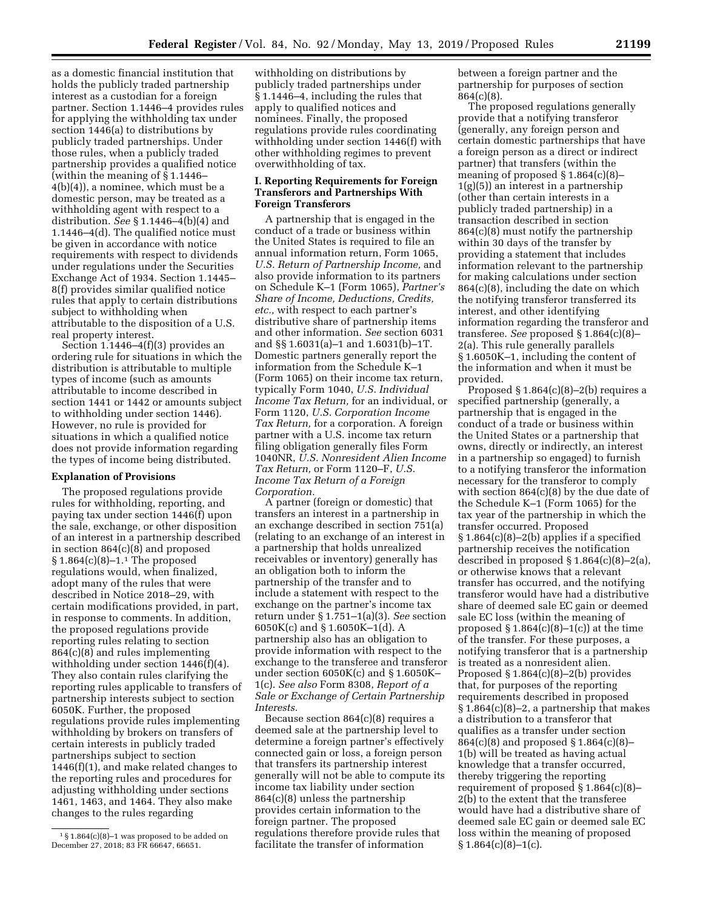as a domestic financial institution that holds the publicly traded partnership interest as a custodian for a foreign partner. Section 1.1446–4 provides rules for applying the withholding tax under section 1446(a) to distributions by publicly traded partnerships. Under those rules, when a publicly traded partnership provides a qualified notice (within the meaning of § 1.1446–4(b)(4)), a nominee, which must be a domestic person, may be treated as a withholding agent with respect to a distribution. *See* § 1.1446–4(b)(4) and 1.1446–4(d). The qualified notice must be given in accordance with notice requirements with respect to dividends under regulations under the Securities Exchange Act of 1934. Section 1.1445–8(f) provides similar qualified notice rules that apply to certain distributions subject to withholding when attributable to the disposition of a U.S. real property interest.

Section 1.1446–4(f)(3) provides an ordering rule for situations in which the distribution is attributable to multiple types of income (such as amounts attributable to income described in section 1441 or 1442 or amounts subject to withholding under section 1446). However, no rule is provided for situations in which a qualified notice does not provide information regarding the types of income being distributed.

## Explanation of Provisions

The proposed regulations provide rules for withholding, reporting, and paying tax under section 1446(f) upon the sale, exchange, or other disposition of an interest in a partnership described in section 864(c)(8) and proposed § 1.864(c)(8)–1.[1] The proposed regulations would, when finalized, adopt many of the rules that were described in Notice 2018–29, with certain modifications provided, in part, in response to comments. In addition, the proposed regulations provide reporting rules relating to section 864(c)(8) and rules implementing withholding under section 1446(f)(4). They also contain rules clarifying the reporting rules applicable to transfers of partnership interests subject to section 6050K. Further, the proposed regulations provide rules implementing withholding by brokers on transfers of certain interests in publicly traded partnerships subject to section 1446(f)(1), and make related changes to the reporting rules and procedures for adjusting withholding under sections 1461, 1463, and 1464. They also make changes to the rules regarding withholding on distributions by publicly traded partnerships under § 1.1446–4, including the rules that apply to qualified notices and nominees. Finally, the proposed regulations provide rules coordinating withholding under section 1446(f) with other withholding regimes to prevent overwithholding of tax.

### I. Reporting Requirements for Foreign Transferors and Partnerships With Foreign Transferors

A partnership that is engaged in the conduct of a trade or business within the United States is required to file an annual information return, Form 1065, *U.S. Return of Partnership Income,* and also provide information to its partners on Schedule K–1 (Form 1065), *Partner's Share of Income, Deductions, Credits, etc.,* with respect to each partner's distributive share of partnership items and other information. *See* section 6031 and §§ 1.6031(a)–1 and 1.6031(b)–1T. Domestic partners generally report the information from the Schedule K–1 (Form 1065) on their income tax return, typically Form 1040, *U.S. Individual Income Tax Return,* for an individual, or Form 1120, *U.S. Corporation Income Tax Return,* for a corporation. A foreign partner with a U.S. income tax return filing obligation generally files Form 1040NR, *U.S. Nonresident Alien Income Tax Return,* or Form 1120–F, *U.S. Income Tax Return of a Foreign Corporation.*

A partner (foreign or domestic) that transfers an interest in a partnership in an exchange described in section 751(a) (relating to an exchange of an interest in a partnership that holds unrealized receivables or inventory) generally has an obligation both to inform the partnership of the transfer and to include a statement with respect to the exchange on the partner's income tax return under § 1.751–1(a)(3). *See* section 6050K(c) and § 1.6050K–1(d). A partnership also has an obligation to provide information with respect to the exchange to the transferee and transferor under section 6050K(c) and § 1.6050K–1(c). *See also* Form 8308, *Report of a Sale or Exchange of Certain Partnership Interests.*

Because section 864(c)(8) requires a deemed sale at the partnership level to determine a foreign partner's effectively connected gain or loss, a foreign person that transfers its partnership interest generally will not be able to compute its income tax liability under section 864(c)(8) unless the partnership provides certain information to the foreign partner. The proposed regulations therefore provide rules that facilitate the transfer of information between a foreign partner and the partnership for purposes of section 864(c)(8).

The proposed regulations generally provide that a notifying transferor (generally, any foreign person and certain domestic partnerships that have a foreign person as a direct or indirect partner) that transfers (within the meaning of proposed § 1.864(c)(8)–1(g)(5)) an interest in a partnership (other than certain interests in a publicly traded partnership) in a transaction described in section 864(c)(8) must notify the partnership within 30 days of the transfer by providing a statement that includes information relevant to the partnership for making calculations under section 864(c)(8), including the date on which the notifying transferor transferred its interest, and other identifying information regarding the transferor and transferee. *See* proposed § 1.864(c)(8)–2(a). This rule generally parallels § 1.6050K–1, including the content of the information and when it must be provided.

Proposed § 1.864(c)(8)–2(b) requires a specified partnership (generally, a partnership that is engaged in the conduct of a trade or business within the United States or a partnership that owns, directly or indirectly, an interest in a partnership so engaged) to furnish to a notifying transferor the information necessary for the transferor to comply with section 864(c)(8) by the due date of the Schedule K–1 (Form 1065) for the tax year of the partnership in which the transfer occurred. Proposed § 1.864(c)(8)–2(b) applies if a specified partnership receives the notification described in proposed § 1.864(c)(8)–2(a), or otherwise knows that a relevant transfer has occurred, and the notifying transferor would have had a distributive share of deemed sale EC gain or deemed sale EC loss (within the meaning of proposed § 1.864(c)(8)–1(c)) at the time of the transfer. For these purposes, a notifying transferor that is a partnership is treated as a nonresident alien. Proposed § 1.864(c)(8)–2(b) provides that, for purposes of the reporting requirements described in proposed § 1.864(c)(8)–2, a partnership that makes a distribution to a transferor that qualifies as a transfer under section 864(c)(8) and proposed § 1.864(c)(8)–1(b) will be treated as having actual knowledge that a transfer occurred, thereby triggering the reporting requirement of proposed § 1.864(c)(8)–2(b) to the extent that the transferee would have had a distributive share of deemed sale EC gain or deemed sale EC loss within the meaning of proposed § 1.864(c)(8)–1(c).

---

[1] § 1.864(c)(8)–1 was proposed to be added on December 27, 2018; 83 FR 66647, 66651.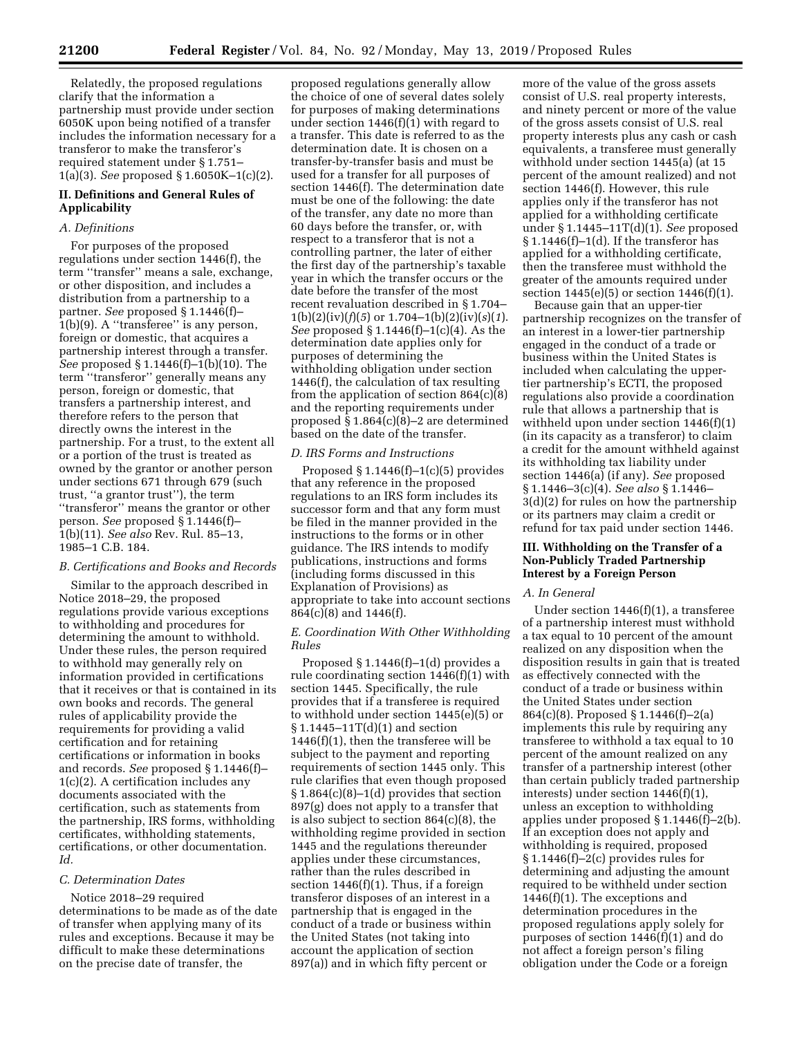Relatedly, the proposed regulations clarify that the information a partnership must provide under section 6050K upon being notified of a transfer includes the information necessary for a transferor to make the transferor's required statement under § 1.751–1(a)(3). *See* proposed § 1.6050K–1(c)(2).

## II. Definitions and General Rules of Applicability

### A. Definitions

For purposes of the proposed regulations under section 1446(f), the term ''transfer'' means a sale, exchange, or other disposition, and includes a distribution from a partnership to a partner. *See* proposed § 1.1446(f)–1(b)(9). A ''transferee'' is any person, foreign or domestic, that acquires a partnership interest through a transfer. *See* proposed § 1.1446(f)–1(b)(10). The term ''transferor'' generally means any person, foreign or domestic, that transfers a partnership interest, and therefore refers to the person that directly owns the interest in the partnership. For a trust, to the extent all or a portion of the trust is treated as owned by the grantor or another person under sections 671 through 679 (such trust, ''a grantor trust''), the term ''transferor'' means the grantor or other person. *See* proposed § 1.1446(f)–1(b)(11). *See also* Rev. Rul. 85–13, 1985–1 C.B. 184.

### B. Certifications and Books and Records

Similar to the approach described in Notice 2018–29, the proposed regulations provide various exceptions to withholding and procedures for determining the amount to withhold. Under these rules, the person required to withhold may generally rely on information provided in certifications that it receives or that is contained in its own books and records. The general rules of applicability provide the requirements for providing a valid certification and for retaining certifications or information in books and records. *See* proposed § 1.1446(f)–1(c)(2). A certification includes any documents associated with the certification, such as statements from the partnership, IRS forms, withholding certificates, withholding statements, certifications, or other documentation. *Id.*

### C. Determination Dates

Notice 2018–29 required determinations to be made as of the date of transfer when applying many of its rules and exceptions. Because it may be difficult to make these determinations on the precise date of transfer, the proposed regulations generally allow the choice of one of several dates solely for purposes of making determinations under section 1446(f)(1) with regard to a transfer. This date is referred to as the determination date. It is chosen on a transfer-by-transfer basis and must be used for a transfer for all purposes of section 1446(f). The determination date must be one of the following: the date of the transfer, any date no more than 60 days before the transfer, or, with respect to a transferor that is not a controlling partner, the later of either the first day of the partnership's taxable year in which the transfer occurs or the date before the transfer of the most recent revaluation described in § 1.704–1(b)(2)(iv)(*f*)(*5*) or 1.704–1(b)(2)(iv)(*s*)(*1*). *See* proposed § 1.1446(f)–1(c)(4). As the determination date applies only for purposes of determining the withholding obligation under section 1446(f), the calculation of tax resulting from the application of section 864(c)(8) and the reporting requirements under proposed § 1.864(c)(8)–2 are determined based on the date of the transfer.

### D. IRS Forms and Instructions

Proposed § 1.1446(f)–1(c)(5) provides that any reference in the proposed regulations to an IRS form includes its successor form and that any form must be filed in the manner provided in the instructions to the forms or in other guidance. The IRS intends to modify publications, instructions and forms (including forms discussed in this Explanation of Provisions) as appropriate to take into account sections 864(c)(8) and 1446(f).

### E. Coordination With Other Withholding Rules

Proposed § 1.1446(f)–1(d) provides a rule coordinating section 1446(f)(1) with section 1445. Specifically, the rule provides that if a transferee is required to withhold under section 1445(e)(5) or § 1.1445–11T(d)(1) and section 1446(f)(1), then the transferee will be subject to the payment and reporting requirements of section 1445 only. This rule clarifies that even though proposed § 1.864(c)(8)–1(d) provides that section 897(g) does not apply to a transfer that is also subject to section 864(c)(8), the withholding regime provided in section 1445 and the regulations thereunder applies under these circumstances, rather than the rules described in section 1446(f)(1). Thus, if a foreign transferor disposes of an interest in a partnership that is engaged in the conduct of a trade or business within the United States (not taking into account the application of section 897(a)) and in which fifty percent or more of the value of the gross assets consist of U.S. real property interests, and ninety percent or more of the value of the gross assets consist of U.S. real property interests plus any cash or cash equivalents, a transferee must generally withhold under section 1445(a) (at 15 percent of the amount realized) and not section 1446(f). However, this rule applies only if the transferor has not applied for a withholding certificate under § 1.1445–11T(d)(1). *See* proposed § 1.1446(f)–1(d). If the transferor has applied for a withholding certificate, then the transferee must withhold the greater of the amounts required under section 1445(e)(5) or section 1446(f)(1).

Because gain that an upper-tier partnership recognizes on the transfer of an interest in a lower-tier partnership engaged in the conduct of a trade or business within the United States is included when calculating the upper-tier partnership's ECTI, the proposed regulations also provide a coordination rule that allows a partnership that is withheld upon under section 1446(f)(1) (in its capacity as a transferor) to claim a credit for the amount withheld against its withholding tax liability under section 1446(a) (if any). *See* proposed § 1.1446–3(c)(4). *See also* § 1.1446–3(d)(2) for rules on how the partnership or its partners may claim a credit or refund for tax paid under section 1446.

## III. Withholding on the Transfer of a Non-Publicly Traded Partnership Interest by a Foreign Person

### A. In General

Under section 1446(f)(1), a transferee of a partnership interest must withhold a tax equal to 10 percent of the amount realized on any disposition when the disposition results in gain that is treated as effectively connected with the conduct of a trade or business within the United States under section 864(c)(8). Proposed § 1.1446(f)–2(a) implements this rule by requiring any transferee to withhold a tax equal to 10 percent of the amount realized on any transfer of a partnership interest (other than certain publicly traded partnership interests) under section 1446(f)(1), unless an exception to withholding applies under proposed § 1.1446(f)–2(b). If an exception does not apply and withholding is required, proposed § 1.1446(f)–2(c) provides rules for determining and adjusting the amount required to be withheld under section 1446(f)(1). The exceptions and determination procedures in the proposed regulations apply solely for purposes of section 1446(f)(1) and do not affect a foreign person's filing obligation under the Code or a foreign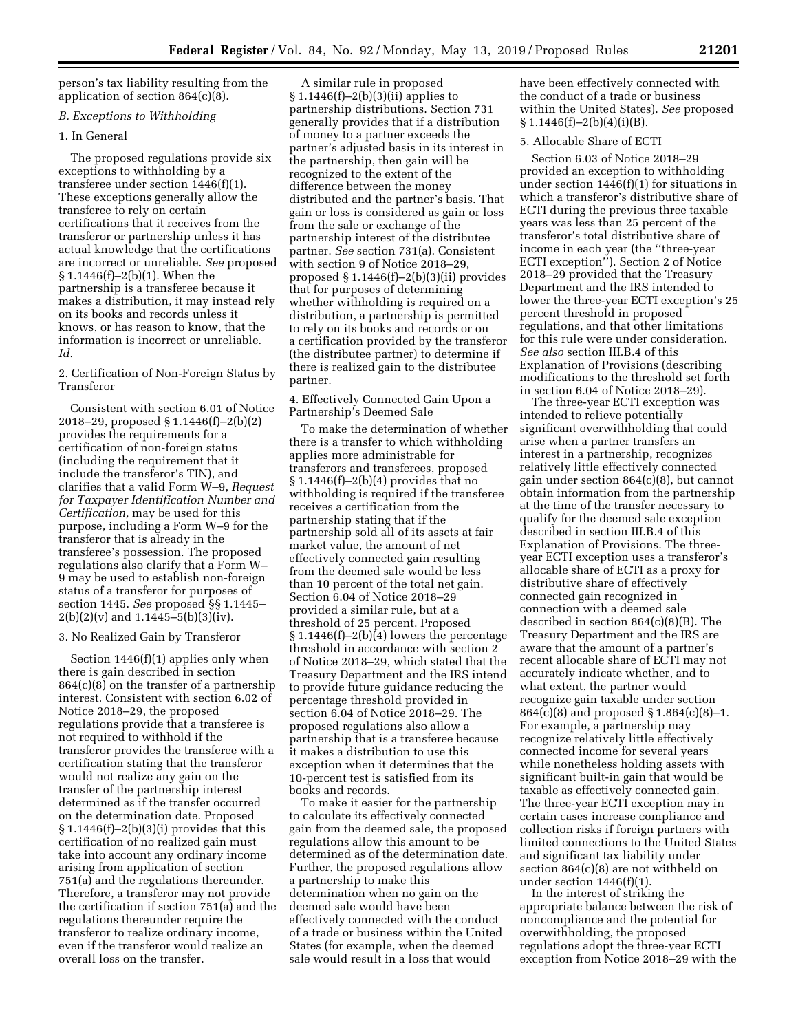person's tax liability resulting from the application of section 864(c)(8).

### B. Exceptions to Withholding

#### 1. In General

The proposed regulations provide six exceptions to withholding by a transferee under section 1446(f)(1). These exceptions generally allow the transferee to rely on certain certifications that it receives from the transferor or partnership unless it has actual knowledge that the certifications are incorrect or unreliable. *See* proposed § 1.1446(f)–2(b)(1). When the partnership is a transferee because it makes a distribution, it may instead rely on its books and records unless it knows, or has reason to know, that the information is incorrect or unreliable. *Id.*

#### 2. Certification of Non-Foreign Status by Transferor

Consistent with section 6.01 of Notice 2018–29, proposed § 1.1446(f)–2(b)(2) provides the requirements for a certification of non-foreign status (including the requirement that it include the transferor's TIN), and clarifies that a valid Form W–9, *Request for Taxpayer Identification Number and Certification,* may be used for this purpose, including a Form W–9 for the transferor that is already in the transferee's possession. The proposed regulations also clarify that a Form W–9 may be used to establish non-foreign status of a transferor for purposes of section 1445. *See* proposed §§ 1.1445–2(b)(2)(v) and 1.1445–5(b)(3)(iv).

#### 3. No Realized Gain by Transferor

Section 1446(f)(1) applies only when there is gain described in section 864(c)(8) on the transfer of a partnership interest. Consistent with section 6.02 of Notice 2018–29, the proposed regulations provide that a transferee is not required to withhold if the transferor provides the transferee with a certification stating that the transferor would not realize any gain on the transfer of the partnership interest determined as if the transfer occurred on the determination date. Proposed § 1.1446(f)–2(b)(3)(i) provides that this certification of no realized gain must take into account any ordinary income arising from application of section 751(a) and the regulations thereunder. Therefore, a transferor may not provide the certification if section 751(a) and the regulations thereunder require the transferor to realize ordinary income, even if the transferor would realize an overall loss on the transfer.

A similar rule in proposed § 1.1446(f)–2(b)(3)(ii) applies to partnership distributions. Section 731 generally provides that if a distribution of money to a partner exceeds the partner's adjusted basis in its interest in the partnership, then gain will be recognized to the extent of the difference between the money distributed and the partner's basis. That gain or loss is considered as gain or loss from the sale or exchange of the partnership interest of the distributee partner. *See* section 731(a). Consistent with section 9 of Notice 2018–29, proposed § 1.1446(f)–2(b)(3)(ii) provides that for purposes of determining whether withholding is required on a distribution, a partnership is permitted to rely on its books and records or on a certification provided by the transferor (the distributee partner) to determine if there is realized gain to the distributee partner.

#### 4. Effectively Connected Gain Upon a Partnership's Deemed Sale

To make the determination of whether there is a transfer to which withholding applies more administrable for transferors and transferees, proposed § 1.1446(f)–2(b)(4) provides that no withholding is required if the transferee receives a certification from the partnership stating that if the partnership sold all of its assets at fair market value, the amount of net effectively connected gain resulting from the deemed sale would be less than 10 percent of the total net gain. Section 6.04 of Notice 2018–29 provided a similar rule, but at a threshold of 25 percent. Proposed § 1.1446(f)–2(b)(4) lowers the percentage threshold in accordance with section 2 of Notice 2018–29, which stated that the Treasury Department and the IRS intend to provide future guidance reducing the percentage threshold provided in section 6.04 of Notice 2018–29. The proposed regulations also allow a partnership that is a transferee because it makes a distribution to use this exception when it determines that the 10-percent test is satisfied from its books and records.

To make it easier for the partnership to calculate its effectively connected gain from the deemed sale, the proposed regulations allow this amount to be determined as of the determination date. Further, the proposed regulations allow a partnership to make this determination when no gain on the deemed sale would have been effectively connected with the conduct of a trade or business within the United States (for example, when the deemed sale would result in a loss that would have been effectively connected with the conduct of a trade or business within the United States). *See* proposed § 1.1446(f)–2(b)(4)(i)(B).

#### 5. Allocable Share of ECTI

Section 6.03 of Notice 2018–29 provided an exception to withholding under section 1446(f)(1) for situations in which a transferor's distributive share of ECTI during the previous three taxable years was less than 25 percent of the transferor's total distributive share of income in each year (the ''three-year ECTI exception''). Section 2 of Notice 2018–29 provided that the Treasury Department and the IRS intended to lower the three-year ECTI exception's 25 percent threshold in proposed regulations, and that other limitations for this rule were under consideration. *See also* section III.B.4 of this Explanation of Provisions (describing modifications to the threshold set forth in section 6.04 of Notice 2018–29).

The three-year ECTI exception was intended to relieve potentially significant overwithholding that could arise when a partner transfers an interest in a partnership, recognizes relatively little effectively connected gain under section 864(c)(8), but cannot obtain information from the partnership at the time of the transfer necessary to qualify for the deemed sale exception described in section III.B.4 of this Explanation of Provisions. The three-year ECTI exception uses a transferor's allocable share of ECTI as a proxy for distributive share of effectively connected gain recognized in connection with a deemed sale described in section 864(c)(8)(B). The Treasury Department and the IRS are aware that the amount of a partner's recent allocable share of ECTI may not accurately indicate whether, and to what extent, the partner would recognize gain taxable under section 864(c)(8) and proposed § 1.864(c)(8)–1. For example, a partnership may recognize relatively little effectively connected income for several years while nonetheless holding assets with significant built-in gain that would be taxable as effectively connected gain. The three-year ECTI exception may in certain cases increase compliance and collection risks if foreign partners with limited connections to the United States and significant tax liability under section 864(c)(8) are not withheld on under section 1446(f)(1).

In the interest of striking the appropriate balance between the risk of noncompliance and the potential for overwithholding, the proposed regulations adopt the three-year ECTI exception from Notice 2018–29 with the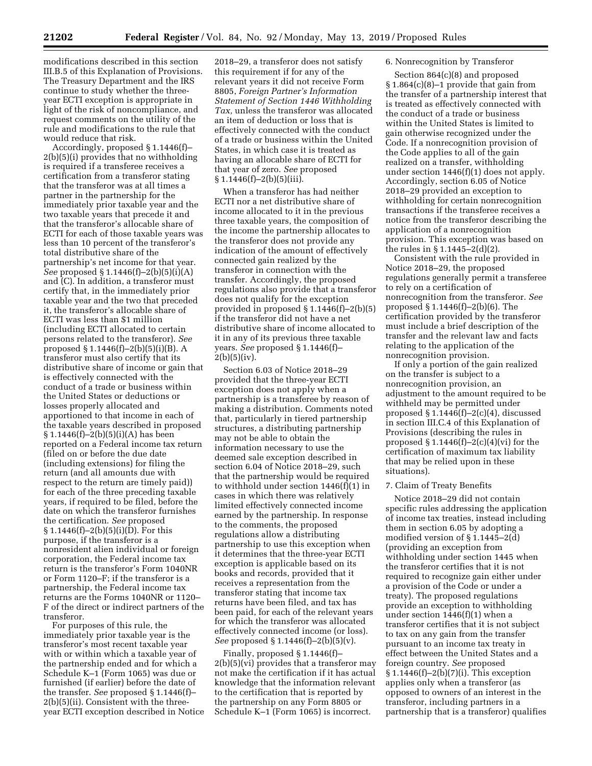modifications described in this section III.B.5 of this Explanation of Provisions. The Treasury Department and the IRS continue to study whether the three-year ECTI exception is appropriate in light of the risk of noncompliance, and request comments on the utility of the rule and modifications to the rule that would reduce that risk.

Accordingly, proposed § 1.1446(f)–2(b)(5)(i) provides that no withholding is required if a transferee receives a certification from a transferor stating that the transferor was at all times a partner in the partnership for the immediately prior taxable year and the two taxable years that precede it and that the transferor's allocable share of ECTI for each of those taxable years was less than 10 percent of the transferor's total distributive share of the partnership's net income for that year. *See* proposed § 1.1446(f)–2(b)(5)(i)(A) and (C). In addition, a transferor must certify that, in the immediately prior taxable year and the two that preceded it, the transferor's allocable share of ECTI was less than $1 million (including ECTI allocated to certain persons related to the transferor). *See* proposed § 1.1446(f)–2(b)(5)(i)(B). A transferor must also certify that its distributive share of income or gain that is effectively connected with the conduct of a trade or business within the United States or deductions or losses properly allocated and apportioned to that income in each of the taxable years described in proposed § 1.1446(f)–2(b)(5)(i)(A) has been reported on a Federal income tax return (filed on or before the due date (including extensions) for filing the return (and all amounts due with respect to the return are timely paid)) for each of the three preceding taxable years, if required to be filed, before the date on which the transferor furnishes the certification. *See* proposed § 1.1446(f)–2(b)(5)(i)(D). For this purpose, if the transferor is a nonresident alien individual or foreign corporation, the Federal income tax return is the transferor's Form 1040NR or Form 1120–F; if the transferor is a partnership, the Federal income tax returns are the Forms 1040NR or 1120–F of the direct or indirect partners of the transferor.

For purposes of this rule, the immediately prior taxable year is the transferor's most recent taxable year with or within which a taxable year of the partnership ended and for which a Schedule K–1 (Form 1065) was due or furnished (if earlier) before the date of the transfer. *See* proposed § 1.1446(f)–2(b)(5)(ii). Consistent with the three-year ECTI exception described in Notice 2018–29, a transferor does not satisfy this requirement if for any of the relevant years it did not receive Form 8805, *Foreign Partner's Information Statement of Section 1446 Withholding Tax,* unless the transferor was allocated an item of deduction or loss that is effectively connected with the conduct of a trade or business within the United States, in which case it is treated as having an allocable share of ECTI for that year of zero. *See* proposed § 1.1446(f)–2(b)(5)(iii).

When a transferor has had neither ECTI nor a net distributive share of income allocated to it in the previous three taxable years, the composition of the income the partnership allocates to the transferor does not provide any indication of the amount of effectively connected gain realized by the transferor in connection with the transfer. Accordingly, the proposed regulations also provide that a transferor does not qualify for the exception provided in proposed § 1.1446(f)–2(b)(5) if the transferor did not have a net distributive share of income allocated to it in any of its previous three taxable years. *See* proposed § 1.1446(f)–2(b)(5)(iv).

Section 6.03 of Notice 2018–29 provided that the three-year ECTI exception does not apply when a partnership is a transferee by reason of making a distribution. Comments noted that, particularly in tiered partnership structures, a distributing partnership may not be able to obtain the information necessary to use the deemed sale exception described in section 6.04 of Notice 2018–29, such that the partnership would be required to withhold under section 1446(f)(1) in cases in which there was relatively limited effectively connected income earned by the partnership. In response to the comments, the proposed regulations allow a distributing partnership to use this exception when it determines that the three-year ECTI exception is applicable based on its books and records, provided that it receives a representation from the transferor stating that income tax returns have been filed, and tax has been paid, for each of the relevant years for which the transferor was allocated effectively connected income (or loss). *See* proposed § 1.1446(f)–2(b)(5)(v).

Finally, proposed § 1.1446(f)–2(b)(5)(vi) provides that a transferor may not make the certification if it has actual knowledge that the information relevant to the certification that is reported by the partnership on any Form 8805 or Schedule K–1 (Form 1065) is incorrect.

6. Nonrecognition by Transferor

Section 864(c)(8) and proposed § 1.864(c)(8)–1 provide that gain from the transfer of a partnership interest that is treated as effectively connected with the conduct of a trade or business within the United States is limited to gain otherwise recognized under the Code. If a nonrecognition provision of the Code applies to all of the gain realized on a transfer, withholding under section 1446(f)(1) does not apply. Accordingly, section 6.05 of Notice 2018–29 provided an exception to withholding for certain nonrecognition transactions if the transferee receives a notice from the transferor describing the application of a nonrecognition provision. This exception was based on the rules in § 1.1445–2(d)(2).

Consistent with the rule provided in Notice 2018–29, the proposed regulations generally permit a transferee to rely on a certification of nonrecognition from the transferor. *See* proposed § 1.1446(f)–2(b)(6). The certification provided by the transferor must include a brief description of the transfer and the relevant law and facts relating to the application of the nonrecognition provision.

If only a portion of the gain realized on the transfer is subject to a nonrecognition provision, an adjustment to the amount required to be withheld may be permitted under proposed § 1.1446(f)–2(c)(4), discussed in section III.C.4 of this Explanation of Provisions (describing the rules in proposed § 1.1446(f)–2(c)(4)(vi) for the certification of maximum tax liability that may be relied upon in these situations).

7. Claim of Treaty Benefits

Notice 2018–29 did not contain specific rules addressing the application of income tax treaties, instead including them in section 6.05 by adopting a modified version of § 1.1445–2(d) (providing an exception from withholding under section 1445 when the transferor certifies that it is not required to recognize gain either under a provision of the Code or under a treaty). The proposed regulations provide an exception to withholding under section 1446(f)(1) when a transferor certifies that it is not subject to tax on any gain from the transfer pursuant to an income tax treaty in effect between the United States and a foreign country. *See* proposed § 1.1446(f)–2(b)(7)(i). This exception applies only when a transferor (as opposed to owners of an interest in the transferor, including partners in a partnership that is a transferor) qualifies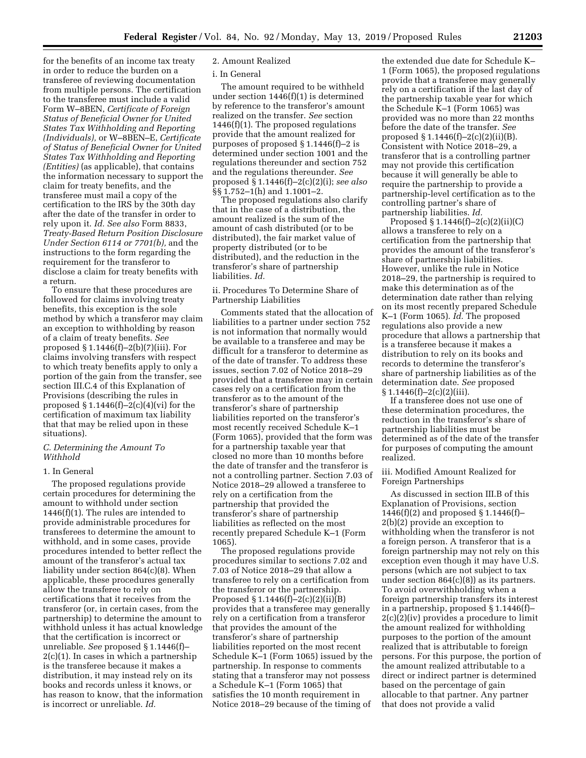for the benefits of an income tax treaty in order to reduce the burden on a transferee of reviewing documentation from multiple persons. The certification to the transferee must include a valid Form W–8BEN, *Certificate of Foreign Status of Beneficial Owner for United States Tax Withholding and Reporting (Individuals),* or W–8BEN–E, *Certificate of Status of Beneficial Owner for United States Tax Withholding and Reporting (Entities)* (as applicable), that contains the information necessary to support the claim for treaty benefits, and the transferee must mail a copy of the certification to the IRS by the 30th day after the date of the transfer in order to rely upon it. *Id. See also* Form 8833, *Treaty-Based Return Position Disclosure Under Section 6114 or 7701(b),* and the instructions to the form regarding the requirement for the transferor to disclose a claim for treaty benefits with a return.

To ensure that these procedures are followed for claims involving treaty benefits, this exception is the sole method by which a transferor may claim an exception to withholding by reason of a claim of treaty benefits. *See* proposed § 1.1446(f)–2(b)(7)(iii). For claims involving transfers with respect to which treaty benefits apply to only a portion of the gain from the transfer, see section III.C.4 of this Explanation of Provisions (describing the rules in proposed § 1.1446(f)–2(c)(4)(vi) for the certification of maximum tax liability that that may be relied upon in these situations).

### C. Determining the Amount To Withhold

#### 1. In General

The proposed regulations provide certain procedures for determining the amount to withhold under section 1446(f)(1). The rules are intended to provide administrable procedures for transferees to determine the amount to withhold, and in some cases, provide procedures intended to better reflect the amount of the transferor's actual tax liability under section 864(c)(8). When applicable, these procedures generally allow the transferee to rely on certifications that it receives from the transferor (or, in certain cases, from the partnership) to determine the amount to withhold unless it has actual knowledge that the certification is incorrect or unreliable. *See* proposed § 1.1446(f)–2(c)(1). In cases in which a partnership is the transferee because it makes a distribution, it may instead rely on its books and records unless it knows, or has reason to know, that the information is incorrect or unreliable. *Id.*

#### 2. Amount Realized

##### i. In General

The amount required to be withheld under section 1446(f)(1) is determined by reference to the transferor's amount realized on the transfer. *See* section 1446(f)(1). The proposed regulations provide that the amount realized for purposes of proposed § 1.1446(f)–2 is determined under section 1001 and the regulations thereunder and section 752 and the regulations thereunder. *See* proposed § 1.1446(f)–2(c)(2)(i); *see also* §§ 1.752–1(h) and 1.1001–2.

The proposed regulations also clarify that in the case of a distribution, the amount realized is the sum of the amount of cash distributed (or to be distributed), the fair market value of property distributed (or to be distributed), and the reduction in the transferor's share of partnership liabilities. *Id.*

##### ii. Procedures To Determine Share of Partnership Liabilities

Comments stated that the allocation of liabilities to a partner under section 752 is not information that normally would be available to a transferee and may be difficult for a transferor to determine as of the date of transfer. To address these issues, section 7.02 of Notice 2018–29 provided that a transferee may in certain cases rely on a certification from the transferor as to the amount of the transferor's share of partnership liabilities reported on the transferor's most recently received Schedule K–1 (Form 1065), provided that the form was for a partnership taxable year that closed no more than 10 months before the date of transfer and the transferor is not a controlling partner. Section 7.03 of Notice 2018–29 allowed a transferee to rely on a certification from the partnership that provided the transferor's share of partnership liabilities as reflected on the most recently prepared Schedule K–1 (Form 1065).

The proposed regulations provide procedures similar to sections 7.02 and 7.03 of Notice 2018–29 that allow a transferee to rely on a certification from the transferor or the partnership. Proposed § 1.1446(f)–2(c)(2)(ii)(B) provides that a transferee may generally rely on a certification from a transferor that provides the amount of the transferor's share of partnership liabilities reported on the most recent Schedule K–1 (Form 1065) issued by the partnership. In response to comments stating that a transferor may not possess a Schedule K–1 (Form 1065) that satisfies the 10 month requirement in Notice 2018–29 because of the timing of the extended due date for Schedule K–1 (Form 1065), the proposed regulations provide that a transferee may generally rely on a certification if the last day of the partnership taxable year for which the Schedule K–1 (Form 1065) was provided was no more than 22 months before the date of the transfer. *See* proposed § 1.1446(f)–2(c)(2)(ii)(B). Consistent with Notice 2018–29, a transferor that is a controlling partner may not provide this certification because it will generally be able to require the partnership to provide a partnership-level certification as to the controlling partner's share of partnership liabilities. *Id.*

Proposed § 1.1446(f)–2(c)(2)(ii)(C) allows a transferee to rely on a certification from the partnership that provides the amount of the transferor's share of partnership liabilities. However, unlike the rule in Notice 2018–29, the partnership is required to make this determination as of the determination date rather than relying on its most recently prepared Schedule K–1 (Form 1065). *Id.* The proposed regulations also provide a new procedure that allows a partnership that is a transferee because it makes a distribution to rely on its books and records to determine the transferor's share of partnership liabilities as of the determination date. *See* proposed § 1.1446(f)–2(c)(2)(iii).

If a transferee does not use one of these determination procedures, the reduction in the transferor's share of partnership liabilities must be determined as of the date of the transfer for purposes of computing the amount realized.

##### iii. Modified Amount Realized for Foreign Partnerships

As discussed in section III.B of this Explanation of Provisions, section 1446(f)(2) and proposed § 1.1446(f)–2(b)(2) provide an exception to withholding when the transferor is not a foreign person. A transferor that is a foreign partnership may not rely on this exception even though it may have U.S. persons (which are not subject to tax under section 864(c)(8)) as its partners. To avoid overwithholding when a foreign partnership transfers its interest in a partnership, proposed § 1.1446(f)–2(c)(2)(iv) provides a procedure to limit the amount realized for withholding purposes to the portion of the amount realized that is attributable to foreign persons. For this purpose, the portion of the amount realized attributable to a direct or indirect partner is determined based on the percentage of gain allocable to that partner. Any partner that does not provide a valid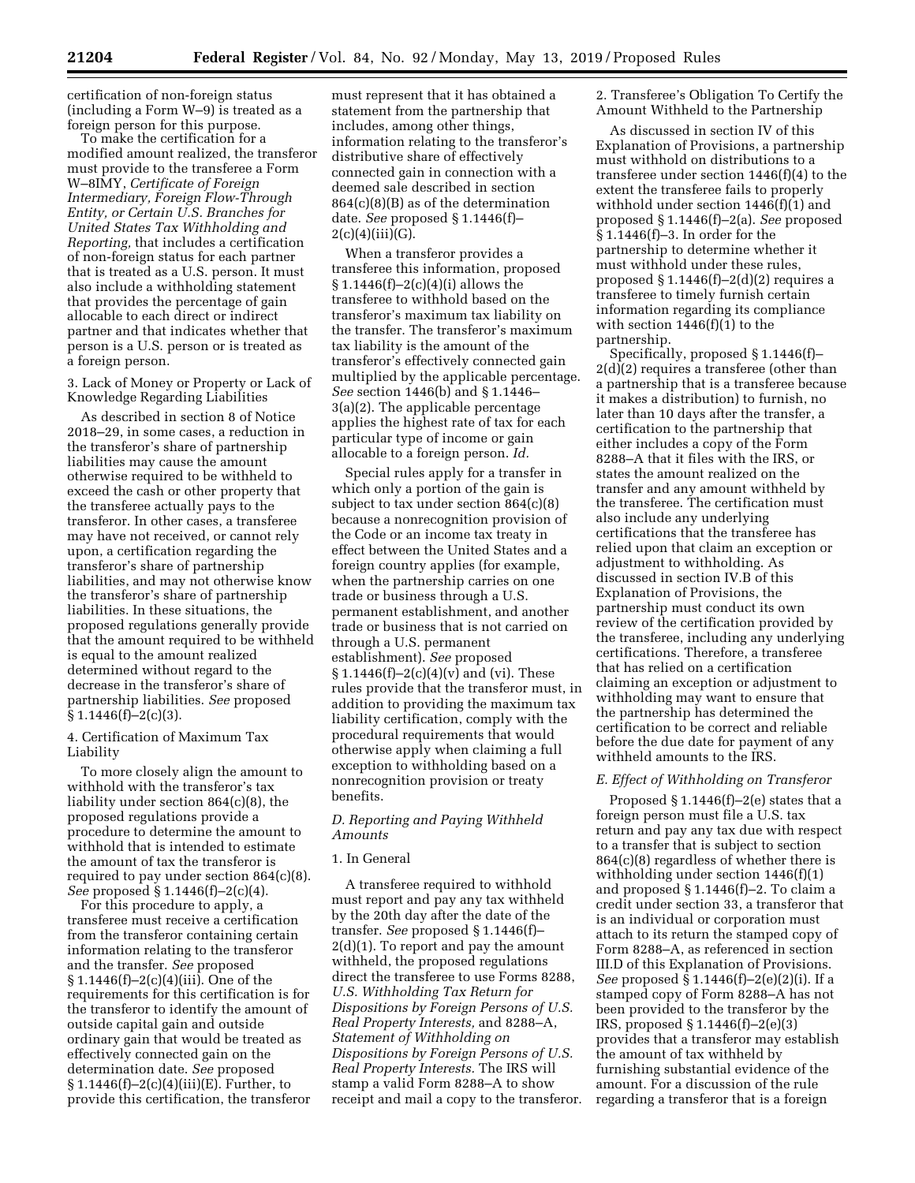certification of non-foreign status (including a Form W–9) is treated as a foreign person for this purpose.

To make the certification for a modified amount realized, the transferor must provide to the transferee a Form W–8IMY, *Certificate of Foreign Intermediary, Foreign Flow-Through Entity, or Certain U.S. Branches for United States Tax Withholding and Reporting,* that includes a certification of non-foreign status for each partner that is treated as a U.S. person. It must also include a withholding statement that provides the percentage of gain allocable to each direct or indirect partner and that indicates whether that person is a U.S. person or is treated as a foreign person.

3. Lack of Money or Property or Lack of Knowledge Regarding Liabilities

As described in section 8 of Notice 2018–29, in some cases, a reduction in the transferor's share of partnership liabilities may cause the amount otherwise required to be withheld to exceed the cash or other property that the transferee actually pays to the transferor. In other cases, a transferee may have not received, or cannot rely upon, a certification regarding the transferor's share of partnership liabilities, and may not otherwise know the transferor's share of partnership liabilities. In these situations, the proposed regulations generally provide that the amount required to be withheld is equal to the amount realized determined without regard to the decrease in the transferor's share of partnership liabilities. *See* proposed § 1.1446(f)–2(c)(3).

4. Certification of Maximum Tax Liability

To more closely align the amount to withhold with the transferor's tax liability under section 864(c)(8), the proposed regulations provide a procedure to determine the amount to withhold that is intended to estimate the amount of tax the transferor is required to pay under section 864(c)(8). *See* proposed § 1.1446(f)–2(c)(4).

For this procedure to apply, a transferee must receive a certification from the transferor containing certain information relating to the transferor and the transfer. *See* proposed § 1.1446(f)–2(c)(4)(iii). One of the requirements for this certification is for the transferor to identify the amount of outside capital gain and outside ordinary gain that would be treated as effectively connected gain on the determination date. *See* proposed § 1.1446(f)–2(c)(4)(iii)(E). Further, to provide this certification, the transferor must represent that it has obtained a statement from the partnership that includes, among other things, information relating to the transferor's distributive share of effectively connected gain in connection with a deemed sale described in section 864(c)(8)(B) as of the determination date. *See* proposed § 1.1446(f)–2(c)(4)(iii)(G).

When a transferor provides a transferee this information, proposed § 1.1446(f)–2(c)(4)(i) allows the transferee to withhold based on the transferor's maximum tax liability on the transfer. The transferor's maximum tax liability is the amount of the transferor's effectively connected gain multiplied by the applicable percentage. *See* section 1446(b) and § 1.1446–3(a)(2). The applicable percentage applies the highest rate of tax for each particular type of income or gain allocable to a foreign person. *Id.*

Special rules apply for a transfer in which only a portion of the gain is subject to tax under section 864(c)(8) because a nonrecognition provision of the Code or an income tax treaty in effect between the United States and a foreign country applies (for example, when the partnership carries on one trade or business through a U.S. permanent establishment, and another trade or business that is not carried on through a U.S. permanent establishment). *See* proposed § 1.1446(f)–2(c)(4)(v) and (vi). These rules provide that the transferor must, in addition to providing the maximum tax liability certification, comply with the procedural requirements that would otherwise apply when claiming a full exception to withholding based on a nonrecognition provision or treaty benefits.

*D. Reporting and Paying Withheld Amounts*

1. In General

A transferee required to withhold must report and pay any tax withheld by the 20th day after the date of the transfer. *See* proposed § 1.1446(f)–2(d)(1). To report and pay the amount withheld, the proposed regulations direct the transferee to use Forms 8288, *U.S. Withholding Tax Return for Dispositions by Foreign Persons of U.S. Real Property Interests,* and 8288–A, *Statement of Withholding on Dispositions by Foreign Persons of U.S. Real Property Interests.* The IRS will stamp a valid Form 8288–A to show receipt and mail a copy to the transferor.

2. Transferee's Obligation To Certify the Amount Withheld to the Partnership

As discussed in section IV of this Explanation of Provisions, a partnership must withhold on distributions to a transferee under section 1446(f)(4) to the extent the transferee fails to properly withhold under section 1446(f)(1) and proposed § 1.1446(f)–2(a). *See* proposed § 1.1446(f)–3. In order for the partnership to determine whether it must withhold under these rules, proposed § 1.1446(f)–2(d)(2) requires a transferee to timely furnish certain information regarding its compliance with section 1446(f)(1) to the partnership.

Specifically, proposed § 1.1446(f)–2(d)(2) requires a transferee (other than a partnership that is a transferee because it makes a distribution) to furnish, no later than 10 days after the transfer, a certification to the partnership that either includes a copy of the Form 8288–A that it files with the IRS, or states the amount realized on the transfer and any amount withheld by the transferee. The certification must also include any underlying certifications that the transferee has relied upon that claim an exception or adjustment to withholding. As discussed in section IV.B of this Explanation of Provisions, the partnership must conduct its own review of the certification provided by the transferee, including any underlying certifications. Therefore, a transferee that has relied on a certification claiming an exception or adjustment to withholding may want to ensure that the partnership has determined the certification to be correct and reliable before the due date for payment of any withheld amounts to the IRS.

*E. Effect of Withholding on Transferor*

Proposed § 1.1446(f)–2(e) states that a foreign person must file a U.S. tax return and pay any tax due with respect to a transfer that is subject to section 864(c)(8) regardless of whether there is withholding under section 1446(f)(1) and proposed § 1.1446(f)–2. To claim a credit under section 33, a transferor that is an individual or corporation must attach to its return the stamped copy of Form 8288–A, as referenced in section III.D of this Explanation of Provisions. *See* proposed § 1.1446(f)–2(e)(2)(i). If a stamped copy of Form 8288–A has not been provided to the transferor by the IRS, proposed § 1.1446(f)–2(e)(3) provides that a transferor may establish the amount of tax withheld by furnishing substantial evidence of the amount. For a discussion of the rule regarding a transferor that is a foreign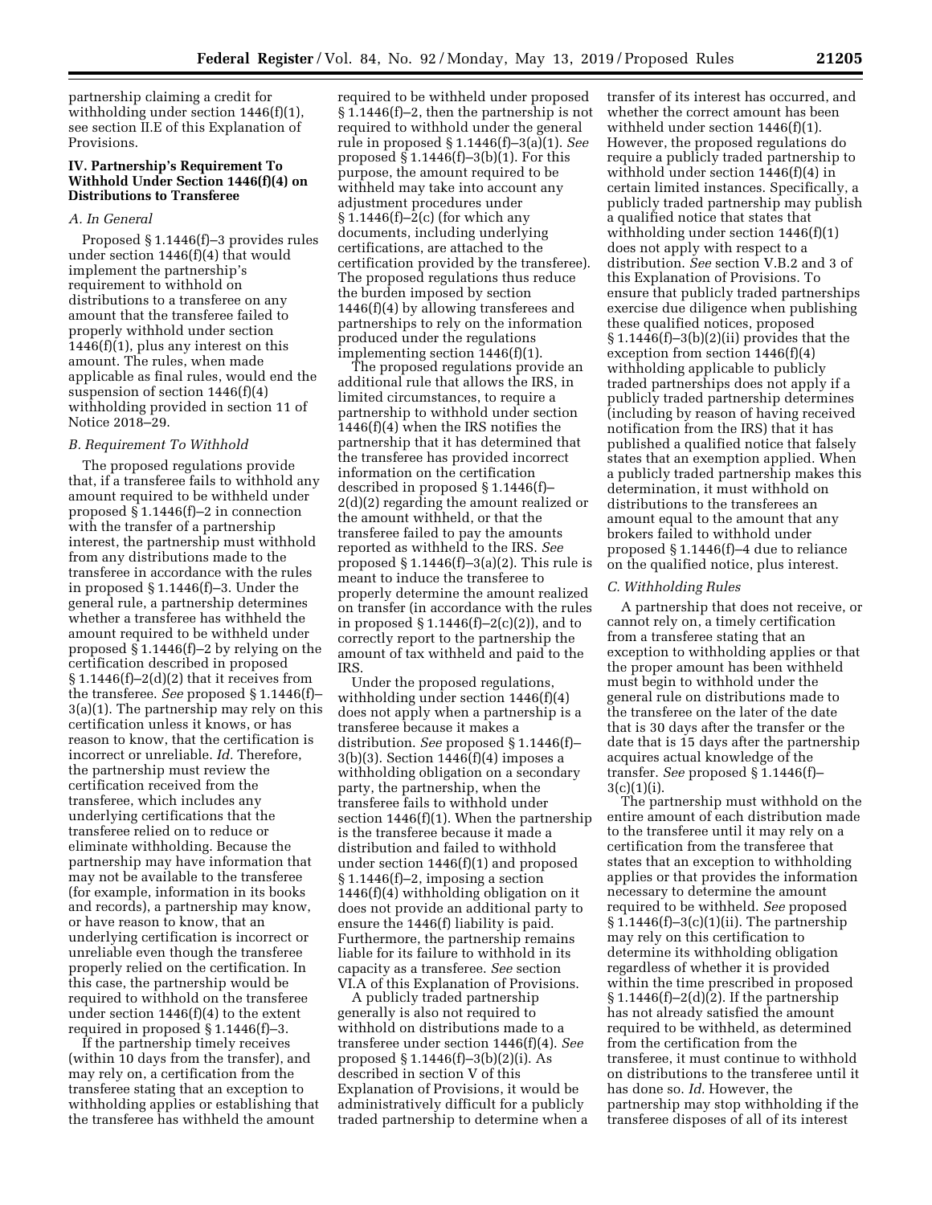partnership claiming a credit for withholding under section 1446(f)(1), see section II.E of this Explanation of Provisions.

### IV. Partnership's Requirement To Withhold Under Section 1446(f)(4) on Distributions to Transferee

#### A. In General

Proposed § 1.1446(f)–3 provides rules under section 1446(f)(4) that would implement the partnership's requirement to withhold on distributions to a transferee on any amount that the transferee failed to properly withhold under section 1446(f)(1), plus any interest on this amount. The rules, when made applicable as final rules, would end the suspension of section 1446(f)(4) withholding provided in section 11 of Notice 2018–29.

#### B. Requirement To Withhold

The proposed regulations provide that, if a transferee fails to withhold any amount required to be withheld under proposed § 1.1446(f)–2 in connection with the transfer of a partnership interest, the partnership must withhold from any distributions made to the transferee in accordance with the rules in proposed § 1.1446(f)–3. Under the general rule, a partnership determines whether a transferee has withheld the amount required to be withheld under proposed § 1.1446(f)–2 by relying on the certification described in proposed § 1.1446(f)–2(d)(2) that it receives from the transferee. *See* proposed § 1.1446(f)–3(a)(1). The partnership may rely on this certification unless it knows, or has reason to know, that the certification is incorrect or unreliable. *Id.* Therefore, the partnership must review the certification received from the transferee, which includes any underlying certifications that the transferee relied on to reduce or eliminate withholding. Because the partnership may have information that may not be available to the transferee (for example, information in its books and records), a partnership may know, or have reason to know, that an underlying certification is incorrect or unreliable even though the transferee properly relied on the certification. In this case, the partnership would be required to withhold on the transferee under section 1446(f)(4) to the extent required in proposed § 1.1446(f)–3.

If the partnership timely receives (within 10 days from the transfer), and may rely on, a certification from the transferee stating that an exception to withholding applies or establishing that the transferee has withheld the amount required to be withheld under proposed § 1.1446(f)–2, then the partnership is not required to withhold under the general rule in proposed § 1.1446(f)–3(a)(1). *See* proposed § 1.1446(f)–3(b)(1). For this purpose, the amount required to be withheld may take into account any adjustment procedures under § 1.1446(f)–2(c) (for which any documents, including underlying certifications, are attached to the certification provided by the transferee). The proposed regulations thus reduce the burden imposed by section 1446(f)(4) by allowing transferees and partnerships to rely on the information produced under the regulations implementing section 1446(f)(1).

The proposed regulations provide an additional rule that allows the IRS, in limited circumstances, to require a partnership to withhold under section 1446(f)(4) when the IRS notifies the partnership that it has determined that the transferee has provided incorrect information on the certification described in proposed § 1.1446(f)–2(d)(2) regarding the amount realized or the amount withheld, or that the transferee failed to pay the amounts reported as withheld to the IRS. *See* proposed § 1.1446(f)–3(a)(2). This rule is meant to induce the transferee to properly determine the amount realized on transfer (in accordance with the rules in proposed § 1.1446(f)–2(c)(2)), and to correctly report to the partnership the amount of tax withheld and paid to the IRS.

Under the proposed regulations, withholding under section 1446(f)(4) does not apply when a partnership is a transferee because it makes a distribution. *See* proposed § 1.1446(f)–3(b)(3). Section 1446(f)(4) imposes a withholding obligation on a secondary party, the partnership, when the transferee fails to withhold under section 1446(f)(1). When the partnership is the transferee because it made a distribution and failed to withhold under section 1446(f)(1) and proposed § 1.1446(f)–2, imposing a section 1446(f)(4) withholding obligation on it does not provide an additional party to ensure the 1446(f) liability is paid. Furthermore, the partnership remains liable for its failure to withhold in its capacity as a transferee. *See* section VI.A of this Explanation of Provisions.

A publicly traded partnership generally is also not required to withhold on distributions made to a transferee under section 1446(f)(4). *See* proposed § 1.1446(f)–3(b)(2)(i). As described in section V of this Explanation of Provisions, it would be administratively difficult for a publicly traded partnership to determine when a transfer of its interest has occurred, and whether the correct amount has been withheld under section 1446(f)(1). However, the proposed regulations do require a publicly traded partnership to withhold under section 1446(f)(4) in certain limited instances. Specifically, a publicly traded partnership may publish a qualified notice that states that withholding under section 1446(f)(1) does not apply with respect to a distribution. *See* section V.B.2 and 3 of this Explanation of Provisions. To ensure that publicly traded partnerships exercise due diligence when publishing these qualified notices, proposed § 1.1446(f)–3(b)(2)(ii) provides that the exception from section 1446(f)(4) withholding applicable to publicly traded partnerships does not apply if a publicly traded partnership determines (including by reason of having received notification from the IRS) that it has published a qualified notice that falsely states that an exemption applied. When a publicly traded partnership makes this determination, it must withhold on distributions to the transferees an amount equal to the amount that any brokers failed to withhold under proposed § 1.1446(f)–4 due to reliance on the qualified notice, plus interest.

#### C. Withholding Rules

A partnership that does not receive, or cannot rely on, a timely certification from a transferee stating that an exception to withholding applies or that the proper amount has been withheld must begin to withhold under the general rule on distributions made to the transferee on the later of the date that is 30 days after the transfer or the date that is 15 days after the partnership acquires actual knowledge of the transfer. *See* proposed § 1.1446(f)–3(c)(1)(i).

The partnership must withhold on the entire amount of each distribution made to the transferee until it may rely on a certification from the transferee that states that an exception to withholding applies or that provides the information necessary to determine the amount required to be withheld. *See* proposed § 1.1446(f)–3(c)(1)(ii). The partnership may rely on this certification to determine its withholding obligation regardless of whether it is provided within the time prescribed in proposed § 1.1446(f)–2(d)(2). If the partnership has not already satisfied the amount required to be withheld, as determined from the certification from the transferee, it must continue to withhold on distributions to the transferee until it has done so. *Id.* However, the partnership may stop withholding if the transferee disposes of all of its interest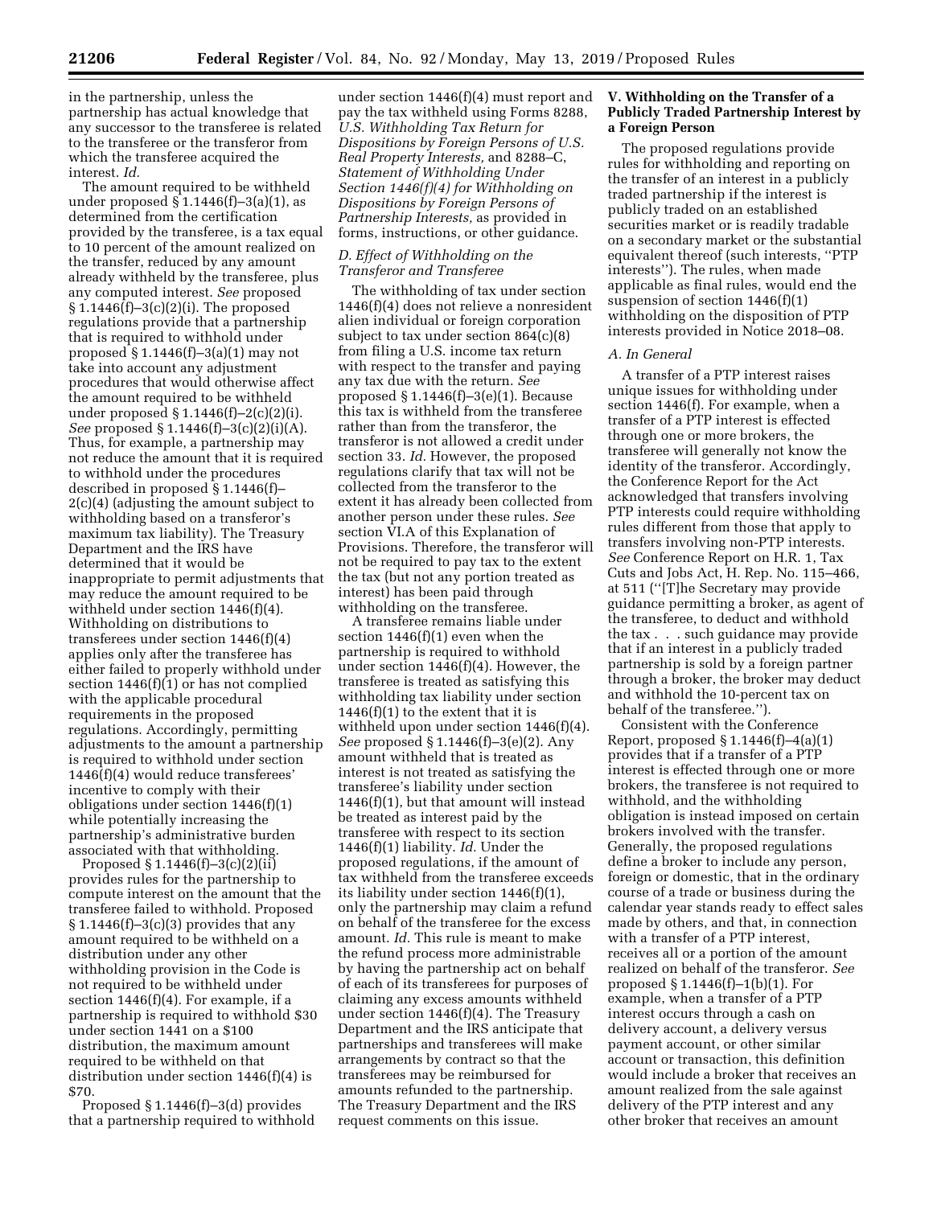in the partnership, unless the partnership has actual knowledge that any successor to the transferee is related to the transferee or the transferor from which the transferee acquired the interest. *Id.*

The amount required to be withheld under proposed § 1.1446(f)–3(a)(1), as determined from the certification provided by the transferee, is a tax equal to 10 percent of the amount realized on the transfer, reduced by any amount already withheld by the transferee, plus any computed interest. *See* proposed § 1.1446(f)–3(c)(2)(i). The proposed regulations provide that a partnership that is required to withhold under proposed § 1.1446(f)–3(a)(1) may not take into account any adjustment procedures that would otherwise affect the amount required to be withheld under proposed § 1.1446(f)–2(c)(2)(i). *See* proposed § 1.1446(f)–3(c)(2)(i)(A). Thus, for example, a partnership may not reduce the amount that it is required to withhold under the procedures described in proposed § 1.1446(f)–2(c)(4) (adjusting the amount subject to withholding based on a transferor's maximum tax liability). The Treasury Department and the IRS have determined that it would be inappropriate to permit adjustments that may reduce the amount required to be withheld under section 1446(f)(4). Withholding on distributions to transferees under section 1446(f)(4) applies only after the transferee has either failed to properly withhold under section 1446(f)(1) or has not complied with the applicable procedural requirements in the proposed regulations. Accordingly, permitting adjustments to the amount a partnership is required to withhold under section 1446(f)(4) would reduce transferees' incentive to comply with their obligations under section 1446(f)(1) while potentially increasing the partnership's administrative burden associated with that withholding.

Proposed § 1.1446(f)–3(c)(2)(ii) provides rules for the partnership to compute interest on the amount that the transferee failed to withhold. Proposed § 1.1446(f)–3(c)(3) provides that any amount required to be withheld on a distribution under any other withholding provision in the Code is not required to be withheld under section 1446(f)(4). For example, if a partnership is required to withhold $30 under section 1441 on a $100 distribution, the maximum amount required to be withheld on that distribution under section 1446(f)(4) is $70.

Proposed § 1.1446(f)–3(d) provides that a partnership required to withhold under section 1446(f)(4) must report and pay the tax withheld using Forms 8288, *U.S. Withholding Tax Return for Dispositions by Foreign Persons of U.S. Real Property Interests,* and 8288–C, *Statement of Withholding Under Section 1446(f)(4) for Withholding on Dispositions by Foreign Persons of Partnership Interests,* as provided in forms, instructions, or other guidance.

### *D. Effect of Withholding on the Transferor and Transferee*

The withholding of tax under section 1446(f)(4) does not relieve a nonresident alien individual or foreign corporation subject to tax under section 864(c)(8) from filing a U.S. income tax return with respect to the transfer and paying any tax due with the return. *See* proposed § 1.1446(f)–3(e)(1). Because this tax is withheld from the transferee rather than from the transferor, the transferor is not allowed a credit under section 33. *Id.* However, the proposed regulations clarify that tax will not be collected from the transferor to the extent it has already been collected from another person under these rules. *See* section VI.A of this Explanation of Provisions. Therefore, the transferor will not be required to pay tax to the extent the tax (but not any portion treated as interest) has been paid through withholding on the transferee.

A transferee remains liable under section 1446(f)(1) even when the partnership is required to withhold under section 1446(f)(4). However, the transferee is treated as satisfying this withholding tax liability under section 1446(f)(1) to the extent that it is withheld upon under section 1446(f)(4). *See* proposed § 1.1446(f)–3(e)(2). Any amount withheld that is treated as interest is not treated as satisfying the transferee's liability under section 1446(f)(1), but that amount will instead be treated as interest paid by the transferee with respect to its section 1446(f)(1) liability. *Id.* Under the proposed regulations, if the amount of tax withheld from the transferee exceeds its liability under section 1446(f)(1), only the partnership may claim a refund on behalf of the transferee for the excess amount. *Id.* This rule is meant to make the refund process more administrable by having the partnership act on behalf of each of its transferees for purposes of claiming any excess amounts withheld under section 1446(f)(4). The Treasury Department and the IRS anticipate that partnerships and transferees will make arrangements by contract so that the transferees may be reimbursed for amounts refunded to the partnership. The Treasury Department and the IRS request comments on this issue.

## V. Withholding on the Transfer of a Publicly Traded Partnership Interest by a Foreign Person

The proposed regulations provide rules for withholding and reporting on the transfer of an interest in a publicly traded partnership if the interest is publicly traded on an established securities market or is readily tradable on a secondary market or the substantial equivalent thereof (such interests, "PTP interests"). The rules, when made applicable as final rules, would end the suspension of section 1446(f)(1) withholding on the disposition of PTP interests provided in Notice 2018–08.

### *A. In General*

A transfer of a PTP interest raises unique issues for withholding under section 1446(f). For example, when a transfer of a PTP interest is effected through one or more brokers, the transferee will generally not know the identity of the transferor. Accordingly, the Conference Report for the Act acknowledged that transfers involving PTP interests could require withholding rules different from those that apply to transfers involving non-PTP interests. *See* Conference Report on H.R. 1, Tax Cuts and Jobs Act, H. Rep. No. 115–466, at 511 ("[T]he Secretary may provide guidance permitting a broker, as agent of the transferee, to deduct and withhold the tax . . . such guidance may provide that if an interest in a publicly traded partnership is sold by a foreign partner through a broker, the broker may deduct and withhold the 10-percent tax on behalf of the transferee.").

Consistent with the Conference Report, proposed § 1.1446(f)–4(a)(1) provides that if a transfer of a PTP interest is effected through one or more brokers, the transferee is not required to withhold, and the withholding obligation is instead imposed on certain brokers involved with the transfer. Generally, the proposed regulations define a broker to include any person, foreign or domestic, that in the ordinary course of a trade or business during the calendar year stands ready to effect sales made by others, and that, in connection with a transfer of a PTP interest, receives all or a portion of the amount realized on behalf of the transferor. *See* proposed § 1.1446(f)–1(b)(1). For example, when a transfer of a PTP interest occurs through a cash on delivery account, a delivery versus payment account, or other similar account or transaction, this definition would include a broker that receives an amount realized from the sale against delivery of the PTP interest and any other broker that receives an amount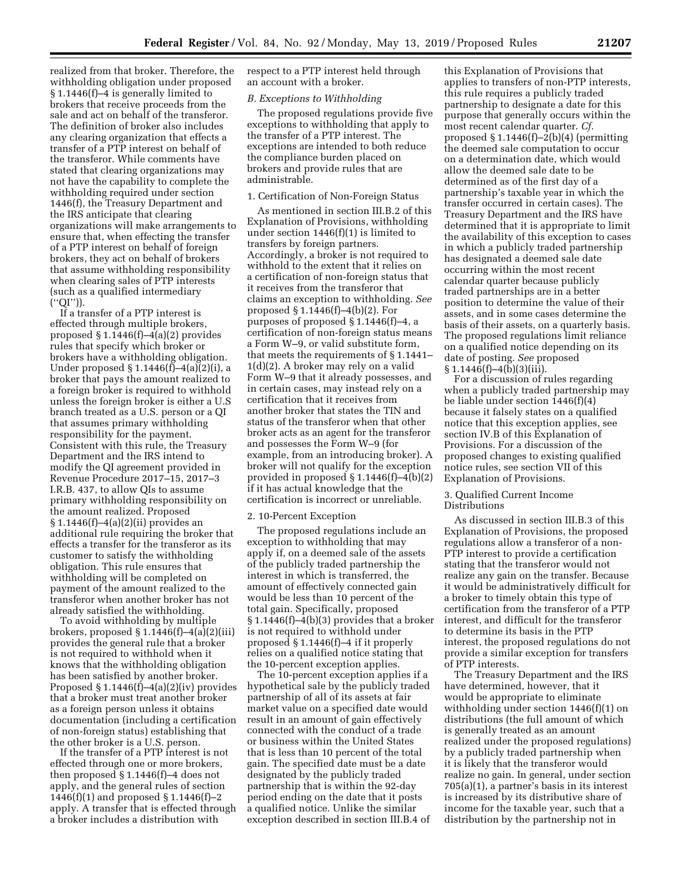realized from that broker. Therefore, the withholding obligation under proposed § 1.1446(f)–4 is generally limited to brokers that receive proceeds from the sale and act on behalf of the transferor. The definition of broker also includes any clearing organization that effects a transfer of a PTP interest on behalf of the transferor. While comments have stated that clearing organizations may not have the capability to complete the withholding required under section 1446(f), the Treasury Department and the IRS anticipate that clearing organizations will make arrangements to ensure that, when effecting the transfer of a PTP interest on behalf of foreign brokers, they act on behalf of brokers that assume withholding responsibility when clearing sales of PTP interests (such as a qualified intermediary (''QI'')).

If a transfer of a PTP interest is effected through multiple brokers, proposed § 1.1446(f)–4(a)(2) provides rules that specify which broker or brokers have a withholding obligation. Under proposed § 1.1446(f)–4(a)(2)(i), a broker that pays the amount realized to a foreign broker is required to withhold unless the foreign broker is either a U.S branch treated as a U.S. person or a QI that assumes primary withholding responsibility for the payment. Consistent with this rule, the Treasury Department and the IRS intend to modify the QI agreement provided in Revenue Procedure 2017–15, 2017–3 I.R.B. 437, to allow QIs to assume primary withholding responsibility on the amount realized. Proposed § 1.1446(f)–4(a)(2)(ii) provides an additional rule requiring the broker that effects a transfer for the transferor as its customer to satisfy the withholding obligation. This rule ensures that withholding will be completed on payment of the amount realized to the transferor when another broker has not already satisfied the withholding.

To avoid withholding by multiple brokers, proposed § 1.1446(f)–4(a)(2)(iii) provides the general rule that a broker is not required to withhold when it knows that the withholding obligation has been satisfied by another broker. Proposed § 1.1446(f)–4(a)(2)(iv) provides that a broker must treat another broker as a foreign person unless it obtains documentation (including a certification of non-foreign status) establishing that the other broker is a U.S. person.

If the transfer of a PTP interest is not effected through one or more brokers, then proposed § 1.1446(f)–4 does not apply, and the general rules of section 1446(f)(1) and proposed § 1.1446(f)–2 apply. A transfer that is effected through a broker includes a distribution with respect to a PTP interest held through an account with a broker.

### B. Exceptions to Withholding

The proposed regulations provide five exceptions to withholding that apply to the transfer of a PTP interest. The exceptions are intended to both reduce the compliance burden placed on brokers and provide rules that are administrable.

#### 1. Certification of Non-Foreign Status

As mentioned in section III.B.2 of this Explanation of Provisions, withholding under section 1446(f)(1) is limited to transfers by foreign partners. Accordingly, a broker is not required to withhold to the extent that it relies on a certification of non-foreign status that it receives from the transferor that claims an exception to withholding. *See* proposed § 1.1446(f)–4(b)(2). For purposes of proposed § 1.1446(f)–4, a certification of non-foreign status means a Form W–9, or valid substitute form, that meets the requirements of § 1.1441–1(d)(2). A broker may rely on a valid Form W–9 that it already possesses, and in certain cases, may instead rely on a certification that it receives from another broker that states the TIN and status of the transferor when that other broker acts as an agent for the transferor and possesses the Form W–9 (for example, from an introducing broker). A broker will not qualify for the exception provided in proposed § 1.1446(f)–4(b)(2) if it has actual knowledge that the certification is incorrect or unreliable.

#### 2. 10-Percent Exception

The proposed regulations include an exception to withholding that may apply if, on a deemed sale of the assets of the publicly traded partnership the interest in which is transferred, the amount of effectively connected gain would be less than 10 percent of the total gain. Specifically, proposed § 1.1446(f)–4(b)(3) provides that a broker is not required to withhold under proposed § 1.1446(f)–4 if it properly relies on a qualified notice stating that the 10-percent exception applies.

The 10-percent exception applies if a hypothetical sale by the publicly traded partnership of all of its assets at fair market value on a specified date would result in an amount of gain effectively connected with the conduct of a trade or business within the United States that is less than 10 percent of the total gain. The specified date must be a date designated by the publicly traded partnership that is within the 92-day period ending on the date that it posts a qualified notice. Unlike the similar exception described in section III.B.4 of this Explanation of Provisions that applies to transfers of non-PTP interests, this rule requires a publicly traded partnership to designate a date for this purpose that generally occurs within the most recent calendar quarter. *Cf.* proposed § 1.1446(f)–2(b)(4) (permitting the deemed sale computation to occur on a determination date, which would allow the deemed sale date to be determined as of the first day of a partnership's taxable year in which the transfer occurred in certain cases). The Treasury Department and the IRS have determined that it is appropriate to limit the availability of this exception to cases in which a publicly traded partnership has designated a deemed sale date occurring within the most recent calendar quarter because publicly traded partnerships are in a better position to determine the value of their assets, and in some cases determine the basis of their assets, on a quarterly basis. The proposed regulations limit reliance on a qualified notice depending on its date of posting. *See* proposed § 1.1446(f)–4(b)(3)(iii).

For a discussion of rules regarding when a publicly traded partnership may be liable under section 1446(f)(4) because it falsely states on a qualified notice that this exception applies, see section IV.B of this Explanation of Provisions. For a discussion of the proposed changes to existing qualified notice rules, see section VII of this Explanation of Provisions.

#### 3. Qualified Current Income Distributions

As discussed in section III.B.3 of this Explanation of Provisions, the proposed regulations allow a transferor of a non-PTP interest to provide a certification stating that the transferor would not realize any gain on the transfer. Because it would be administratively difficult for a broker to timely obtain this type of certification from the transferor of a PTP interest, and difficult for the transferor to determine its basis in the PTP interest, the proposed regulations do not provide a similar exception for transfers of PTP interests.

The Treasury Department and the IRS have determined, however, that it would be appropriate to eliminate withholding under section 1446(f)(1) on distributions (the full amount of which is generally treated as an amount realized under the proposed regulations) by a publicly traded partnership when it is likely that the transferor would realize no gain. In general, under section 705(a)(1), a partner's basis in its interest is increased by its distributive share of income for the taxable year, such that a distribution by the partnership not in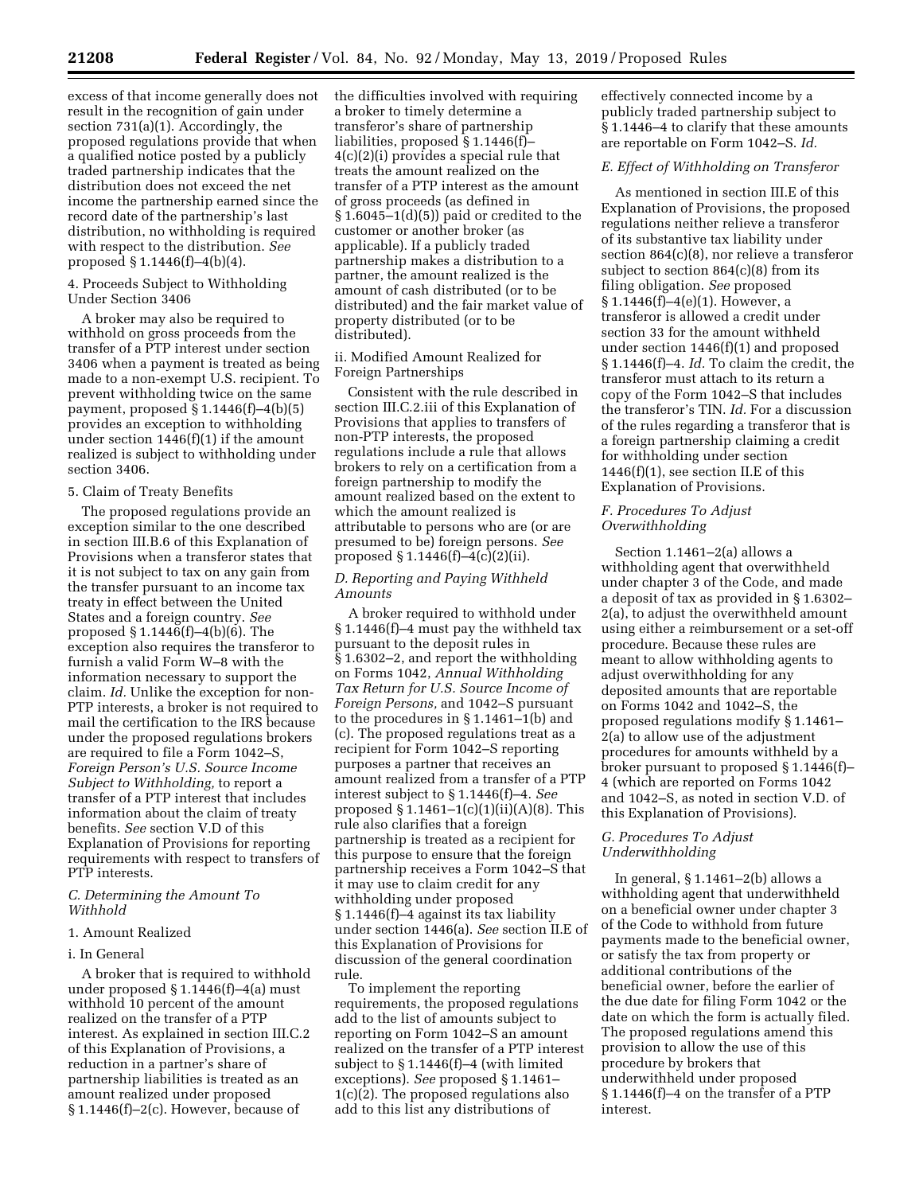excess of that income generally does not result in the recognition of gain under section 731(a)(1). Accordingly, the proposed regulations provide that when a qualified notice posted by a publicly traded partnership indicates that the distribution does not exceed the net income the partnership earned since the record date of the partnership's last distribution, no withholding is required with respect to the distribution. *See* proposed § 1.1446(f)–4(b)(4).

4. Proceeds Subject to Withholding Under Section 3406

A broker may also be required to withhold on gross proceeds from the transfer of a PTP interest under section 3406 when a payment is treated as being made to a non-exempt U.S. recipient. To prevent withholding twice on the same payment, proposed § 1.1446(f)–4(b)(5) provides an exception to withholding under section 1446(f)(1) if the amount realized is subject to withholding under section 3406.

5. Claim of Treaty Benefits

The proposed regulations provide an exception similar to the one described in section III.B.6 of this Explanation of Provisions when a transferor states that it is not subject to tax on any gain from the transfer pursuant to an income tax treaty in effect between the United States and a foreign country. *See* proposed § 1.1446(f)–4(b)(6). The exception also requires the transferor to furnish a valid Form W–8 with the information necessary to support the claim. *Id.* Unlike the exception for non-PTP interests, a broker is not required to mail the certification to the IRS because under the proposed regulations brokers are required to file a Form 1042–S, *Foreign Person's U.S. Source Income Subject to Withholding,* to report a transfer of a PTP interest that includes information about the claim of treaty benefits. *See* section V.D of this Explanation of Provisions for reporting requirements with respect to transfers of PTP interests.

### *C. Determining the Amount To Withhold*

1. Amount Realized

i. In General

A broker that is required to withhold under proposed § 1.1446(f)–4(a) must withhold 10 percent of the amount realized on the transfer of a PTP interest. As explained in section III.C.2 of this Explanation of Provisions, a reduction in a partner's share of partnership liabilities is treated as an amount realized under proposed § 1.1446(f)–2(c). However, because of the difficulties involved with requiring a broker to timely determine a transferor's share of partnership liabilities, proposed § 1.1446(f)–4(c)(2)(i) provides a special rule that treats the amount realized on the transfer of a PTP interest as the amount of gross proceeds (as defined in § 1.6045–1(d)(5)) paid or credited to the customer or another broker (as applicable). If a publicly traded partnership makes a distribution to a partner, the amount realized is the amount of cash distributed (or to be distributed) and the fair market value of property distributed (or to be distributed).

ii. Modified Amount Realized for Foreign Partnerships

Consistent with the rule described in section III.C.2.iii of this Explanation of Provisions that applies to transfers of non-PTP interests, the proposed regulations include a rule that allows brokers to rely on a certification from a foreign partnership to modify the amount realized based on the extent to which the amount realized is attributable to persons who are (or are presumed to be) foreign persons. *See* proposed § 1.1446(f)–4(c)(2)(ii).

### *D. Reporting and Paying Withheld Amounts*

A broker required to withhold under § 1.1446(f)–4 must pay the withheld tax pursuant to the deposit rules in § 1.6302–2, and report the withholding on Forms 1042, *Annual Withholding Tax Return for U.S. Source Income of Foreign Persons,* and 1042–S pursuant to the procedures in § 1.1461–1(b) and (c). The proposed regulations treat as a recipient for Form 1042–S reporting purposes a partner that receives an amount realized from a transfer of a PTP interest subject to § 1.1446(f)–4. *See* proposed § 1.1461–1(c)(1)(ii)(A)(8). This rule also clarifies that a foreign partnership is treated as a recipient for this purpose to ensure that the foreign partnership receives a Form 1042–S that it may use to claim credit for any withholding under proposed § 1.1446(f)–4 against its tax liability under section 1446(a). *See* section II.E of this Explanation of Provisions for discussion of the general coordination rule.

To implement the reporting requirements, the proposed regulations add to the list of amounts subject to reporting on Form 1042–S an amount realized on the transfer of a PTP interest subject to § 1.1446(f)–4 (with limited exceptions). *See* proposed § 1.1461–1(c)(2). The proposed regulations also add to this list any distributions of effectively connected income by a publicly traded partnership subject to § 1.1446–4 to clarify that these amounts are reportable on Form 1042–S. *Id.*

### *E. Effect of Withholding on Transferor*

As mentioned in section III.E of this Explanation of Provisions, the proposed regulations neither relieve a transferor of its substantive tax liability under section 864(c)(8), nor relieve a transferor subject to section 864(c)(8) from its filing obligation. *See* proposed § 1.1446(f)–4(e)(1). However, a transferor is allowed a credit under section 33 for the amount withheld under section 1446(f)(1) and proposed § 1.1446(f)–4. *Id.* To claim the credit, the transferor must attach to its return a copy of the Form 1042–S that includes the transferor's TIN. *Id.* For a discussion of the rules regarding a transferor that is a foreign partnership claiming a credit for withholding under section 1446(f)(1), see section II.E of this Explanation of Provisions.

### *F. Procedures To Adjust Overwithholding*

Section 1.1461–2(a) allows a withholding agent that overwithheld under chapter 3 of the Code, and made a deposit of tax as provided in § 1.6302–2(a), to adjust the overwithheld amount using either a reimbursement or a set-off procedure. Because these rules are meant to allow withholding agents to adjust overwithholding for any deposited amounts that are reportable on Forms 1042 and 1042–S, the proposed regulations modify § 1.1461–2(a) to allow use of the adjustment procedures for amounts withheld by a broker pursuant to proposed § 1.1446(f)–4 (which are reported on Forms 1042 and 1042–S, as noted in section V.D. of this Explanation of Provisions).

### *G. Procedures To Adjust Underwithholding*

In general, § 1.1461–2(b) allows a withholding agent that underwithheld on a beneficial owner under chapter 3 of the Code to withhold from future payments made to the beneficial owner, or satisfy the tax from property or additional contributions of the beneficial owner, before the earlier of the due date for filing Form 1042 or the date on which the form is actually filed. The proposed regulations amend this provision to allow the use of this procedure by brokers that underwithheld under proposed § 1.1446(f)–4 on the transfer of a PTP interest.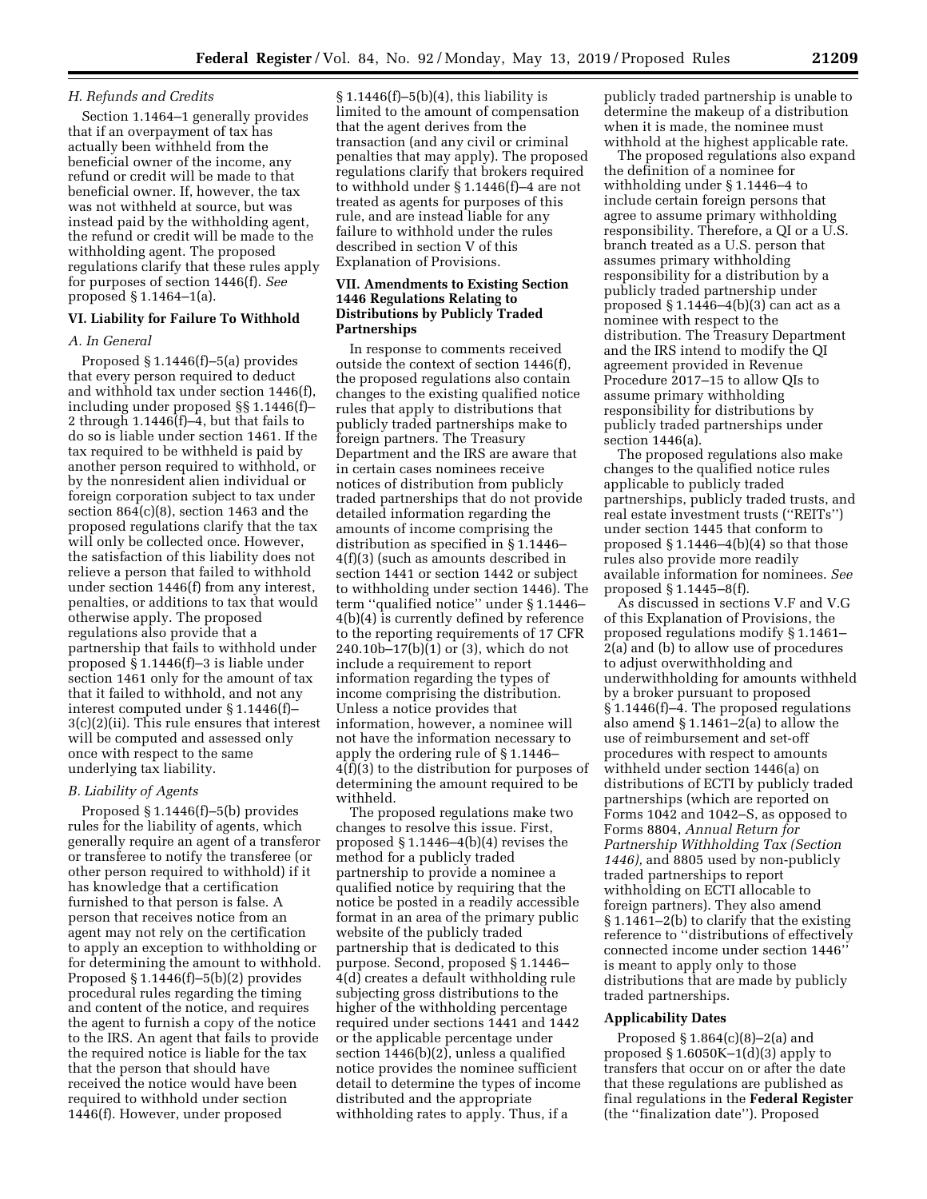### H. Refunds and Credits

Section 1.1464–1 generally provides that if an overpayment of tax has actually been withheld from the beneficial owner of the income, any refund or credit will be made to that beneficial owner. If, however, the tax was not withheld at source, but was instead paid by the withholding agent, the refund or credit will be made to the withholding agent. The proposed regulations clarify that these rules apply for purposes of section 1446(f). *See* proposed § 1.1464–1(a).

## VI. Liability for Failure To Withhold

### A. In General

Proposed § 1.1446(f)–5(a) provides that every person required to deduct and withhold tax under section 1446(f), including under proposed §§ 1.1446(f)–2 through 1.1446(f)–4, but that fails to do so is liable under section 1461. If the tax required to be withheld is paid by another person required to withhold, or by the nonresident alien individual or foreign corporation subject to tax under section 864(c)(8), section 1463 and the proposed regulations clarify that the tax will only be collected once. However, the satisfaction of this liability does not relieve a person that failed to withhold under section 1446(f) from any interest, penalties, or additions to tax that would otherwise apply. The proposed regulations also provide that a partnership that fails to withhold under proposed § 1.1446(f)–3 is liable under section 1461 only for the amount of tax that it failed to withhold, and not any interest computed under § 1.1446(f)–3(c)(2)(ii). This rule ensures that interest will be computed and assessed only once with respect to the same underlying tax liability.

### B. Liability of Agents

Proposed § 1.1446(f)–5(b) provides rules for the liability of agents, which generally require an agent of a transferor or transferee to notify the transferee (or other person required to withhold) if it has knowledge that a certification furnished to that person is false. A person that receives notice from an agent may not rely on the certification to apply an exception to withholding or for determining the amount to withhold. Proposed § 1.1446(f)–5(b)(2) provides procedural rules regarding the timing and content of the notice, and requires the agent to furnish a copy of the notice to the IRS. An agent that fails to provide the required notice is liable for the tax that the person that should have received the notice would have been required to withhold under section 1446(f). However, under proposed § 1.1446(f)–5(b)(4), this liability is limited to the amount of compensation that the agent derives from the transaction (and any civil or criminal penalties that may apply). The proposed regulations clarify that brokers required to withhold under § 1.1446(f)–4 are not treated as agents for purposes of this rule, and are instead liable for any failure to withhold under the rules described in section V of this Explanation of Provisions.

## VII. Amendments to Existing Section 1446 Regulations Relating to Distributions by Publicly Traded Partnerships

In response to comments received outside the context of section 1446(f), the proposed regulations also contain changes to the existing qualified notice rules that apply to distributions that publicly traded partnerships make to foreign partners. The Treasury Department and the IRS are aware that in certain cases nominees receive notices of distribution from publicly traded partnerships that do not provide detailed information regarding the amounts of income comprising the distribution as specified in § 1.1446–4(f)(3) (such as amounts described in section 1441 or section 1442 or subject to withholding under section 1446). The term ''qualified notice'' under § 1.1446–4(b)(4) is currently defined by reference to the reporting requirements of 17 CFR 240.10b–17(b)(1) or (3), which do not include a requirement to report information regarding the types of income comprising the distribution. Unless a notice provides that information, however, a nominee will not have the information necessary to apply the ordering rule of § 1.1446–4(f)(3) to the distribution for purposes of determining the amount required to be withheld.

The proposed regulations make two changes to resolve this issue. First, proposed § 1.1446–4(b)(4) revises the method for a publicly traded partnership to provide a nominee a qualified notice by requiring that the notice be posted in a readily accessible format in an area of the primary public website of the publicly traded partnership that is dedicated to this purpose. Second, proposed § 1.1446–4(d) creates a default withholding rule subjecting gross distributions to the higher of the withholding percentage required under sections 1441 and 1442 or the applicable percentage under section 1446(b)(2), unless a qualified notice provides the nominee sufficient detail to determine the types of income distributed and the appropriate withholding rates to apply. Thus, if a publicly traded partnership is unable to determine the makeup of a distribution when it is made, the nominee must withhold at the highest applicable rate.

The proposed regulations also expand the definition of a nominee for withholding under § 1.1446–4 to include certain foreign persons that agree to assume primary withholding responsibility. Therefore, a QI or a U.S. branch treated as a U.S. person that assumes primary withholding responsibility for a distribution by a publicly traded partnership under proposed § 1.1446–4(b)(3) can act as a nominee with respect to the distribution. The Treasury Department and the IRS intend to modify the QI agreement provided in Revenue Procedure 2017–15 to allow QIs to assume primary withholding responsibility for distributions by publicly traded partnerships under section 1446(a).

The proposed regulations also make changes to the qualified notice rules applicable to publicly traded partnerships, publicly traded trusts, and real estate investment trusts (''REITs'') under section 1445 that conform to proposed § 1.1446–4(b)(4) so that those rules also provide more readily available information for nominees. *See* proposed § 1.1445–8(f).

As discussed in sections V.F and V.G of this Explanation of Provisions, the proposed regulations modify § 1.1461–2(a) and (b) to allow use of procedures to adjust overwithholding and underwithholding for amounts withheld by a broker pursuant to proposed § 1.1446(f)–4. The proposed regulations also amend § 1.1461–2(a) to allow the use of reimbursement and set-off procedures with respect to amounts withheld under section 1446(a) on distributions of ECTI by publicly traded partnerships (which are reported on Forms 1042 and 1042–S, as opposed to Forms 8804, *Annual Return for Partnership Withholding Tax (Section 1446),* and 8805 used by non-publicly traded partnerships to report withholding on ECTI allocable to foreign partners). They also amend § 1.1461–2(b) to clarify that the existing reference to ''distributions of effectively connected income under section 1446'' is meant to apply only to those distributions that are made by publicly traded partnerships.

## Applicability Dates

Proposed § 1.864(c)(8)–2(a) and proposed § 1.6050K–1(d)(3) apply to transfers that occur on or after the date that these regulations are published as final regulations in the **Federal Register** (the ''finalization date''). Proposed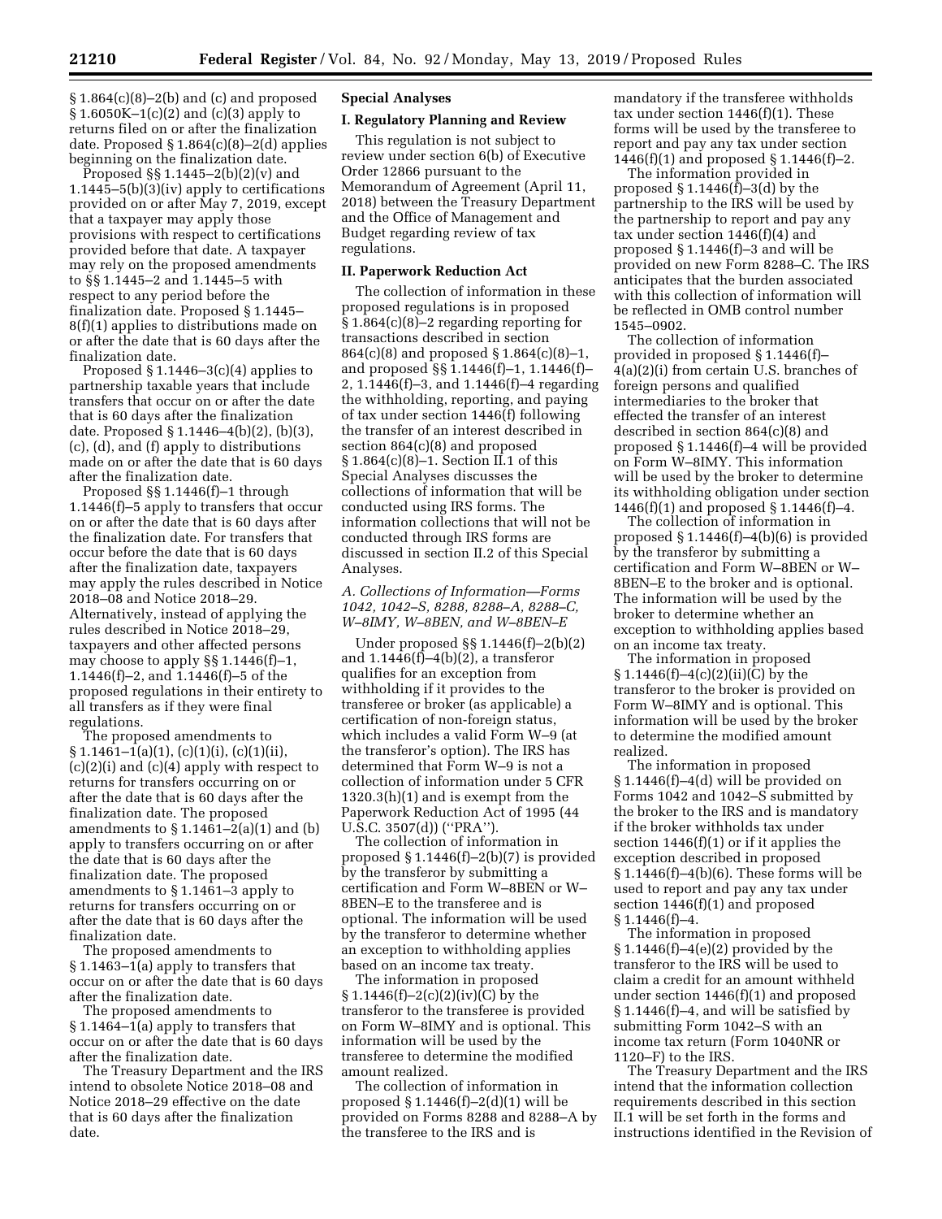§ 1.864(c)(8)–2(b) and (c) and proposed § 1.6050K–1(c)(2) and (c)(3) apply to returns filed on or after the finalization date. Proposed § 1.864(c)(8)–2(b) applies beginning on the finalization date.

Proposed §§ 1.1445–2(b)(2)(v) and 1.1445–5(b)(3)(iv) apply to certifications provided on or after May 7, 2019, except that a taxpayer may apply those provisions with respect to certifications provided before that date. A taxpayer may rely on the proposed amendments to §§ 1.1445–2 and 1.1445–5 with respect to any period before the finalization date. Proposed § 1.1445–8(f)(1) applies to distributions made on or after the date that is 60 days after the finalization date.

Proposed § 1.1446–3(c)(4) applies to partnership taxable years that include transfers that occur on or after the date that is 60 days after the finalization date. Proposed § 1.1446–4(b)(2), (b)(3), (c), (d), and (f) apply to distributions made on or after the date that is 60 days after the finalization date.

Proposed §§ 1.1446(f)–1 through 1.1446(f)–5 apply to transfers that occur on or after the date that is 60 days after the finalization date. For transfers that occur before the date that is 60 days after the finalization date, taxpayers may apply the rules described in Notice 2018–08 and Notice 2018–29. Alternatively, instead of applying the rules described in Notice 2018–29, taxpayers and other affected persons may choose to apply §§ 1.1446(f)–1, 1.1446(f)–2, and 1.1446(f)–5 of the proposed regulations in their entirety to all transfers as if they were final regulations.

The proposed amendments to § 1.1461–1(a)(1), (c)(1)(i), (c)(1)(ii), (c)(2)(i) and (c)(4) apply with respect to returns for transfers occurring on or after the date that is 60 days after the finalization date. The proposed amendments to § 1.1461–2(a)(1) and (b) apply to transfers occurring on or after the date that is 60 days after the finalization date. The proposed amendments to § 1.1461–3 apply to returns for transfers occurring on or after the date that is 60 days after the finalization date.

The proposed amendments to § 1.1463–1(a) apply to transfers that occur on or after the date that is 60 days after the finalization date.

The proposed amendments to § 1.1464–1(a) apply to transfers that occur on or after the date that is 60 days after the finalization date.

The Treasury Department and the IRS intend to obsolete Notice 2018–08 and Notice 2018–29 effective on the date that is 60 days after the finalization date.

## Special Analyses

### I. Regulatory Planning and Review

This regulation is not subject to review under section 6(b) of Executive Order 12866 pursuant to the Memorandum of Agreement (April 11, 2018) between the Treasury Department and the Office of Management and Budget regarding review of tax regulations.

### II. Paperwork Reduction Act

The collection of information in these proposed regulations is in proposed § 1.864(c)(8)–2 regarding reporting for transactions described in section 864(c)(8) and proposed § 1.864(c)(8)–1, and proposed §§ 1.1446(f)–1, 1.1446(f)–2, 1.1446(f)–3, and 1.1446(f)–4 regarding the withholding, reporting, and paying of tax under section 1446(f) following the transfer of an interest described in section 864(c)(8) and proposed § 1.864(c)(8)–1. Section II.1 of this Special Analyses discusses the collections of information that will be conducted using IRS forms. The information collections that will not be conducted through IRS forms are discussed in section II.2 of this Special Analyses.

#### *A. Collections of Information—Forms 1042, 1042–S, 8288, 8288–A, 8288–C, W–8IMY, W–8BEN, and W–8BEN–E*

Under proposed §§ 1.1446(f)–2(b)(2) and 1.1446(f)–4(b)(2), a transferor qualifies for an exception from withholding if it provides to the transferee or broker (as applicable) a certification of non-foreign status, which includes a valid Form W–9 (at the transferor's option). The IRS has determined that Form W–9 is not a collection of information under 5 CFR 1320.3(h)(1) and is exempt from the Paperwork Reduction Act of 1995 (44 U.S.C. 3507(d)) (''PRA'').

The collection of information in proposed § 1.1446(f)–2(b)(7) is provided by the transferor by submitting a certification and Form W–8BEN or W–8BEN–E to the transferee and is optional. The information will be used by the transferor to determine whether an exception to withholding applies based on an income tax treaty.

The information in proposed § 1.1446(f)–2(c)(2)(iv)(C) by the transferor to the transferee is provided on Form W–8IMY and is optional. This information will be used by the transferee to determine the modified amount realized.

The collection of information in proposed § 1.1446(f)–2(d)(1) will be provided on Forms 8288 and 8288–A by the transferee to the IRS and is mandatory if the transferee withholds tax under section 1446(f)(1). These forms will be used by the transferee to report and pay any tax under section 1446(f)(1) and proposed § 1.1446(f)–2.

The information provided in proposed § 1.1446(f)–3(d) by the partnership to the IRS will be used by the partnership to report and pay any tax under section 1446(f)(4) and proposed § 1.1446(f)–3 and will be provided on new Form 8288–C. The IRS anticipates that the burden associated with this collection of information will be reflected in OMB control number 1545–0902.

The collection of information provided in proposed § 1.1446(f)–4(a)(2)(i) from certain U.S. branches of foreign persons and qualified intermediaries to the broker that effected the transfer of an interest described in section 864(c)(8) and proposed § 1.1446(f)–4 will be provided on Form W–8IMY. This information will be used by the broker to determine its withholding obligation under section 1446(f)(1) and proposed § 1.1446(f)–4.

The collection of information in proposed § 1.1446(f)–4(b)(6) is provided by the transferor by submitting a certification and Form W–8BEN or W–8BEN–E to the broker and is optional. The information will be used by the broker to determine whether an exception to withholding applies based on an income tax treaty.

The information in proposed § 1.1446(f)–4(c)(2)(ii)(C) by the transferor to the broker is provided on Form W–8IMY and is optional. This information will be used by the broker to determine the modified amount realized.

The information in proposed § 1.1446(f)–4(d) will be provided on Forms 1042 and 1042–S submitted by the broker to the IRS and is mandatory if the broker withholds tax under section 1446(f)(1) or if it applies the exception described in proposed § 1.1446(f)–4(b)(6). These forms will be used to report and pay any tax under section 1446(f)(1) and proposed § 1.1446(f)–4.

The information in proposed § 1.1446(f)–4(e)(2) provided by the transferor to the IRS will be used to claim a credit for an amount withheld under section 1446(f)(1) and proposed § 1.1446(f)–4, and will be satisfied by submitting Form 1042–S with an income tax return (Form 1040NR or 1120–F) to the IRS.

The Treasury Department and the IRS intend that the information collection requirements described in this section II.1 will be set forth in the forms and instructions identified in the Revision of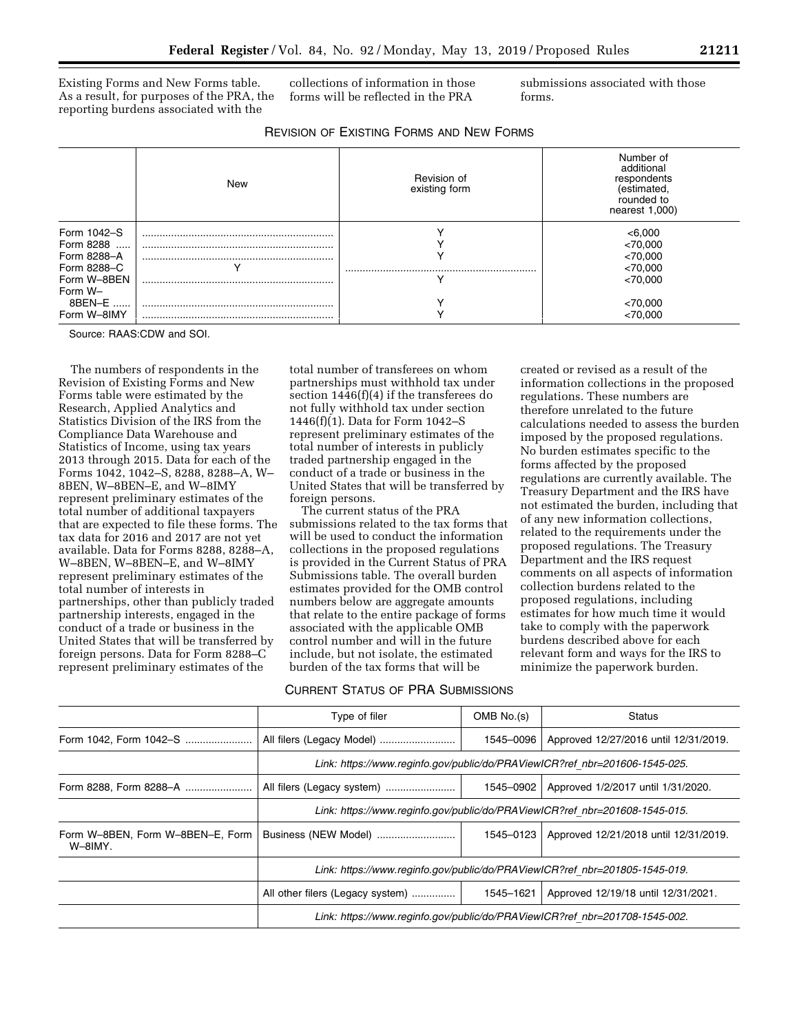Existing Forms and New Forms table. As a result, for purposes of the PRA, the reporting burdens associated with the collections of information in those forms will be reflected in the PRA submissions associated with those forms.

REVISION OF EXISTING FORMS AND NEW FORMS

| | New | Revision of existing form | Number of additional respondents (estimated, rounded to nearest 1,000) |
|---|---|---|---|
| Form 1042–S | | Y | <6,000 |
| Form 8288 | | Y | <70,000 |
| Form 8288–A | | Y | <70,000 |
| Form 8288–C | Y | | <70,000 |
| Form W–8BEN | | Y | <70,000 |
| Form W–8BEN–E | | Y | <70,000 |
| Form W–8IMY | | Y | <70,000 |

Source: RAAS:CDW and SOI.

The numbers of respondents in the Revision of Existing Forms and New Forms table were estimated by the Research, Applied Analytics and Statistics Division of the IRS from the Compliance Data Warehouse and Statistics of Income, using tax years 2013 through 2015. Data for each of the Forms 1042, 1042–S, 8288, 8288–A, W–8BEN, W–8BEN–E, and W–8IMY represent preliminary estimates of the total number of additional taxpayers that are expected to file these forms. The tax data for 2016 and 2017 are not yet available. Data for Forms 8288, 8288–A, W–8BEN, W–8BEN–E, and W–8IMY represent preliminary estimates of the total number of interests in partnerships, other than publicly traded partnership interests, engaged in the conduct of a trade or business in the United States that will be transferred by foreign persons. Data for Form 8288–C represent preliminary estimates of the total number of transferees on whom partnerships must withhold tax under section 1446(f)(4) if the transferees do not fully withhold tax under section 1446(f)(1). Data for Form 1042–S represent preliminary estimates of the total number of interests in publicly traded partnership engaged in the conduct of a trade or business in the United States that will be transferred by foreign persons.

The current status of the PRA submissions related to the tax forms that will be used to conduct the information collections in the proposed regulations is provided in the Current Status of PRA Submissions table. The overall burden estimates provided for the OMB control numbers below are aggregate amounts that relate to the entire package of forms associated with the applicable OMB control number and will in the future include, but not isolate, the estimated burden of the tax forms that will be created or revised as a result of the information collections in the proposed regulations. These numbers are therefore unrelated to the future calculations needed to assess the burden imposed by the proposed regulations. No burden estimates specific to the forms affected by the proposed regulations are currently available. The Treasury Department and the IRS have not estimated the burden, including that of any new information collections, related to the requirements under the proposed regulations. The Treasury Department and the IRS request comments on all aspects of information collection burdens related to the proposed regulations, including estimates for how much time it would take to comply with the paperwork burdens described above for each relevant form and ways for the IRS to minimize the paperwork burden.

CURRENT STATUS OF PRA SUBMISSIONS

| | Type of filer | OMB No.(s) | Status |
|---|---|---|---|
| Form 1042, Form 1042–S | All filers (Legacy Model) | 1545–0096 | Approved 12/27/2016 until 12/31/2019. |
| | Link: https://www.reginfo.gov/public/do/PRAViewICR?ref_nbr=201606-1545-025. | | |
| Form 8288, Form 8288–A | All filers (Legacy system) | 1545–0902 | Approved 1/2/2017 until 1/31/2020. |
| | Link: https://www.reginfo.gov/public/do/PRAViewICR?ref_nbr=201608-1545-015. | | |
| Form W–8BEN, Form W–8BEN–E, Form W–8IMY. | Business (NEW Model) | 1545–0123 | Approved 12/21/2018 until 12/31/2019. |
| | Link: https://www.reginfo.gov/public/do/PRAViewICR?ref_nbr=201805-1545-019. | | |
| | All other filers (Legacy system) | 1545–1621 | Approved 12/19/18 until 12/31/2021. |
| | Link: https://www.reginfo.gov/public/do/PRAViewICR?ref_nbr=201708-1545-002. | | |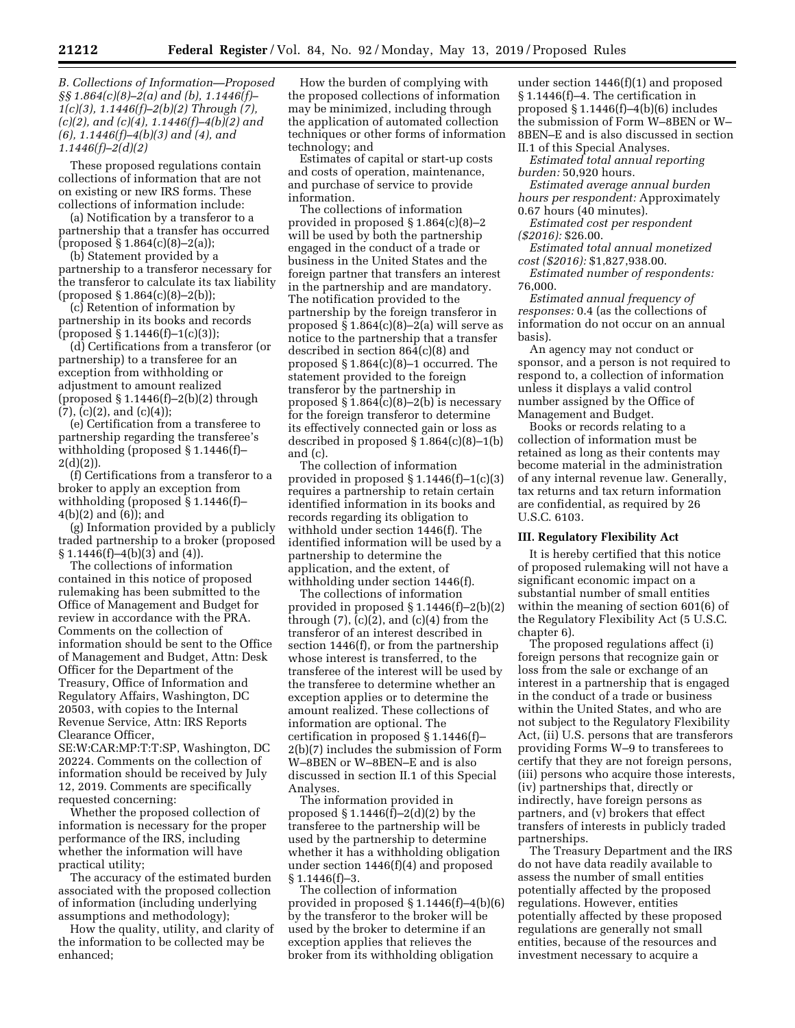### *B. Collections of Information—Proposed §§ 1.864(c)(8)–2(a) and (b), 1.1446(f)–1(c)(3), 1.1446(f)–2(b)(2) Through (7), (c)(2), and (c)(4), 1.1446(f)–4(b)(2) and (6), 1.1446(f)–4(b)(3) and (4), and 1.1446(f)–2(d)(2)*

These proposed regulations contain collections of information that are not on existing or new IRS forms. These collections of information include:

(a) Notification by a transferor to a partnership that a transfer has occurred (proposed § 1.864(c)(8)–2(a));

(b) Statement provided by a partnership to a transferor necessary for the transferor to calculate its tax liability (proposed § 1.864(c)(8)–2(b));

(c) Retention of information by partnership in its books and records (proposed § 1.1446(f)–1(c)(3));

(d) Certifications from a transferor (or partnership) to a transferee for an exception from withholding or adjustment to amount realized (proposed § 1.1446(f)–2(b)(2) through (7), (c)(2), and (c)(4));

(e) Certification from a transferee to partnership regarding the transferee's withholding (proposed § 1.1446(f)–2(d)(2)).

(f) Certifications from a transferor to a broker to apply an exception from withholding (proposed § 1.1446(f)–4(b)(2) and (6)); and

(g) Information provided by a publicly traded partnership to a broker (proposed § 1.1446(f)–4(b)(3) and (4)).

The collections of information contained in this notice of proposed rulemaking has been submitted to the Office of Management and Budget for review in accordance with the PRA. Comments on the collection of information should be sent to the Office of Management and Budget, Attn: Desk Officer for the Department of the Treasury, Office of Information and Regulatory Affairs, Washington, DC 20503, with copies to the Internal Revenue Service, Attn: IRS Reports Clearance Officer, SE:W:CAR:MP:T:T:SP, Washington, DC 20224. Comments on the collection of information should be received by July 12, 2019. Comments are specifically requested concerning:

Whether the proposed collection of information is necessary for the proper performance of the IRS, including whether the information will have practical utility;

The accuracy of the estimated burden associated with the proposed collection of information (including underlying assumptions and methodology);

How the quality, utility, and clarity of the information to be collected may be enhanced;

How the burden of complying with the proposed collections of information may be minimized, including through the application of automated collection techniques or other forms of information technology; and

Estimates of capital or start-up costs and costs of operation, maintenance, and purchase of service to provide information.

The collections of information provided in proposed § 1.864(c)(8)–2 will be used by both the partnership engaged in the conduct of a trade or business in the United States and the foreign partner that transfers an interest in the partnership and are mandatory. The notification provided to the partnership by the foreign transferor in proposed § 1.864(c)(8)–2(a) will serve as notice to the partnership that a transfer described in section 864(c)(8) and proposed § 1.864(c)(8)–1 occurred. The statement provided to the foreign transferor by the partnership in proposed § 1.864(c)(8)–2(b) is necessary for the foreign transferor to determine its effectively connected gain or loss as described in proposed § 1.864(c)(8)–1(b) and (c).

The collection of information provided in proposed § 1.1446(f)–1(c)(3) requires a partnership to retain certain identified information in its books and records regarding its obligation to withhold under section 1446(f). The identified information will be used by a partnership to determine the application, and the extent, of withholding under section 1446(f).

The collections of information provided in proposed § 1.1446(f)–2(b)(2) through (7), (c)(2), and (c)(4) from the transferor of an interest described in section 1446(f), or from the partnership whose interest is transferred, to the transferee of the interest will be used by the transferee to determine whether an exception applies or to determine the amount realized. These collections of information are optional. The certification in proposed § 1.1446(f)–2(b)(7) includes the submission of Form W–8BEN or W–8BEN–E and is also discussed in section II.1 of this Special Analyses.

The information provided in proposed § 1.1446(f)–2(d)(2) by the transferee to the partnership will be used by the partnership to determine whether it has a withholding obligation under section 1446(f)(4) and proposed § 1.1446(f)–3.

The collection of information provided in proposed § 1.1446(f)–4(b)(6) by the transferor to the broker will be used by the broker to determine if an exception applies that relieves the broker from its withholding obligation under section 1446(f)(1) and proposed § 1.1446(f)–4. The certification in proposed § 1.1446(f)–4(b)(6) includes the submission of Form W–8BEN or W–8BEN–E and is also discussed in section II.1 of this Special Analyses.

*Estimated total annual reporting burden:* 50,920 hours.

*Estimated average annual burden hours per respondent:* Approximately 0.67 hours (40 minutes).

*Estimated cost per respondent ($2016):* $26.00.

*Estimated total annual monetized cost ($2016):* $1,827,938.00.

*Estimated number of respondents:* 76,000.

*Estimated annual frequency of responses:* 0.4 (as the collections of information do not occur on an annual basis).

An agency may not conduct or sponsor, and a person is not required to respond to, a collection of information unless it displays a valid control number assigned by the Office of Management and Budget.

Books or records relating to a collection of information must be retained as long as their contents may become material in the administration of any internal revenue law. Generally, tax returns and tax return information are confidential, as required by 26 U.S.C. 6103.

## III. Regulatory Flexibility Act

It is hereby certified that this notice of proposed rulemaking will not have a significant economic impact on a substantial number of small entities within the meaning of section 601(6) of the Regulatory Flexibility Act (5 U.S.C. chapter 6).

The proposed regulations affect (i) foreign persons that recognize gain or loss from the sale or exchange of an interest in a partnership that is engaged in the conduct of a trade or business within the United States, and who are not subject to the Regulatory Flexibility Act, (ii) U.S. persons that are transferors providing Forms W–9 to transferees to certify that they are not foreign persons, (iii) persons who acquire those interests, (iv) partnerships that, directly or indirectly, have foreign persons as partners, and (v) brokers that effect transfers of interests in publicly traded partnerships.

The Treasury Department and the IRS do not have data readily available to assess the number of small entities potentially affected by the proposed regulations. However, entities potentially affected by these proposed regulations are generally not small entities, because of the resources and investment necessary to acquire a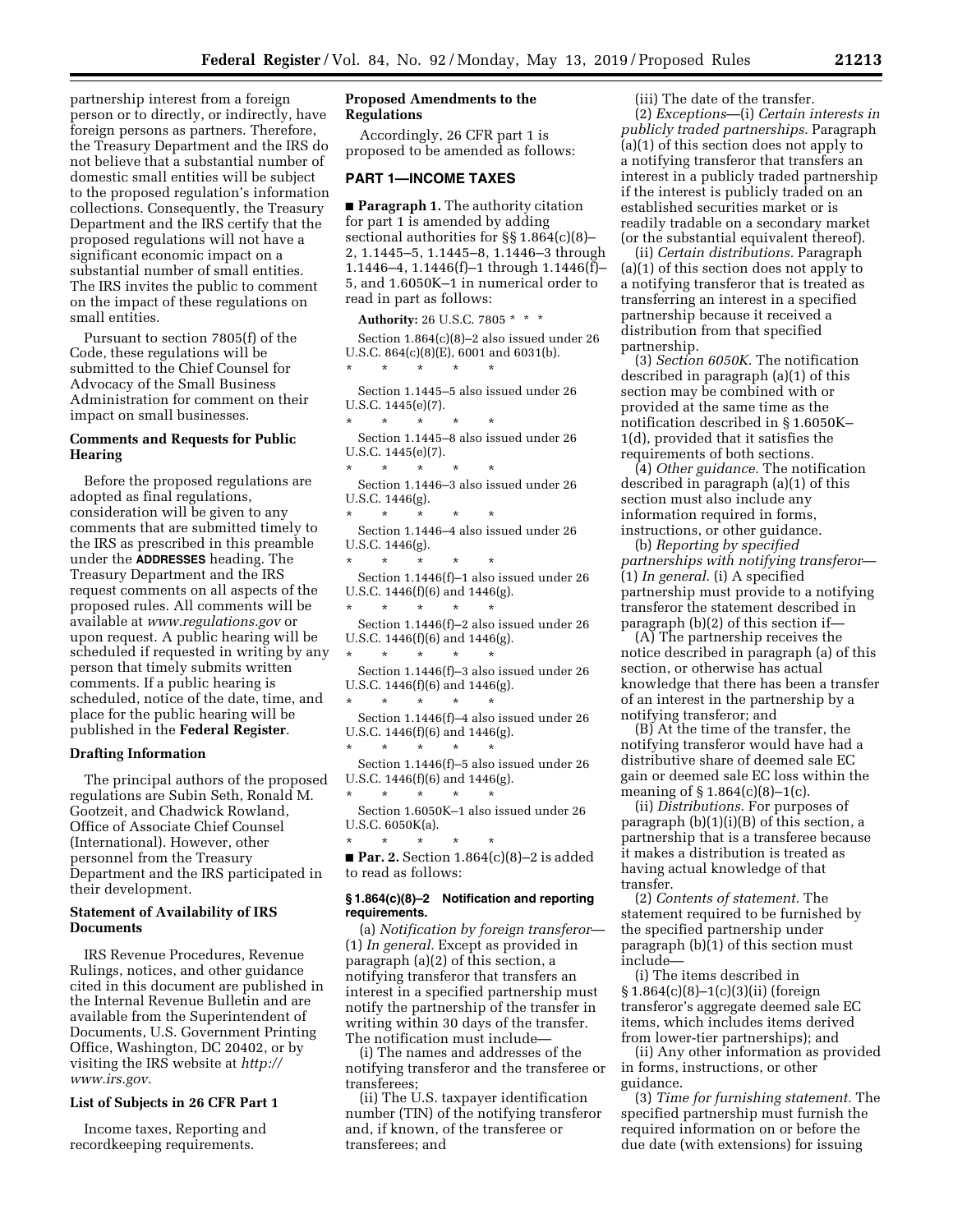partnership interest from a foreign person or to directly, or indirectly, have foreign persons as partners. Therefore, the Treasury Department and the IRS do not believe that a substantial number of domestic small entities will be subject to the proposed regulation's information collections. Consequently, the Treasury Department and the IRS certify that the proposed regulations will not have a significant economic impact on a substantial number of small entities. The IRS invites the public to comment on the impact of these regulations on small entities.

Pursuant to section 7805(f) of the Code, these regulations will be submitted to the Chief Counsel for Advocacy of the Small Business Administration for comment on their impact on small businesses.

## Comments and Requests for Public Hearing

Before the proposed regulations are adopted as final regulations, consideration will be given to any comments that are submitted timely to the IRS as prescribed in this preamble under the **ADDRESSES** heading. The Treasury Department and the IRS request comments on all aspects of the proposed rules. All comments will be available at *www.regulations.gov* or upon request. A public hearing will be scheduled if requested in writing by any person that timely submits written comments. If a public hearing is scheduled, notice of the date, time, and place for the public hearing will be published in the **Federal Register**.

## Drafting Information

The principal authors of the proposed regulations are Subin Seth, Ronald M. Gootzeit, and Chadwick Rowland, Office of Associate Chief Counsel (International). However, other personnel from the Treasury Department and the IRS participated in their development.

## Statement of Availability of IRS Documents

IRS Revenue Procedures, Revenue Rulings, notices, and other guidance cited in this document are published in the Internal Revenue Bulletin and are available from the Superintendent of Documents, U.S. Government Printing Office, Washington, DC 20402, or by visiting the IRS website at *http://www.irs.gov.*

## List of Subjects in 26 CFR Part 1

Income taxes, Reporting and recordkeeping requirements.

## Proposed Amendments to the Regulations

Accordingly, 26 CFR part 1 is proposed to be amended as follows:

## PART 1—INCOME TAXES

■ **Paragraph 1.** The authority citation for part 1 is amended by adding sectional authorities for §§ 1.864(c)(8)–2, 1.1445–5, 1.1445–8, 1.1446–3 through 1.1446–4, 1.1446(f)–1 through 1.1446(f)–5, and 1.6050K–1 in numerical order to read in part as follows:

**Authority:** 26 U.S.C. 7805 * * *

Section 1.864(c)(8)–2 also issued under 26 U.S.C. 864(c)(8)(E), 6001 and 6031(b).

\* \* \* \* \*

Section 1.1445–5 also issued under 26 U.S.C. 1445(e)(7).

\* \* \* \* \*

Section 1.1445–8 also issued under 26 U.S.C. 1445(e)(7).

\* \* \* \* \*

Section 1.1446–3 also issued under 26 U.S.C. 1446(g).

\* \* \* \* \*

Section 1.1446–4 also issued under 26 U.S.C. 1446(g).

\* \* \* \* \*

Section 1.1446(f)–1 also issued under 26 U.S.C. 1446(f)(6) and 1446(g).

\* \* \* \* \*

Section 1.1446(f)–2 also issued under 26 U.S.C. 1446(f)(6) and 1446(g).

\* \* \* \* \*

Section 1.1446(f)–3 also issued under 26 U.S.C. 1446(f)(6) and 1446(g).

\* \* \* \* \*

Section 1.1446(f)–4 also issued under 26 U.S.C. 1446(f)(6) and 1446(g).

\* \* \* \* \*

Section 1.1446(f)–5 also issued under 26 U.S.C. 1446(f)(6) and 1446(g).

\* \* \* \* \*

Section 1.6050K–1 also issued under 26 U.S.C. 6050K(a).

\* \* \* \* \*

■ **Par. 2.** Section 1.864(c)(8)–2 is added to read as follows:

### § 1.864(c)(8)–2 Notification and reporting requirements.

(a) *Notification by foreign transferor*—(1) *In general.* Except as provided in paragraph (a)(2) of this section, a notifying transferor that transfers an interest in a specified partnership must notify the partnership of the transfer in writing within 30 days of the transfer. The notification must include—

(i) The names and addresses of the notifying transferor and the transferee or transferees;

(ii) The U.S. taxpayer identification number (TIN) of the notifying transferor and, if known, of the transferee or transferees; and

(iii) The date of the transfer.

(2) *Exceptions*—(i) *Certain interests in publicly traded partnerships.* Paragraph (a)(1) of this section does not apply to a notifying transferor that transfers an interest in a publicly traded partnership if the interest is publicly traded on an established securities market or is readily tradable on a secondary market (or the substantial equivalent thereof).

(ii) *Certain distributions.* Paragraph (a)(1) of this section does not apply to a notifying transferor that is treated as transferring an interest in a specified partnership because it received a distribution from that specified partnership.

(3) *Section 6050K.* The notification described in paragraph (a)(1) of this section may be combined with or provided at the same time as the notification described in § 1.6050K–1(d), provided that it satisfies the requirements of both sections.

(4) *Other guidance.* The notification described in paragraph (a)(1) of this section must also include any information required in forms, instructions, or other guidance.

(b) *Reporting by specified partnerships with notifying transferor*—(1) *In general.* (i) A specified partnership must provide to a notifying transferor the statement described in paragraph (b)(2) of this section if—

(A) The partnership receives the notice described in paragraph (a) of this section, or otherwise has actual knowledge that there has been a transfer of an interest in the partnership by a notifying transferor; and

(B) At the time of the transfer, the notifying transferor would have had a distributive share of deemed sale EC gain or deemed sale EC loss within the meaning of § 1.864(c)(8)–1(c).

(ii) *Distributions.* For purposes of paragraph (b)(1)(i)(B) of this section, a partnership that is a transferee because it makes a distribution is treated as having actual knowledge of that transfer.

(2) *Contents of statement.* The statement required to be furnished by the specified partnership under paragraph (b)(1) of this section must include—

(i) The items described in § 1.864(c)(8)–1(c)(3)(ii) (foreign transferor's aggregate deemed sale EC items, which includes items derived from lower-tier partnerships); and

(ii) Any other information as provided in forms, instructions, or other guidance.

(3) *Time for furnishing statement.* The specified partnership must furnish the required information on or before the due date (with extensions) for issuing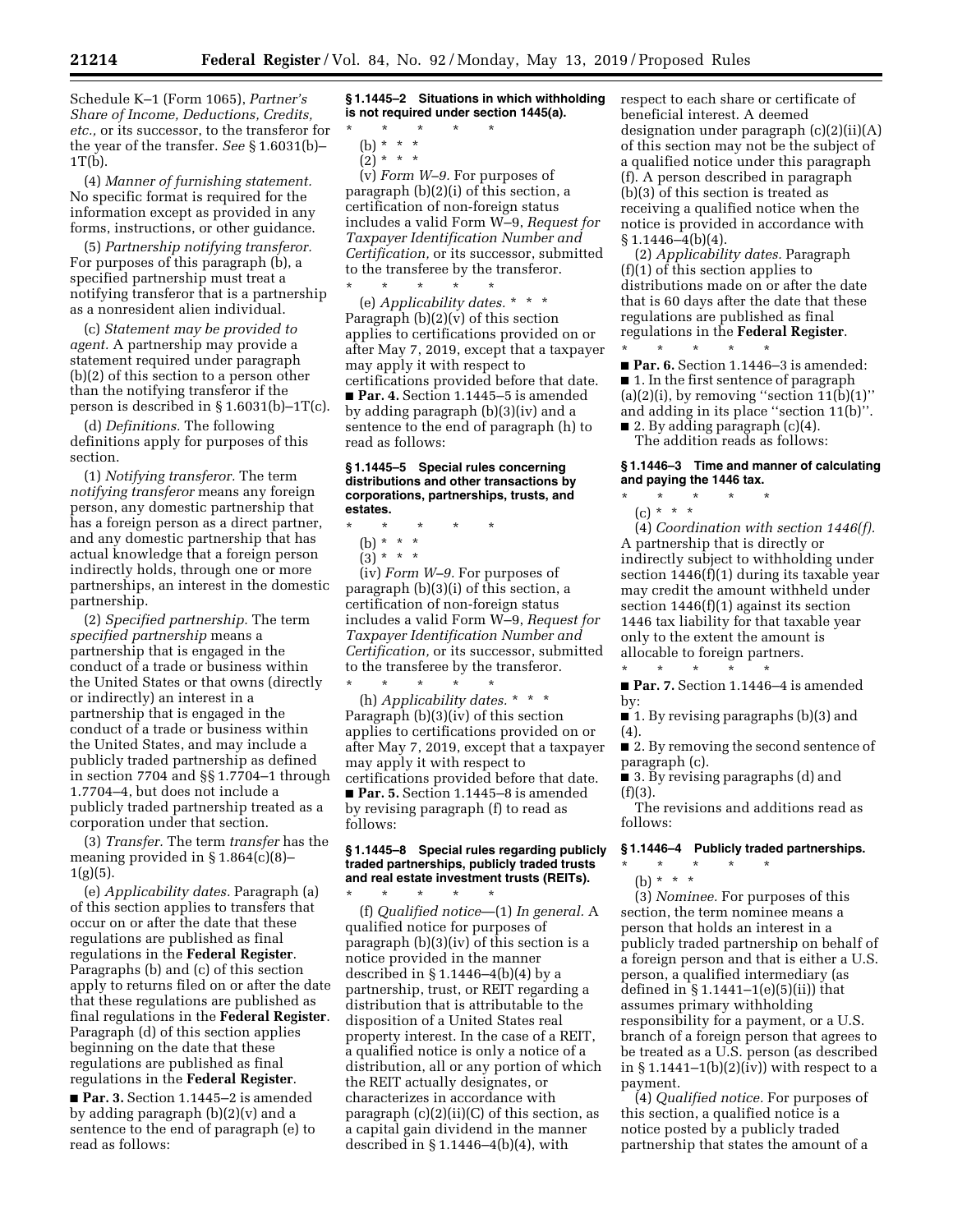Schedule K–1 (Form 1065), *Partner's Share of Income, Deductions, Credits, etc.,* or its successor, to the transferor for the year of the transfer. *See* § 1.6031(b)–1T(b).

(4) *Manner of furnishing statement.* No specific format is required for the information except as provided in any forms, instructions, or other guidance.

(5) *Partnership notifying transferor.* For purposes of this paragraph (b), a specified partnership must treat a notifying transferor that is a partnership as a nonresident alien individual.

(c) *Statement may be provided to agent.* A partnership may provide a statement required under paragraph (b)(2) of this section to a person other than the notifying transferor if the person is described in § 1.6031(b)–1T(c).

(d) *Definitions.* The following definitions apply for purposes of this section.

(1) *Notifying transferor.* The term *notifying transferor* means any foreign person, any domestic partnership that has a foreign person as a direct partner, and any domestic partnership that has actual knowledge that a foreign person indirectly holds, through one or more partnerships, an interest in the domestic partnership.

(2) *Specified partnership.* The term *specified partnership* means a partnership that is engaged in the conduct of a trade or business within the United States or that owns (directly or indirectly) an interest in a partnership that is engaged in the conduct of a trade or business within the United States, and may include a publicly traded partnership as defined in section 7704 and §§ 1.7704–1 through 1.7704–4, but does not include a publicly traded partnership treated as a corporation under that section.

(3) *Transfer.* The term *transfer* has the meaning provided in § 1.864(c)(8)–1(g)(5).

(e) *Applicability dates.* Paragraph (a) of this section applies to transfers that occur on or after the date that these regulations are published as final regulations in the **Federal Register**. Paragraphs (b) and (c) of this section apply to returns filed on or after the date that these regulations are published as final regulations in the **Federal Register**. Paragraph (d) of this section applies beginning on the date that these regulations are published as final regulations in the **Federal Register**.

■ **Par. 3.** Section 1.1445–2 is amended by adding paragraph (b)(2)(v) and a sentence to the end of paragraph (e) to read as follows:

**§ 1.1445–2 Situations in which withholding is not required under section 1445(a).**

\* \* \* \* \*

(b) \* \* \*

(2) \* \* \*

(v) *Form W–9.* For purposes of paragraph (b)(2)(i) of this section, a certification of non-foreign status includes a valid Form W–9, *Request for Taxpayer Identification Number and Certification,* or its successor, submitted to the transferee by the transferor.

\* \* \* \* \*

(e) *Applicability dates.* \* \* \* Paragraph (b)(2)(v) of this section applies to certifications provided on or after May 7, 2019, except that a taxpayer may apply it with respect to certifications provided before that date.

■ **Par. 4.** Section 1.1445–5 is amended by adding paragraph (b)(3)(iv) and a sentence to the end of paragraph (h) to read as follows:

**§ 1.1445–5 Special rules concerning distributions and other transactions by corporations, partnerships, trusts, and estates.**

\* \* \* \* \*

(b) \* \* \*

(3) \* \* \*

(iv) *Form W–9.* For purposes of paragraph (b)(3)(i) of this section, a certification of non-foreign status includes a valid Form W–9, *Request for Taxpayer Identification Number and Certification,* or its successor, submitted to the transferee by the transferor.

\* \* \* \* \*

(h) *Applicability dates.* \* \* \* Paragraph (b)(3)(iv) of this section applies to certifications provided on or after May 7, 2019, except that a taxpayer may apply it with respect to certifications provided before that date.

■ **Par. 5.** Section 1.1445–8 is amended by revising paragraph (f) to read as follows:

**§ 1.1445–8 Special rules regarding publicly traded partnerships, publicly traded trusts and real estate investment trusts (REITs).**

\* \* \* \* \*

(f) *Qualified notice*—(1) *In general.* A qualified notice for purposes of paragraph (b)(3)(iv) of this section is a notice provided in the manner described in § 1.1446–4(b)(4) by a partnership, trust, or REIT regarding a distribution that is attributable to the disposition of a United States real property interest. In the case of a REIT, a qualified notice is only a notice of a distribution, all or any portion of which the REIT actually designates, or characterizes in accordance with paragraph (c)(2)(ii)(C) of this section, as a capital gain dividend in the manner described in § 1.1446–4(b)(4), with respect to each share or certificate of beneficial interest. A deemed designation under paragraph (c)(2)(ii)(A) of this section may not be the subject of a qualified notice under this paragraph (f). A person described in paragraph (b)(3) of this section is treated as receiving a qualified notice when the notice is provided in accordance with § 1.1446–4(b)(4).

(2) *Applicability dates.* Paragraph (f)(1) of this section applies to distributions made on or after the date that is 60 days after the date that these regulations are published as final regulations in the **Federal Register**.

\* \* \* \* \*

■ **Par. 6.** Section 1.1446–3 is amended:

■ 1. In the first sentence of paragraph (a)(2)(i), by removing "section 11(b)(1)" and adding in its place "section 11(b)".

■ 2. By adding paragraph (c)(4).

The addition reads as follows:

**§ 1.1446–3 Time and manner of calculating and paying the 1446 tax.**

\* \* \* \* \*

(c) \* \* \*

(4) *Coordination with section 1446(f).* A partnership that is directly or indirectly subject to withholding under section 1446(f)(1) during its taxable year may credit the amount withheld under section 1446(f)(1) against its section 1446 tax liability for that taxable year only to the extent the amount is allocable to foreign partners.

\* \* \* \* \*

■ **Par. 7.** Section 1.1446–4 is amended by:

■ 1. By revising paragraphs (b)(3) and (4).

■ 2. By removing the second sentence of paragraph (c).

■ 3. By revising paragraphs (d) and (f)(3).

The revisions and additions read as follows:

**§ 1.1446–4 Publicly traded partnerships.**

\* \* \* \* \*

(b) \* \* \*

(3) *Nominee.* For purposes of this section, the term nominee means a person that holds an interest in a publicly traded partnership on behalf of a foreign person and that is either a U.S. person, a qualified intermediary (as defined in § 1.1441–1(e)(5)(ii)) that assumes primary withholding responsibility for a payment, or a U.S. branch of a foreign person that agrees to be treated as a U.S. person (as described in § 1.1441–1(b)(2)(iv)) with respect to a payment.

(4) *Qualified notice.* For purposes of this section, a qualified notice is a notice posted by a publicly traded partnership that states the amount of a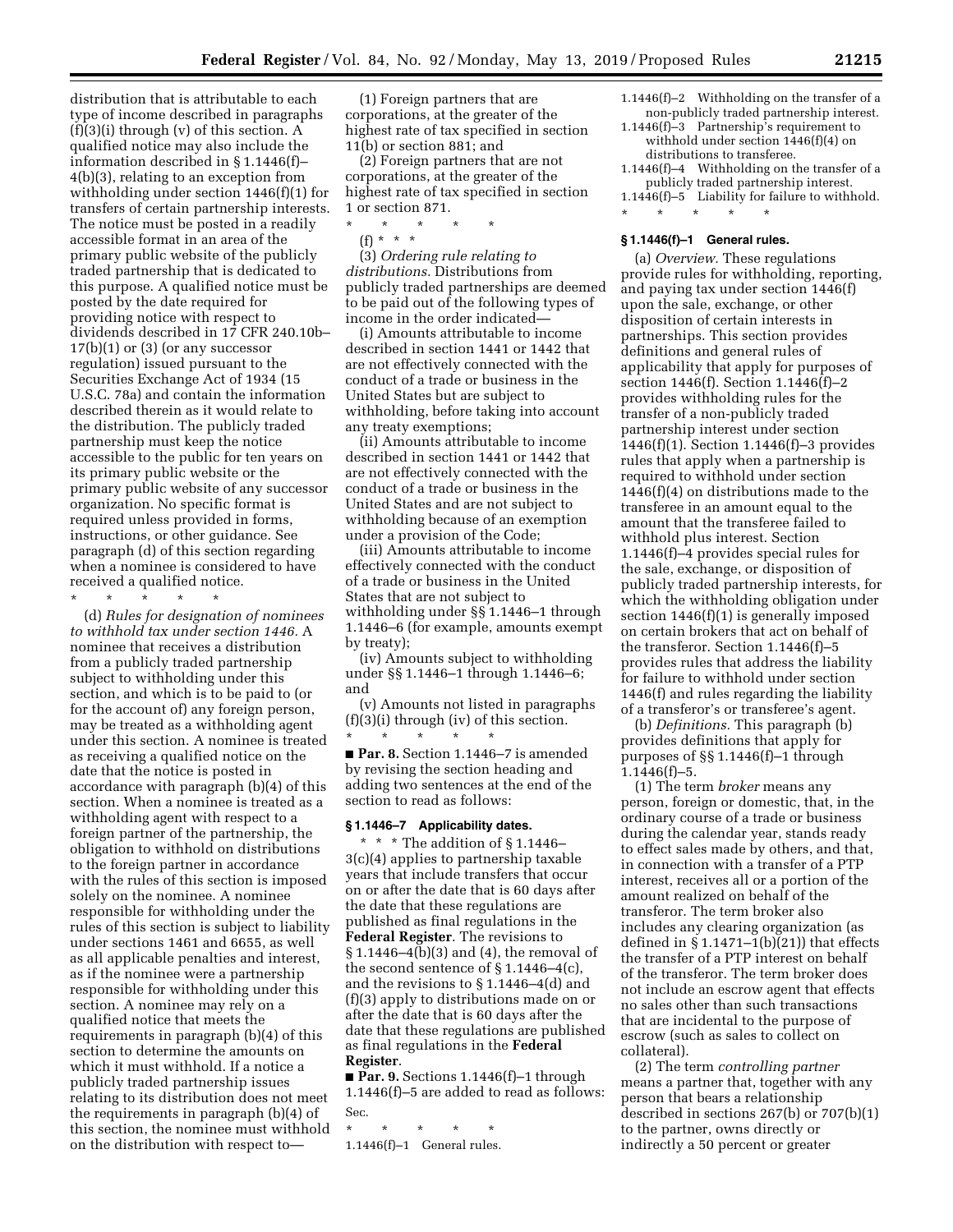distribution that is attributable to each type of income described in paragraphs (f)(3)(i) through (v) of this section. A qualified notice may also include the information described in § 1.1446(f)–4(b)(3), relating to an exception from withholding under section 1446(f)(1) for transfers of certain partnership interests. The notice must be posted in a readily accessible format in an area of the primary public website of the publicly traded partnership that is dedicated to this purpose. A qualified notice must be posted by the date required for providing notice with respect to dividends described in 17 CFR 240.10b–17(b)(1) or (3) (or any successor regulation) issued pursuant to the Securities Exchange Act of 1934 (15 U.S.C. 78a) and contain the information described therein as it would relate to the distribution. The publicly traded partnership must keep the notice accessible to the public for ten years on its primary public website or the primary public website of any successor organization. No specific format is required unless provided in forms, instructions, or other guidance. See paragraph (d) of this section regarding when a nominee is considered to have received a qualified notice.

\* \* \* \* \*

(d) *Rules for designation of nominees to withhold tax under section 1446.* A nominee that receives a distribution from a publicly traded partnership subject to withholding under this section, and which is to be paid to (or for the account of) any foreign person, may be treated as a withholding agent under this section. A nominee is treated as receiving a qualified notice on the date that the notice is posted in accordance with paragraph (b)(4) of this section. When a nominee is treated as a withholding agent with respect to a foreign partner of the partnership, the obligation to withhold on distributions to the foreign partner in accordance with the rules of this section is imposed solely on the nominee. A nominee responsible for withholding under the rules of this section is subject to liability under sections 1461 and 6655, as well as all applicable penalties and interest, as if the nominee were a partnership responsible for withholding under this section. A nominee may rely on a qualified notice that meets the requirements in paragraph (b)(4) of this section to determine the amounts on which it must withhold. If a notice a publicly traded partnership issues relating to its distribution does not meet the requirements in paragraph (b)(4) of this section, the nominee must withhold on the distribution with respect to—

(1) Foreign partners that are corporations, at the greater of the highest rate of tax specified in section 11(b) or section 881; and

(2) Foreign partners that are not corporations, at the greater of the highest rate of tax specified in section 1 or section 871.

\* \* \* \* \*

(f) \* \* \*

(3) *Ordering rule relating to distributions.* Distributions from publicly traded partnerships are deemed to be paid out of the following types of income in the order indicated—

(i) Amounts attributable to income described in section 1441 or 1442 that are not effectively connected with the conduct of a trade or business in the United States but are subject to withholding, before taking into account any treaty exemptions;

(ii) Amounts attributable to income described in section 1441 or 1442 that are not effectively connected with the conduct of a trade or business in the United States and are not subject to withholding because of an exemption under a provision of the Code;

(iii) Amounts attributable to income effectively connected with the conduct of a trade or business in the United States that are not subject to withholding under §§ 1.1446–1 through 1.1446–6 (for example, amounts exempt by treaty);

(iv) Amounts subject to withholding under §§ 1.1446–1 through 1.1446–6; and

(v) Amounts not listed in paragraphs (f)(3)(i) through (iv) of this section.

\* \* \* \* \*

■ **Par. 8.** Section 1.1446–7 is amended by revising the section heading and adding two sentences at the end of the section to read as follows:

### § 1.1446–7 Applicability dates.

\* \* \* The addition of § 1.1446–3(c)(4) applies to partnership taxable years that include transfers that occur on or after the date that is 60 days after the date that these regulations are published as final regulations in the **Federal Register**. The revisions to § 1.1446–4(b)(3) and (4), the removal of the second sentence of § 1.1446–4(c), and the revisions to § 1.1446–4(d) and (f)(3) apply to distributions made on or after the date that is 60 days after the date that these regulations are published as final regulations in the **Federal Register**.

■ **Par. 9.** Sections 1.1446(f)–1 through 1.1446(f)–5 are added to read as follows:

Sec.

\* \* \* \* \*

1.1446(f)–1 General rules.

1.1446(f)–2 Withholding on the transfer of a non-publicly traded partnership interest.

1.1446(f)–3 Partnership's requirement to withhold under section 1446(f)(4) on distributions to transferee.

1.1446(f)–4 Withholding on the transfer of a publicly traded partnership interest.

1.1446(f)–5 Liability for failure to withhold.

\* \* \* \* \*

### § 1.1446(f)–1 General rules.

(a) *Overview.* These regulations provide rules for withholding, reporting, and paying tax under section 1446(f) upon the sale, exchange, or other disposition of certain interests in partnerships. This section provides definitions and general rules of applicability that apply for purposes of section 1446(f). Section 1.1446(f)–2 provides withholding rules for the transfer of a non-publicly traded partnership interest under section 1446(f)(1). Section 1.1446(f)–3 provides rules that apply when a partnership is required to withhold under section 1446(f)(4) on distributions made to the transferee in an amount equal to the amount that the transferee failed to withhold plus interest. Section 1.1446(f)–4 provides special rules for the sale, exchange, or disposition of publicly traded partnership interests, for which the withholding obligation under section 1446(f)(1) is generally imposed on certain brokers that act on behalf of the transferor. Section 1.1446(f)–5 provides rules that address the liability for failure to withhold under section 1446(f) and rules regarding the liability of a transferor's or transferee's agent.

(b) *Definitions.* This paragraph (b) provides definitions that apply for purposes of §§ 1.1446(f)–1 through 1.1446(f)–5.

(1) The term *broker* means any person, foreign or domestic, that, in the ordinary course of a trade or business during the calendar year, stands ready to effect sales made by others, and that, in connection with a transfer of a PTP interest, receives all or a portion of the amount realized on behalf of the transferor. The term broker also includes any clearing organization (as defined in § 1.1471–1(b)(21)) that effects the transfer of a PTP interest on behalf of the transferor. The term broker does not include an escrow agent that effects no sales other than such transactions that are incidental to the purpose of escrow (such as sales to collect on collateral).

(2) The term *controlling partner* means a partner that, together with any person that bears a relationship described in sections 267(b) or 707(b)(1) to the partner, owns directly or indirectly a 50 percent or greater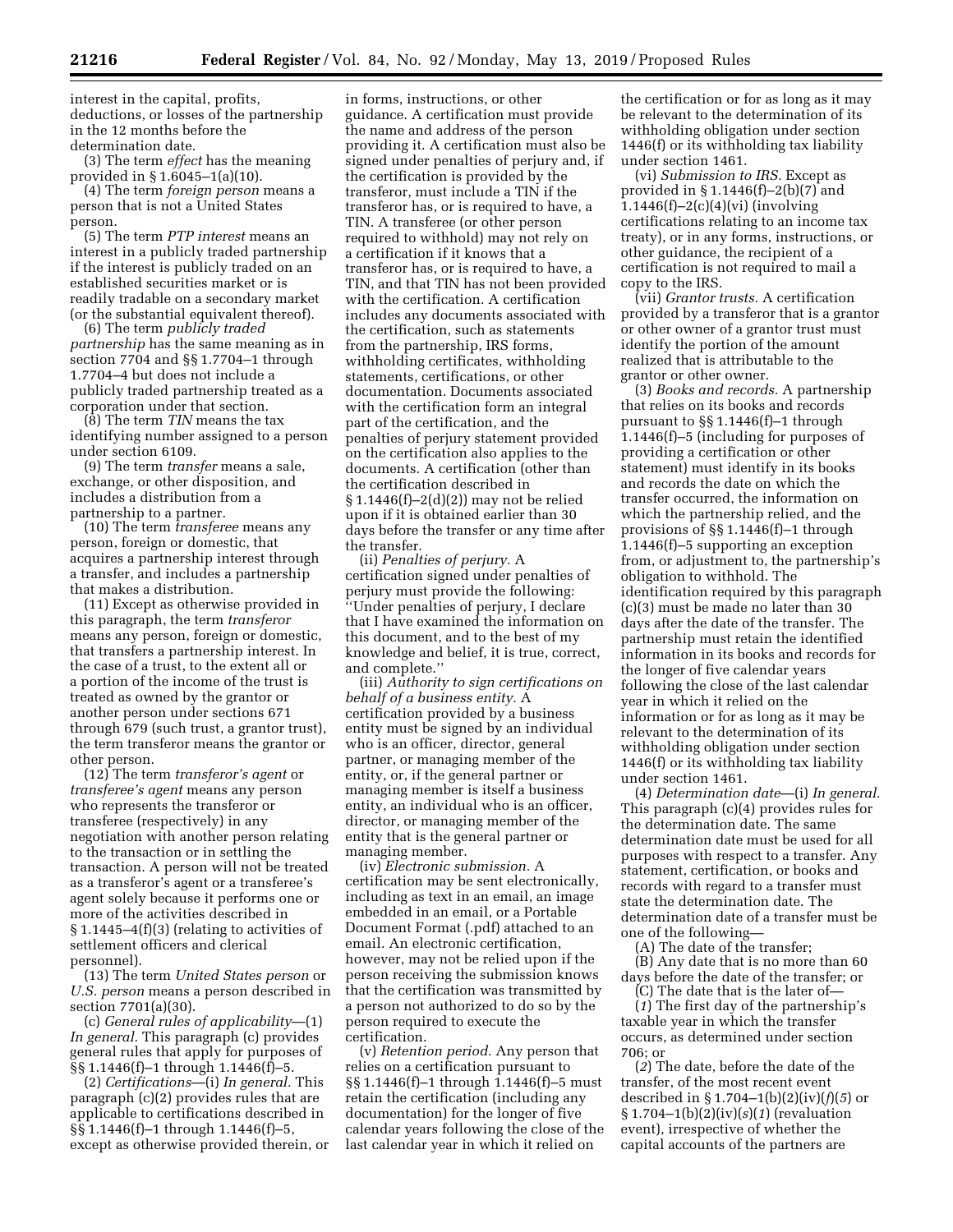interest in the capital, profits, deductions, or losses of the partnership in the 12 months before the determination date.

(3) The term *effect* has the meaning provided in § 1.6045–1(a)(10).

(4) The term *foreign person* means a person that is not a United States person.

(5) The term *PTP interest* means an interest in a publicly traded partnership if the interest is publicly traded on an established securities market or is readily tradable on a secondary market (or the substantial equivalent thereof).

(6) The term *publicly traded partnership* has the same meaning as in section 7704 and §§ 1.7704–1 through 1.7704–4 but does not include a publicly traded partnership treated as a corporation under that section.

(8) The term *TIN* means the tax identifying number assigned to a person under section 6109.

(9) The term *transfer* means a sale, exchange, or other disposition, and includes a distribution from a partnership to a partner.

(10) The term *transferee* means any person, foreign or domestic, that acquires a partnership interest through a transfer, and includes a partnership that makes a distribution.

(11) Except as otherwise provided in this paragraph, the term *transferor* means any person, foreign or domestic, that transfers a partnership interest. In the case of a trust, to the extent all or a portion of the income of the trust is treated as owned by the grantor or another person under sections 671 through 679 (such trust, a grantor trust), the term transferor means the grantor or other person.

(12) The term *transferor's agent* or *transferee's agent* means any person who represents the transferor or transferee (respectively) in any negotiation with another person relating to the transaction or in settling the transaction. A person will not be treated as a transferor's agent or a transferee's agent solely because it performs one or more of the activities described in § 1.1445–4(f)(3) (relating to activities of settlement officers and clerical personnel).

(13) The term *United States person* or *U.S. person* means a person described in section 7701(a)(30).

(c) *General rules of applicability*—(1) *In general.* This paragraph (c) provides general rules that apply for purposes of §§ 1.1446(f)–1 through 1.1446(f)–5.

(2) *Certifications*—(i) *In general.* This paragraph (c)(2) provides rules that are applicable to certifications described in §§ 1.1446(f)–1 through 1.1446(f)–5, except as otherwise provided therein, or in forms, instructions, or other guidance. A certification must provide the name and address of the person providing it. A certification must also be signed under penalties of perjury and, if the certification is provided by the transferor, must include a TIN if the transferor has, or is required to have, a TIN. A transferee (or other person required to withhold) may not rely on a certification if it knows that a transferor has, or is required to have, a TIN, and that TIN has not been provided with the certification. A certification includes any documents associated with the certification, such as statements from the partnership, IRS forms, withholding certificates, withholding statements, certifications, or other documentation. Documents associated with the certification form an integral part of the certification, and the penalties of perjury statement provided on the certification also applies to the documents. A certification (other than the certification described in § 1.1446(f)–2(d)(2)) may not be relied upon if it is obtained earlier than 30 days before the transfer or any time after the transfer.

(ii) *Penalties of perjury.* A certification signed under penalties of perjury must provide the following: "Under penalties of perjury, I declare that I have examined the information on this document, and to the best of my knowledge and belief, it is true, correct, and complete."

(iii) *Authority to sign certifications on behalf of a business entity.* A certification provided by a business entity must be signed by an individual who is an officer, director, general partner, or managing member of the entity, or, if the general partner or managing member is itself a business entity, an individual who is an officer, director, or managing member of the entity that is the general partner or managing member.

(iv) *Electronic submission.* A certification may be sent electronically, including as text in an email, an image embedded in an email, or a Portable Document Format (.pdf) attached to an email. An electronic certification, however, may not be relied upon if the person receiving the submission knows that the certification was transmitted by a person not authorized to do so by the person required to execute the certification.

(v) *Retention period.* Any person that relies on a certification pursuant to §§ 1.1446(f)–1 through 1.1446(f)–5 must retain the certification (including any documentation) for the longer of five calendar years following the close of the last calendar year in which it relied on the certification or for as long as it may be relevant to the determination of its withholding obligation under section 1446(f) or its withholding tax liability under section 1461.

(vi) *Submission to IRS.* Except as provided in § 1.1446(f)–2(b)(7) and 1.1446(f)–2(c)(4)(vi) (involving certifications relating to an income tax treaty), or in any forms, instructions, or other guidance, the recipient of a certification is not required to mail a copy to the IRS.

(vii) *Grantor trusts.* A certification provided by a transferor that is a grantor or other owner of a grantor trust must identify the portion of the amount realized that is attributable to the grantor or other owner.

(3) *Books and records.* A partnership that relies on its books and records pursuant to §§ 1.1446(f)–1 through 1.1446(f)–5 (including for purposes of providing a certification or other statement) must identify in its books and records the date on which the transfer occurred, the information on which the partnership relied, and the provisions of §§ 1.1446(f)–1 through 1.1446(f)–5 supporting an exception from, or adjustment to, the partnership's obligation to withhold. The identification required by this paragraph (c)(3) must be made no later than 30 days after the date of the transfer. The partnership must retain the identified information in its books and records for the longer of five calendar years following the close of the last calendar year in which it relied on the information or for as long as it may be relevant to the determination of its withholding obligation under section 1446(f) or its withholding tax liability under section 1461.

(4) *Determination date*—(i) *In general.* This paragraph (c)(4) provides rules for the determination date. The same determination date must be used for all purposes with respect to a transfer. Any statement, certification, or books and records with regard to a transfer must state the determination date. The determination date of a transfer must be one of the following—

(A) The date of the transfer;

(B) Any date that is no more than 60 days before the date of the transfer; or

(C) The date that is the later of—

(*1*) The first day of the partnership's taxable year in which the transfer occurs, as determined under section 706; or

(*2*) The date, before the date of the transfer, of the most recent event described in § 1.704–1(b)(2)(iv)(*f*)(*5*) or § 1.704–1(b)(2)(iv)(*s*)(*1*) (revaluation event), irrespective of whether the capital accounts of the partners are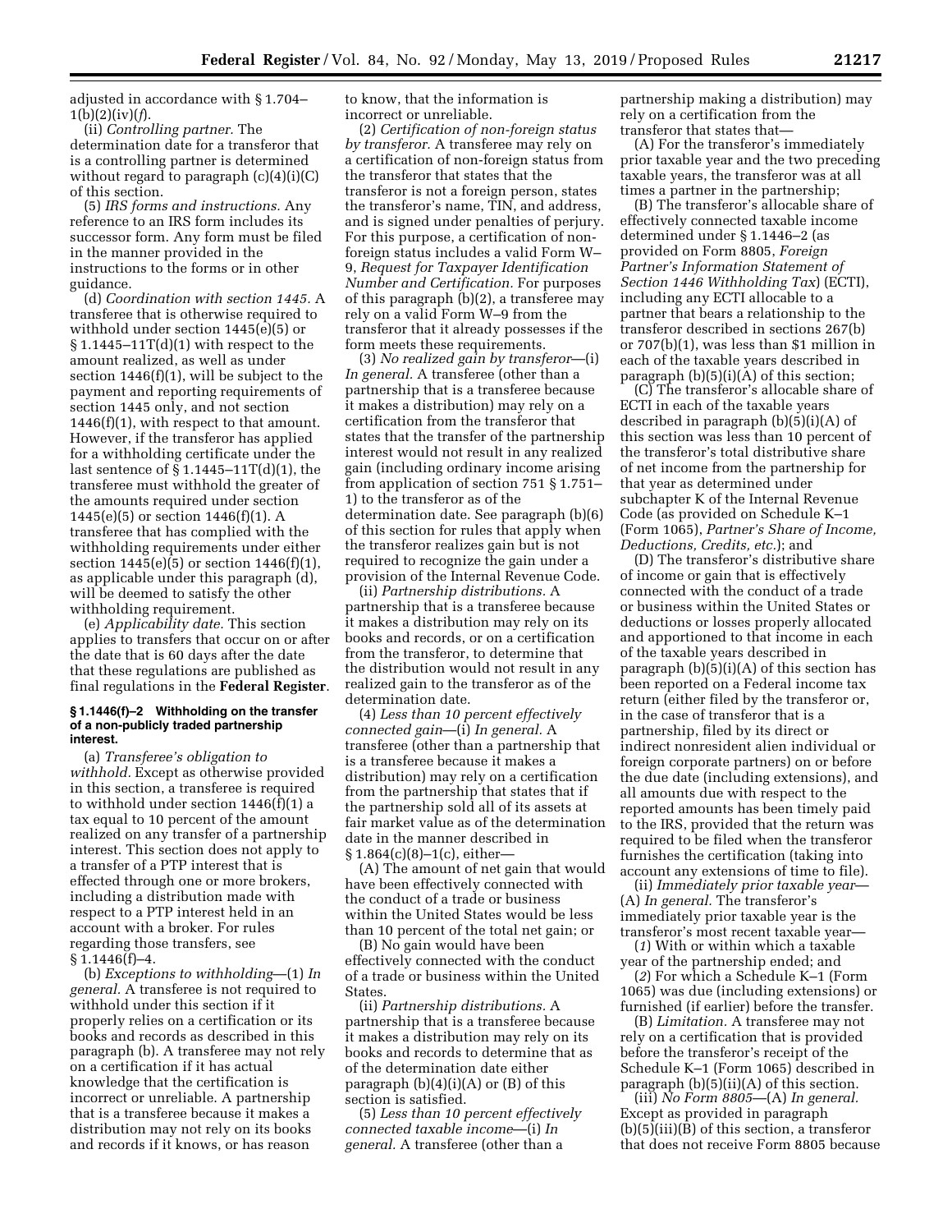adjusted in accordance with § 1.704–1(b)(2)(iv)(*f*).

(ii) *Controlling partner.* The determination date for a transferor that is a controlling partner is determined without regard to paragraph (c)(4)(i)(C) of this section.

(5) *IRS forms and instructions.* Any reference to an IRS form includes its successor form. Any form must be filed in the manner provided in the instructions to the forms or in other guidance.

(d) *Coordination with section 1445.* A transferee that is otherwise required to withhold under section 1445(e)(5) or § 1.1445–11T(d)(1) with respect to the amount realized, as well as under section 1446(f)(1), will be subject to the payment and reporting requirements of section 1445 only, and not section 1446(f)(1), with respect to that amount. However, if the transferor has applied for a withholding certificate under the last sentence of § 1.1445–11T(d)(1), the transferee must withhold the greater of the amounts required under section 1445(e)(5) or section 1446(f)(1). A transferee that has complied with the withholding requirements under either section 1445(e)(5) or section 1446(f)(1), as applicable under this paragraph (d), will be deemed to satisfy the other withholding requirement.

(e) *Applicability date.* This section applies to transfers that occur on or after the date that is 60 days after the date that these regulations are published as final regulations in the **Federal Register**.

**§ 1.1446(f)–2 Withholding on the transfer of a non-publicly traded partnership interest.**

(a) *Transferee's obligation to withhold.* Except as otherwise provided in this section, a transferee is required to withhold under section 1446(f)(1) a tax equal to 10 percent of the amount realized on any transfer of a partnership interest. This section does not apply to a transfer of a PTP interest that is effected through one or more brokers, including a distribution made with respect to a PTP interest held in an account with a broker. For rules regarding those transfers, see § 1.1446(f)–4.

(b) *Exceptions to withholding*—(1) *In general.* A transferee is not required to withhold under this section if it properly relies on a certification or its books and records as described in this paragraph (b). A transferee may not rely on a certification if it has actual knowledge that the certification is incorrect or unreliable. A partnership that is a transferee because it makes a distribution may not rely on its books and records if it knows, or has reason to know, that the information is incorrect or unreliable.

(2) *Certification of non-foreign status by transferor.* A transferee may rely on a certification of non-foreign status from the transferor that states that the transferor is not a foreign person, states the transferor's name, TIN, and address, and is signed under penalties of perjury. For this purpose, a certification of non-foreign status includes a valid Form W–9, *Request for Taxpayer Identification Number and Certification.* For purposes of this paragraph (b)(2), a transferee may rely on a valid Form W–9 from the transferor that it already possesses if the form meets these requirements.

(3) *No realized gain by transferor*—(i) *In general.* A transferee (other than a partnership that is a transferee because it makes a distribution) may rely on a certification from the transferor that states that the transfer of the partnership interest would not result in any realized gain (including ordinary income arising from application of section 751 § 1.751–1) to the transferor as of the determination date. See paragraph (b)(6) of this section for rules that apply when the transferor realizes gain but is not required to recognize the gain under a provision of the Internal Revenue Code.

(ii) *Partnership distributions.* A partnership that is a transferee because it makes a distribution may rely on its books and records, or on a certification from the transferor, to determine that the distribution would not result in any realized gain to the transferor as of the determination date.

(4) *Less than 10 percent effectively connected gain*—(i) *In general.* A transferee (other than a partnership that is a transferee because it makes a distribution) may rely on a certification from the partnership that states that if the partnership sold all of its assets at fair market value as of the determination date in the manner described in § 1.864(c)(8)–1(c), either—

(A) The amount of net gain that would have been effectively connected with the conduct of a trade or business within the United States would be less than 10 percent of the total net gain; or

(B) No gain would have been effectively connected with the conduct of a trade or business within the United States.

(ii) *Partnership distributions.* A partnership that is a transferee because it makes a distribution may rely on its books and records to determine that as of the determination date either paragraph (b)(4)(i)(A) or (B) of this section is satisfied.

(5) *Less than 10 percent effectively connected taxable income*—(i) *In general.* A transferee (other than a partnership making a distribution) may rely on a certification from the transferor that states that—

(A) For the transferor's immediately prior taxable year and the two preceding taxable years, the transferor was at all times a partner in the partnership;

(B) The transferor's allocable share of effectively connected taxable income determined under § 1.1446–2 (as provided on Form 8805, *Foreign Partner's Information Statement of Section 1446 Withholding Tax*) (ECTI), including any ECTI allocable to a partner that bears a relationship to the transferor described in sections 267(b) or 707(b)(1), was less than $1 million in each of the taxable years described in paragraph (b)(5)(i)(A) of this section;

(C) The transferor's allocable share of ECTI in each of the taxable years described in paragraph (b)(5)(i)(A) of this section was less than 10 percent of the transferor's total distributive share of net income from the partnership for that year as determined under subchapter K of the Internal Revenue Code (as provided on Schedule K–1 (Form 1065), *Partner's Share of Income, Deductions, Credits, etc.*); and

(D) The transferor's distributive share of income or gain that is effectively connected with the conduct of a trade or business within the United States or deductions or losses properly allocated and apportioned to that income in each of the taxable years described in paragraph (b)(5)(i)(A) of this section has been reported on a Federal income tax return (either filed by the transferor or, in the case of transferor that is a partnership, filed by its direct or indirect nonresident alien individual or foreign corporate partners) on or before the due date (including extensions), and all amounts due with respect to the reported amounts has been timely paid to the IRS, provided that the return was required to be filed when the transferor furnishes the certification (taking into account any extensions of time to file).

(ii) *Immediately prior taxable year*—(A) *In general.* The transferor's immediately prior taxable year is the transferor's most recent taxable year—

(*1*) With or within which a taxable year of the partnership ended; and

(*2*) For which a Schedule K–1 (Form 1065) was due (including extensions) or furnished (if earlier) before the transfer.

(B) *Limitation.* A transferee may not rely on a certification that is provided before the transferor's receipt of the Schedule K–1 (Form 1065) described in paragraph (b)(5)(ii)(A) of this section.

(iii) *No Form 8805*—(A) *In general.* Except as provided in paragraph (b)(5)(iii)(B) of this section, a transferor that does not receive Form 8805 because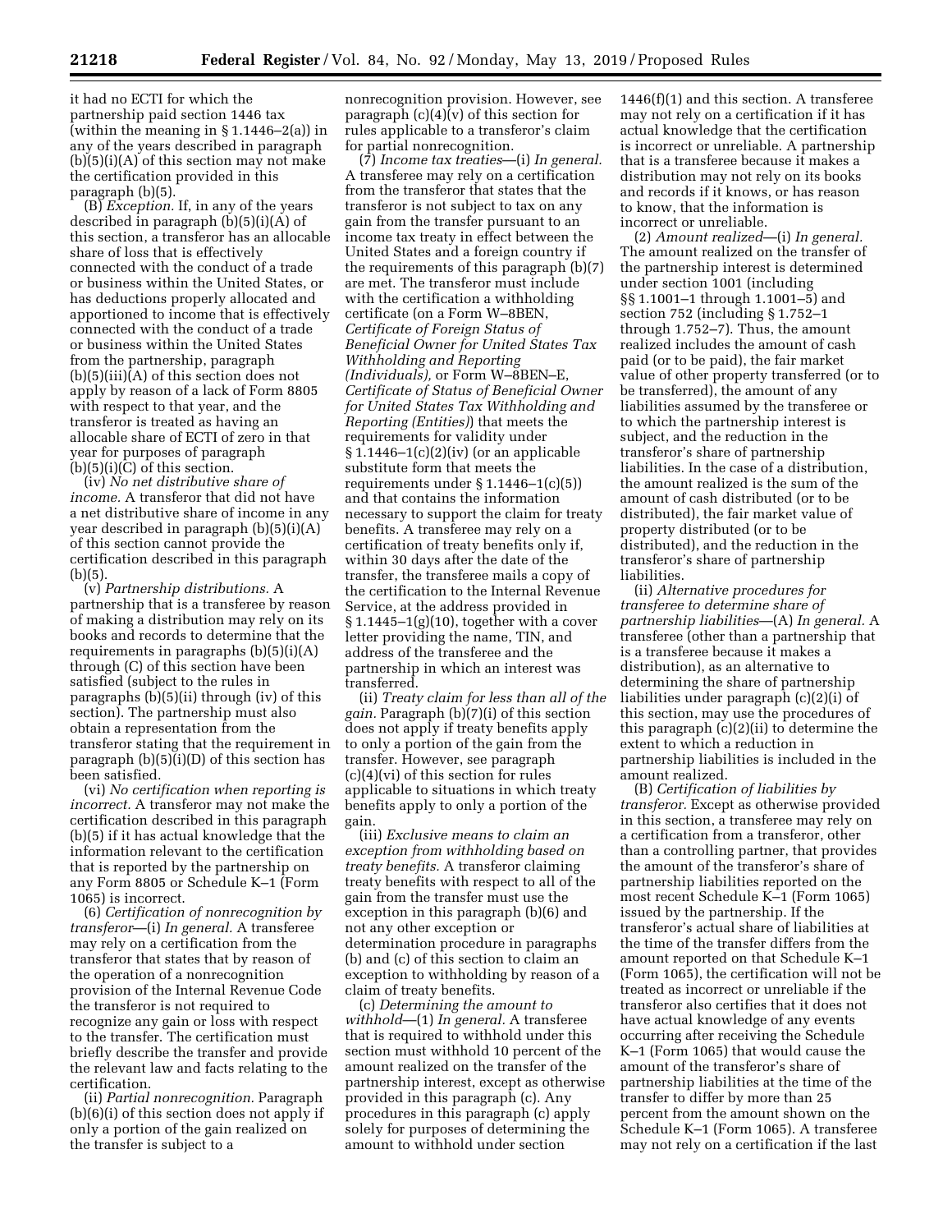it had no ECTI for which the partnership paid section 1446 tax (within the meaning in § 1.1446–2(a)) in any of the years described in paragraph (b)(5)(i)(A) of this section may not make the certification provided in this paragraph (b)(5).

(B) *Exception.* If, in any of the years described in paragraph (b)(5)(i)(A) of this section, a transferor has an allocable share of loss that is effectively connected with the conduct of a trade or business within the United States, or has deductions properly allocated and apportioned to income that is effectively connected with the conduct of a trade or business within the United States from the partnership, paragraph (b)(5)(iii)(A) of this section does not apply by reason of a lack of Form 8805 with respect to that year, and the transferor is treated as having an allocable share of ECTI of zero in that year for purposes of paragraph (b)(5)(i)(C) of this section.

(iv) *No net distributive share of income.* A transferor that did not have a net distributive share of income in any year described in paragraph (b)(5)(i)(A) of this section cannot provide the certification described in this paragraph (b)(5).

(v) *Partnership distributions.* A partnership that is a transferee by reason of making a distribution may rely on its books and records to determine that the requirements in paragraphs (b)(5)(i)(A) through (C) of this section have been satisfied (subject to the rules in paragraphs (b)(5)(ii) through (iv) of this section). The partnership must also obtain a representation from the transferor stating that the requirement in paragraph (b)(5)(i)(D) of this section has been satisfied.

(vi) *No certification when reporting is incorrect.* A transferor may not make the certification described in this paragraph (b)(5) if it has actual knowledge that the information relevant to the certification that is reported by the partnership on any Form 8805 or Schedule K–1 (Form 1065) is incorrect.

(6) *Certification of nonrecognition by transferor*—(i) *In general.* A transferee may rely on a certification from the transferor that states that by reason of the operation of a nonrecognition provision of the Internal Revenue Code the transferor is not required to recognize any gain or loss with respect to the transfer. The certification must briefly describe the transfer and provide the relevant law and facts relating to the certification.

(ii) *Partial nonrecognition.* Paragraph (b)(6)(i) of this section does not apply if only a portion of the gain realized on the transfer is subject to a nonrecognition provision. However, see paragraph (c)(4)(v) of this section for rules applicable to a transferor's claim for partial nonrecognition.

(7) *Income tax treaties*—(i) *In general.* A transferee may rely on a certification from the transferor that states that the transferor is not subject to tax on any gain from the transfer pursuant to an income tax treaty in effect between the United States and a foreign country if the requirements of this paragraph (b)(7) are met. The transferor must include with the certification a withholding certificate (on a Form W–8BEN, *Certificate of Foreign Status of Beneficial Owner for United States Tax Withholding and Reporting (Individuals),* or Form W–8BEN–E, *Certificate of Status of Beneficial Owner for United States Tax Withholding and Reporting (Entities)*) that meets the requirements for validity under § 1.1446–1(c)(2)(iv) (or an applicable substitute form that meets the requirements under § 1.1446–1(c)(5)) and that contains the information necessary to support the claim for treaty benefits. A transferee may rely on a certification of treaty benefits only if, within 30 days after the date of the transfer, the transferee mails a copy of the certification to the Internal Revenue Service, at the address provided in § 1.1445–1(g)(10), together with a cover letter providing the name, TIN, and address of the transferee and the partnership in which an interest was transferred.

(ii) *Treaty claim for less than all of the gain.* Paragraph (b)(7)(i) of this section does not apply if treaty benefits apply to only a portion of the gain from the transfer. However, see paragraph (c)(4)(vi) of this section for rules applicable to situations in which treaty benefits apply to only a portion of the gain.

(iii) *Exclusive means to claim an exception from withholding based on treaty benefits.* A transferor claiming treaty benefits with respect to all of the gain from the transfer must use the exception in this paragraph (b)(6) and not any other exception or determination procedure in paragraphs (b) and (c) of this section to claim an exception to withholding by reason of a claim of treaty benefits.

(c) *Determining the amount to withhold*—(1) *In general.* A transferee that is required to withhold under this section must withhold 10 percent of the amount realized on the transfer of the partnership interest, except as otherwise provided in this paragraph (c). Any procedures in this paragraph (c) apply solely for purposes of determining the amount to withhold under section 1446(f)(1) and this section. A transferee may not rely on a certification if it has actual knowledge that the certification is incorrect or unreliable. A partnership that is a transferee because it makes a distribution may not rely on its books and records if it knows, or has reason to know, that the information is incorrect or unreliable.

(2) *Amount realized*—(i) *In general.* The amount realized on the transfer of the partnership interest is determined under section 1001 (including §§ 1.1001–1 through 1.1001–5) and section 752 (including § 1.752–1 through 1.752–7). Thus, the amount realized includes the amount of cash paid (or to be paid), the fair market value of other property transferred (or to be transferred), the amount of any liabilities assumed by the transferee or to which the partnership interest is subject, and the reduction in the transferor's share of partnership liabilities. In the case of a distribution, the amount realized is the sum of the amount of cash distributed (or to be distributed), the fair market value of property distributed (or to be distributed), and the reduction in the transferor's share of partnership liabilities.

(ii) *Alternative procedures for transferee to determine share of partnership liabilities*—(A) *In general.* A transferee (other than a partnership that is a transferee because it makes a distribution), as an alternative to determining the share of partnership liabilities under paragraph (c)(2)(i) of this section, may use the procedures of this paragraph (c)(2)(ii) to determine the extent to which a reduction in partnership liabilities is included in the amount realized.

(B) *Certification of liabilities by transferor.* Except as otherwise provided in this section, a transferee may rely on a certification from a transferor, other than a controlling partner, that provides the amount of the transferor's share of partnership liabilities reported on the most recent Schedule K–1 (Form 1065) issued by the partnership. If the transferor's actual share of liabilities at the time of the transfer differs from the amount reported on that Schedule K–1 (Form 1065), the certification will not be treated as incorrect or unreliable if the transferor also certifies that it does not have actual knowledge of any events occurring after receiving the Schedule K–1 (Form 1065) that would cause the amount of the transferor's share of partnership liabilities at the time of the transfer to differ by more than 25 percent from the amount shown on the Schedule K–1 (Form 1065). A transferee may not rely on a certification if the last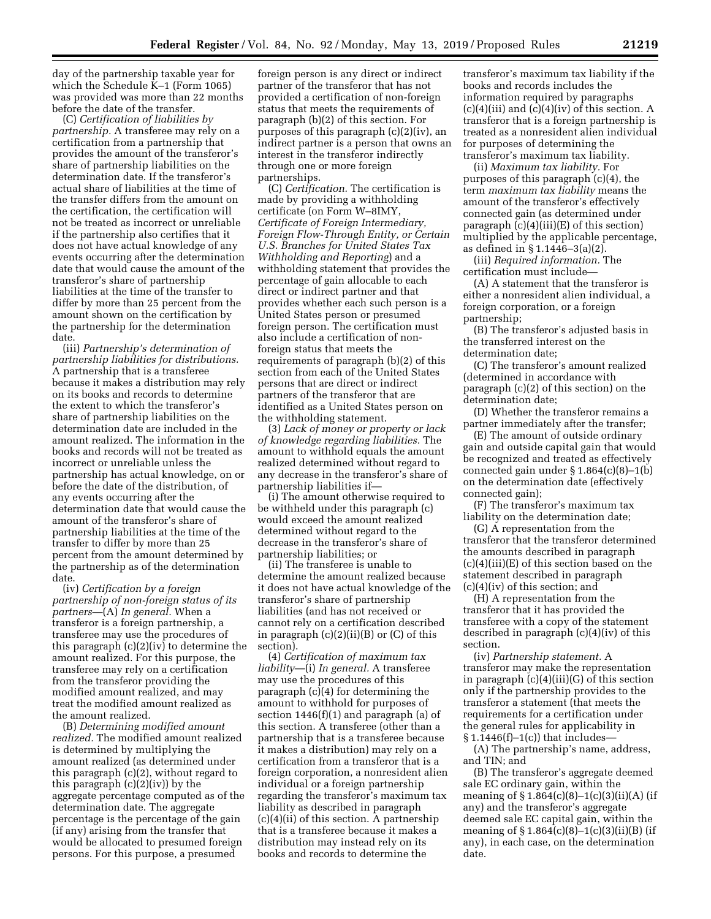day of the partnership taxable year for which the Schedule K–1 (Form 1065) was provided was more than 22 months before the date of the transfer.

(C) *Certification of liabilities by partnership.* A transferee may rely on a certification from a partnership that provides the amount of the transferor's share of partnership liabilities on the determination date. If the transferor's actual share of liabilities at the time of the transfer differs from the amount on the certification, the certification will not be treated as incorrect or unreliable if the partnership also certifies that it does not have actual knowledge of any events occurring after the determination date that would cause the amount of the transferor's share of partnership liabilities at the time of the transfer to differ by more than 25 percent from the amount shown on the certification by the partnership for the determination date.

(iii) *Partnership's determination of partnership liabilities for distributions.* A partnership that is a transferee because it makes a distribution may rely on its books and records to determine the extent to which the transferor's share of partnership liabilities on the determination date are included in the amount realized. The information in the books and records will not be treated as incorrect or unreliable unless the partnership has actual knowledge, on or before the date of the distribution, of any events occurring after the determination date that would cause the amount of the transferor's share of partnership liabilities at the time of the transfer to differ by more than 25 percent from the amount determined by the partnership as of the determination date.

(iv) *Certification by a foreign partnership of non-foreign status of its partners*—(A) *In general.* When a transferor is a foreign partnership, a transferee may use the procedures of this paragraph (c)(2)(iv) to determine the amount realized. For this purpose, the transferee may rely on a certification from the transferor providing the modified amount realized, and may treat the modified amount realized as the amount realized.

(B) *Determining modified amount realized.* The modified amount realized is determined by multiplying the amount realized (as determined under this paragraph (c)(2), without regard to this paragraph (c)(2)(iv)) by the aggregate percentage computed as of the determination date. The aggregate percentage is the percentage of the gain (if any) arising from the transfer that would be allocated to presumed foreign persons. For this purpose, a presumed foreign person is any direct or indirect partner of the transferor that has not provided a certification of non-foreign status that meets the requirements of paragraph (b)(2) of this section. For purposes of this paragraph (c)(2)(iv), an indirect partner is a person that owns an interest in the transferor indirectly through one or more foreign partnerships.

(C) *Certification.* The certification is made by providing a withholding certificate (on Form W–8IMY, *Certificate of Foreign Intermediary, Foreign Flow-Through Entity, or Certain U.S. Branches for United States Tax Withholding and Reporting*) and a withholding statement that provides the percentage of gain allocable to each direct or indirect partner and that provides whether each such person is a United States person or presumed foreign person. The certification must also include a certification of non-foreign status that meets the requirements of paragraph (b)(2) of this section from each of the United States persons that are direct or indirect partners of the transferor that are identified as a United States person on the withholding statement.

(3) *Lack of money or property or lack of knowledge regarding liabilities.* The amount to withhold equals the amount realized determined without regard to any decrease in the transferor's share of partnership liabilities if—

(i) The amount otherwise required to be withheld under this paragraph (c) would exceed the amount realized determined without regard to the decrease in the transferor's share of partnership liabilities; or

(ii) The transferee is unable to determine the amount realized because it does not have actual knowledge of the transferor's share of partnership liabilities (and has not received or cannot rely on a certification described in paragraph (c)(2)(ii)(B) or (C) of this section).

(4) *Certification of maximum tax liability*—(i) *In general.* A transferee may use the procedures of this paragraph (c)(4) for determining the amount to withhold for purposes of section 1446(f)(1) and paragraph (a) of this section. A transferee (other than a partnership that is a transferee because it makes a distribution) may rely on a certification from a transferor that is a foreign corporation, a nonresident alien individual or a foreign partnership regarding the transferor's maximum tax liability as described in paragraph (c)(4)(ii) of this section. A partnership that is a transferee because it makes a distribution may instead rely on its books and records to determine the transferor's maximum tax liability if the books and records includes the information required by paragraphs (c)(4)(iii) and (c)(4)(iv) of this section. A transferor that is a foreign partnership is treated as a nonresident alien individual for purposes of determining the transferor's maximum tax liability.

(ii) *Maximum tax liability.* For purposes of this paragraph (c)(4), the term *maximum tax liability* means the amount of the transferor's effectively connected gain (as determined under paragraph (c)(4)(iii)(E) of this section) multiplied by the applicable percentage, as defined in § 1.1446–3(a)(2).

(iii) *Required information.* The certification must include—

(A) A statement that the transferor is either a nonresident alien individual, a foreign corporation, or a foreign partnership;

(B) The transferor's adjusted basis in the transferred interest on the determination date;

(C) The transferor's amount realized (determined in accordance with paragraph (c)(2) of this section) on the determination date;

(D) Whether the transferor remains a partner immediately after the transfer;

(E) The amount of outside ordinary gain and outside capital gain that would be recognized and treated as effectively connected gain under § 1.864(c)(8)–1(b) on the determination date (effectively connected gain);

(F) The transferor's maximum tax liability on the determination date;

(G) A representation from the transferor that the transferor determined the amounts described in paragraph (c)(4)(iii)(E) of this section based on the statement described in paragraph (c)(4)(iv) of this section; and

(H) A representation from the transferor that it has provided the transferee with a copy of the statement described in paragraph (c)(4)(iv) of this section.

(iv) *Partnership statement.* A transferor may make the representation in paragraph (c)(4)(iii)(G) of this section only if the partnership provides to the transferor a statement (that meets the requirements for a certification under the general rules for applicability in § 1.1446(f)–1(c)) that includes—

(A) The partnership's name, address, and TIN; and

(B) The transferor's aggregate deemed sale EC ordinary gain, within the meaning of § 1.864(c)(8)–1(c)(3)(ii)(A) (if any) and the transferor's aggregate deemed sale EC capital gain, within the meaning of § 1.864(c)(8)–1(c)(3)(ii)(B) (if any), in each case, on the determination date.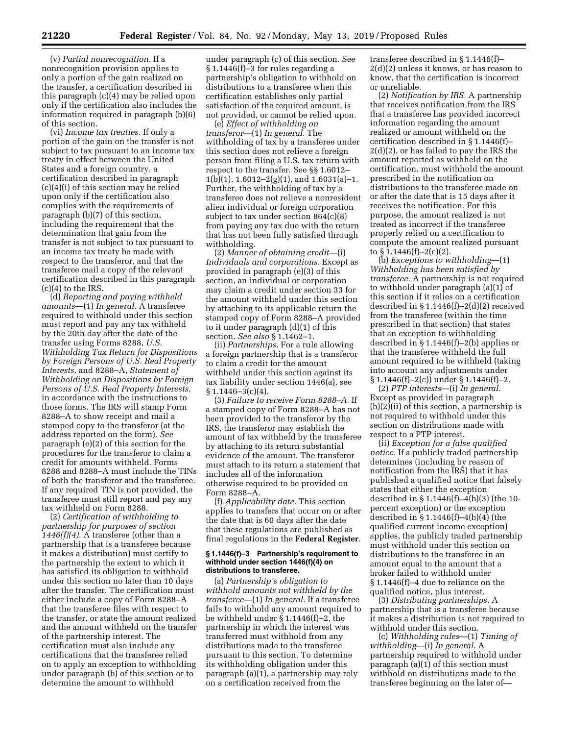(v) *Partial nonrecognition.* If a nonrecognition provision applies to only a portion of the gain realized on the transfer, a certification described in this paragraph (c)(4) may be relied upon only if the certification also includes the information required in paragraph (b)(6) of this section.

(vi) *Income tax treaties.* If only a portion of the gain on the transfer is not subject to tax pursuant to an income tax treaty in effect between the United States and a foreign country, a certification described in paragraph (c)(4)(i) of this section may be relied upon only if the certification also complies with the requirements of paragraph (b)(7) of this section, including the requirement that the determination that gain from the transfer is not subject to tax pursuant to an income tax treaty be made with respect to the transferor, and that the transferee mail a copy of the relevant certification described in this paragraph (c)(4) to the IRS.

(d) *Reporting and paying withheld amounts*—(1) *In general.* A transferee required to withhold under this section must report and pay any tax withheld by the 20th day after the date of the transfer using Forms 8288, *U.S. Withholding Tax Return for Dispositions by Foreign Persons of U.S. Real Property Interests,* and 8288–A, *Statement of Withholding on Dispositions by Foreign Persons of U.S. Real Property Interests,* in accordance with the instructions to those forms. The IRS will stamp Form 8288–A to show receipt and mail a stamped copy to the transferor (at the address reported on the form). *See* paragraph (e)(2) of this section for the procedures for the transferor to claim a credit for amounts withheld. Forms 8288 and 8288–A must include the TINs of both the transferor and the transferee. If any required TIN is not provided, the transferee must still report and pay any tax withheld on Form 8288.

(2) *Certification of withholding to partnership for purposes of section 1446(f)(4).* A transferee (other than a partnership that is a transferee because it makes a distribution) must certify to the partnership the extent to which it has satisfied its obligation to withhold under this section no later than 10 days after the transfer. The certification must either include a copy of Form 8288–A that the transferee files with respect to the transfer, or state the amount realized and the amount withheld on the transfer of the partnership interest. The certification must also include any certifications that the transferee relied on to apply an exception to withholding under paragraph (b) of this section or to determine the amount to withhold under paragraph (c) of this section. See § 1.1446(f)–3 for rules regarding a partnership's obligation to withhold on distributions to a transferee when this certification establishes only partial satisfaction of the required amount, is not provided, or cannot be relied upon.

(e) *Effect of withholding on transferor*—(1) *In general.* The withholding of tax by a transferee under this section does not relieve a foreign person from filing a U.S. tax return with respect to the transfer. See §§ 1.6012–1(b)(1), 1.6012–2(g)(1), and 1.6031(a)–1. Further, the withholding of tax by a transferee does not relieve a nonresident alien individual or foreign corporation subject to tax under section 864(c)(8) from paying any tax due with the return that has not been fully satisfied through withholding.

(2) *Manner of obtaining credit*—(i) *Individuals and corporations.* Except as provided in paragraph (e)(3) of this section, an individual or corporation may claim a credit under section 33 for the amount withheld under this section by attaching to its applicable return the stamped copy of Form 8288–A provided to it under paragraph (d)(1) of this section. *See also* § 1.1462–1.

(ii) *Partnerships.* For a rule allowing a foreign partnership that is a transferor to claim a credit for the amount withheld under this section against its tax liability under section 1446(a), see § 1.1446–3(c)(4).

(3) *Failure to receive Form 8288–A.* If a stamped copy of Form 8288–A has not been provided to the transferor by the IRS, the transferor may establish the amount of tax withheld by the transferee by attaching to its return substantial evidence of the amount. The transferor must attach to its return a statement that includes all of the information otherwise required to be provided on Form 8288–A.

(f) *Applicability date.* This section applies to transfers that occur on or after the date that is 60 days after the date that these regulations are published as final regulations in the **Federal Register**.

**§ 1.1446(f)–3 Partnership's requirement to withhold under section 1446(f)(4) on distributions to transferee.**

(a) *Partnership's obligation to withhold amounts not withheld by the transferee*—(1) *In general.* If a transferee fails to withhold any amount required to be withheld under § 1.1446(f)–2, the partnership in which the interest was transferred must withhold from any distributions made to the transferee pursuant to this section. To determine its withholding obligation under this paragraph (a)(1), a partnership may rely on a certification received from the transferee described in § 1.1446(f)–2(d)(2) unless it knows, or has reason to know, that the certification is incorrect or unreliable.

(2) *Notification by IRS.* A partnership that receives notification from the IRS that a transferee has provided incorrect information regarding the amount realized or amount withheld on the certification described in § 1.1446(f)–2(d)(2), or has failed to pay the IRS the amount reported as withheld on the certification, must withhold the amount prescribed in the notification on distributions to the transferee made on or after the date that is 15 days after it receives the notification. For this purpose, the amount realized is not treated as incorrect if the transferee properly relied on a certification to compute the amount realized pursuant to § 1.1446(f)–2(c)(2).

(b) *Exceptions to withholding*—(1) *Withholding has been satisfied by transferee.* A partnership is not required to withhold under paragraph (a)(1) of this section if it relies on a certification described in § 1.1446(f)–2(d)(2) received from the transferee (within the time prescribed in that section) that states that an exception to withholding described in § 1.1446(f)–2(b) applies or that the transferee withheld the full amount required to be withheld (taking into account any adjustments under § 1.1446(f)–2(c)) under § 1.1446(f)–2.

(2) *PTP interests*—(i) *In general.* Except as provided in paragraph (b)(2)(ii) of this section, a partnership is not required to withhold under this section on distributions made with respect to a PTP interest.

(ii) *Exception for a false qualified notice.* If a publicly traded partnership determines (including by reason of notification from the IRS) that it has published a qualified notice that falsely states that either the exception described in § 1.1446(f)–4(b)(3) (the 10-percent exception) or the exception described in § 1.1446(f)–4(b)(4) (the qualified current income exception) applies, the publicly traded partnership must withhold under this section on distributions to the transferee in an amount equal to the amount that a broker failed to withhold under § 1.1446(f)–4 due to reliance on the qualified notice, plus interest.

(3) *Distributing partnerships.* A partnership that is a transferee because it makes a distribution is not required to withhold under this section.

(c) *Withholding rules*—(1) *Timing of withholding*—(i) *In general.* A partnership required to withhold under paragraph (a)(1) of this section must withhold on distributions made to the transferee beginning on the later of—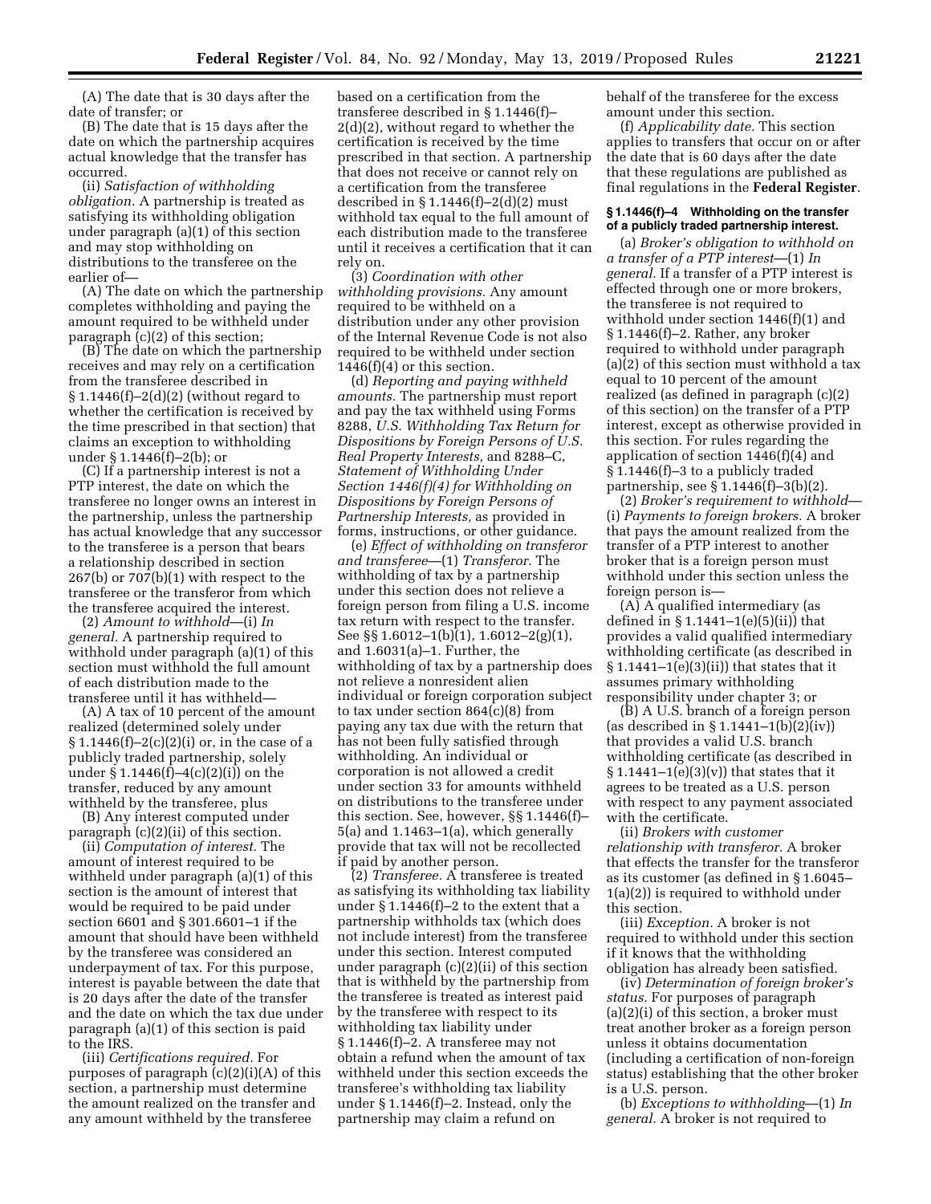(A) The date that is 30 days after the date of transfer; or

(B) The date that is 15 days after the date on which the partnership acquires actual knowledge that the transfer has occurred.

(ii) *Satisfaction of withholding obligation.* A partnership is treated as satisfying its withholding obligation under paragraph (a)(1) of this section and may stop withholding on distributions to the transferee on the earlier of—

(A) The date on which the partnership completes withholding and paying the amount required to be withheld under paragraph (c)(2) of this section;

(B) The date on which the partnership receives and may rely on a certification from the transferee described in § 1.1446(f)–2(d)(2) (without regard to whether the certification is received by the time prescribed in that section) that claims an exception to withholding under § 1.1446(f)–2(b); or

(C) If a partnership interest is not a PTP interest, the date on which the transferee no longer owns an interest in the partnership, unless the partnership has actual knowledge that any successor to the transferee is a person that bears a relationship described in section 267(b) or 707(b)(1) with respect to the transferee or the transferor from which the transferee acquired the interest.

(2) *Amount to withhold*—(i) *In general.* A partnership required to withhold under paragraph (a)(1) of this section must withhold the full amount of each distribution made to the transferee until it has withheld—

(A) A tax of 10 percent of the amount realized (determined solely under § 1.1446(f)–2(c)(2)(i) or, in the case of a publicly traded partnership, solely under § 1.1446(f)–4(c)(2)(i)) on the transfer, reduced by any amount withheld by the transferee, plus

(B) Any interest computed under paragraph (c)(2)(ii) of this section.

(ii) *Computation of interest.* The amount of interest required to be withheld under paragraph (a)(1) of this section is the amount of interest that would be required to be paid under section 6601 and § 301.6601–1 if the amount that should have been withheld by the transferee was considered an underpayment of tax. For this purpose, interest is payable between the date that is 20 days after the date of the transfer and the date on which the tax due under paragraph (a)(1) of this section is paid to the IRS.

(iii) *Certifications required.* For purposes of paragraph (c)(2)(i)(A) of this section, a partnership must determine the amount realized on the transfer and any amount withheld by the transferee based on a certification from the transferee described in § 1.1446(f)–2(d)(2), without regard to whether the certification is received by the time prescribed in that section. A partnership that does not receive or cannot rely on a certification from the transferee described in § 1.1446(f)–2(d)(2) must withhold tax equal to the full amount of each distribution made to the transferee until it receives a certification that it can rely on.

(3) *Coordination with other withholding provisions.* Any amount required to be withheld on a distribution under any other provision of the Internal Revenue Code is not also required to be withheld under section 1446(f)(4) or this section.

(d) *Reporting and paying withheld amounts.* The partnership must report and pay the tax withheld using Forms 8288, *U.S. Withholding Tax Return for Dispositions by Foreign Persons of U.S. Real Property Interests,* and 8288–C, *Statement of Withholding Under Section 1446(f)(4) for Withholding on Dispositions by Foreign Persons of Partnership Interests,* as provided in forms, instructions, or other guidance.

(e) *Effect of withholding on transferor and transferee*—(1) *Transferor.* The withholding of tax by a partnership under this section does not relieve a foreign person from filing a U.S. income tax return with respect to the transfer. See §§ 1.6012–1(b)(1), 1.6012–2(g)(1), and 1.6031(a)–1. Further, the withholding of tax by a partnership does not relieve a nonresident alien individual or foreign corporation subject to tax under section 864(c)(8) from paying any tax due with the return that has not been fully satisfied through withholding. An individual or corporation is not allowed a credit under section 33 for amounts withheld on distributions to the transferee under this section. See, however, §§ 1.1446(f)–5(a) and 1.1463–1(a), which generally provide that tax will not be recollected if paid by another person.

(2) *Transferee.* A transferee is treated as satisfying its withholding tax liability under § 1.1446(f)–2 to the extent that a partnership withholds tax (which does not include interest) from the transferee under this section. Interest computed under paragraph (c)(2)(ii) of this section that is withheld by the partnership from the transferee is treated as interest paid by the transferee with respect to its withholding tax liability under § 1.1446(f)–2. A transferee may not obtain a refund when the amount of tax withheld under this section exceeds the transferee's withholding tax liability under § 1.1446(f)–2. Instead, only the partnership may claim a refund on behalf of the transferee for the excess amount under this section.

(f) *Applicability date.* This section applies to transfers that occur on or after the date that is 60 days after the date that these regulations are published as final regulations in the **Federal Register**.

### § 1.1446(f)–4 Withholding on the transfer of a publicly traded partnership interest.

(a) *Broker's obligation to withhold on a transfer of a PTP interest*—(1) *In general.* If a transfer of a PTP interest is effected through one or more brokers, the transferee is not required to withhold under section 1446(f)(1) and § 1.1446(f)–2. Rather, any broker required to withhold under paragraph (a)(2) of this section must withhold a tax equal to 10 percent of the amount realized (as defined in paragraph (c)(2) of this section) on the transfer of a PTP interest, except as otherwise provided in this section. For rules regarding the application of section 1446(f)(4) and § 1.1446(f)–3 to a publicly traded partnership, see § 1.1446(f)–3(b)(2).

(2) *Broker's requirement to withhold*—(i) *Payments to foreign brokers.* A broker that pays the amount realized from the transfer of a PTP interest to another broker that is a foreign person must withhold under this section unless the foreign person is—

(A) A qualified intermediary (as defined in § 1.1441–1(e)(5)(ii)) that provides a valid qualified intermediary withholding certificate (as described in § 1.1441–1(e)(3)(ii)) that states that it assumes primary withholding responsibility under chapter 3; or

(B) A U.S. branch of a foreign person (as described in § 1.1441–1(b)(2)(iv)) that provides a valid U.S. branch withholding certificate (as described in § 1.1441–1(e)(3)(v)) that states that it agrees to be treated as a U.S. person with respect to any payment associated with the certificate.

(ii) *Brokers with customer relationship with transferor.* A broker that effects the transfer for the transferor as its customer (as defined in § 1.6045–1(a)(2)) is required to withhold under this section.

(iii) *Exception.* A broker is not required to withhold under this section if it knows that the withholding obligation has already been satisfied.

(iv) *Determination of foreign broker's status.* For purposes of paragraph (a)(2)(i) of this section, a broker must treat another broker as a foreign person unless it obtains documentation (including a certification of non-foreign status) establishing that the other broker is a U.S. person.

(b) *Exceptions to withholding*—(1) *In general.* A broker is not required to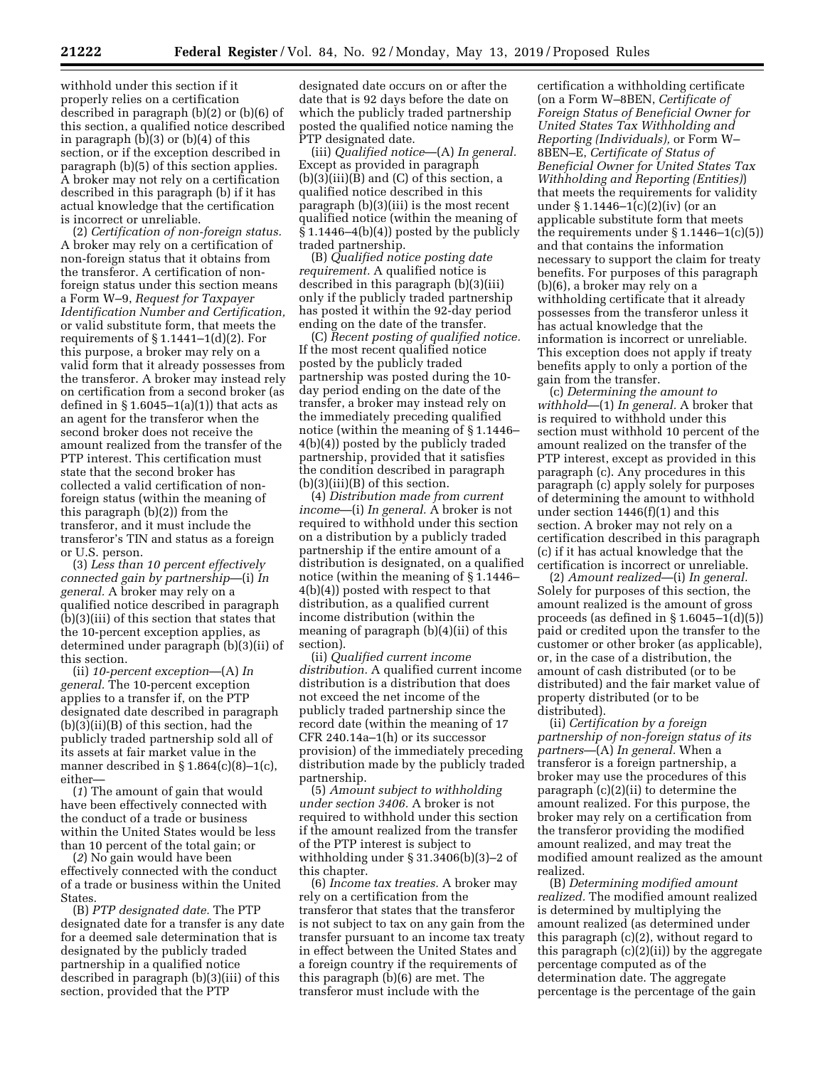withhold under this section if it properly relies on a certification described in paragraph (b)(2) or (b)(6) of this section, a qualified notice described in paragraph (b)(3) or (b)(4) of this section, or if the exception described in paragraph (b)(5) of this section applies. A broker may not rely on a certification described in this paragraph (b) if it has actual knowledge that the certification is incorrect or unreliable.

(2) *Certification of non-foreign status.* A broker may rely on a certification of non-foreign status that it obtains from the transferor. A certification of non-foreign status under this section means a Form W–9, *Request for Taxpayer Identification Number and Certification,* or valid substitute form, that meets the requirements of § 1.1441–1(d)(2). For this purpose, a broker may rely on a valid form that it already possesses from the transferor. A broker may instead rely on certification from a second broker (as defined in § 1.6045–1(a)(1)) that acts as an agent for the transferor when the second broker does not receive the amount realized from the transfer of the PTP interest. This certification must state that the second broker has collected a valid certification of non-foreign status (within the meaning of this paragraph (b)(2)) from the transferor, and it must include the transferor's TIN and status as a foreign or U.S. person.

(3) *Less than 10 percent effectively connected gain by partnership*—(i) *In general.* A broker may rely on a qualified notice described in paragraph (b)(3)(iii) of this section that states that the 10-percent exception applies, as determined under paragraph (b)(3)(ii) of this section.

(ii) *10-percent exception*—(A) *In general.* The 10-percent exception applies to a transfer if, on the PTP designated date described in paragraph (b)(3)(ii)(B) of this section, had the publicly traded partnership sold all of its assets at fair market value in the manner described in § 1.864(c)(8)–1(c), either—

(*1*) The amount of gain that would have been effectively connected with the conduct of a trade or business within the United States would be less than 10 percent of the total gain; or

(*2*) No gain would have been effectively connected with the conduct of a trade or business within the United States.

(B) *PTP designated date.* The PTP designated date for a transfer is any date for a deemed sale determination that is designated by the publicly traded partnership in a qualified notice described in paragraph (b)(3)(iii) of this section, provided that the PTP designated date occurs on or after the date that is 92 days before the date on which the publicly traded partnership posted the qualified notice naming the PTP designated date.

(iii) *Qualified notice*—(A) *In general.* Except as provided in paragraph (b)(3)(iii)(B) and (C) of this section, a qualified notice described in this paragraph (b)(3)(iii) is the most recent qualified notice (within the meaning of § 1.1446–4(b)(4)) posted by the publicly traded partnership.

(B) *Qualified notice posting date requirement.* A qualified notice is described in this paragraph (b)(3)(iii) only if the publicly traded partnership has posted it within the 92-day period ending on the date of the transfer.

(C) *Recent posting of qualified notice.* If the most recent qualified notice posted by the publicly traded partnership was posted during the 10-day period ending on the date of the transfer, a broker may instead rely on the immediately preceding qualified notice (within the meaning of § 1.1446–4(b)(4)) posted by the publicly traded partnership, provided that it satisfies the condition described in paragraph (b)(3)(iii)(B) of this section.

(4) *Distribution made from current income*—(i) *In general.* A broker is not required to withhold under this section on a distribution by a publicly traded partnership if the entire amount of a distribution is designated, on a qualified notice (within the meaning of § 1.1446–4(b)(4)) posted with respect to that distribution, as a qualified current income distribution (within the meaning of paragraph (b)(4)(ii) of this section).

(ii) *Qualified current income distribution.* A qualified current income distribution is a distribution that does not exceed the net income of the publicly traded partnership since the record date (within the meaning of 17 CFR 240.14a–1(h) or its successor provision) of the immediately preceding distribution made by the publicly traded partnership.

(5) *Amount subject to withholding under section 3406.* A broker is not required to withhold under this section if the amount realized from the transfer of the PTP interest is subject to withholding under § 31.3406(b)(3)–2 of this chapter.

(6) *Income tax treaties.* A broker may rely on a certification from the transferor that states that the transferor is not subject to tax on any gain from the transfer pursuant to an income tax treaty in effect between the United States and a foreign country if the requirements of this paragraph (b)(6) are met. The transferor must include with the certification a withholding certificate (on a Form W–8BEN, *Certificate of Foreign Status of Beneficial Owner for United States Tax Withholding and Reporting (Individuals),* or Form W–8BEN–E, *Certificate of Status of Beneficial Owner for United States Tax Withholding and Reporting (Entities)*) that meets the requirements for validity under § 1.1446–1(c)(2)(iv) (or an applicable substitute form that meets the requirements under § 1.1446–1(c)(5)) and that contains the information necessary to support the claim for treaty benefits. For purposes of this paragraph (b)(6), a broker may rely on a withholding certificate that it already possesses from the transferor unless it has actual knowledge that the information is incorrect or unreliable. This exception does not apply if treaty benefits apply to only a portion of the gain from the transfer.

(c) *Determining the amount to withhold*—(1) *In general.* A broker that is required to withhold under this section must withhold 10 percent of the amount realized on the transfer of the PTP interest, except as provided in this paragraph (c). Any procedures in this paragraph (c) apply solely for purposes of determining the amount to withhold under section 1446(f)(1) and this section. A broker may not rely on a certification described in this paragraph (c) if it has actual knowledge that the certification is incorrect or unreliable.

(2) *Amount realized*—(i) *In general.* Solely for purposes of this section, the amount realized is the amount of gross proceeds (as defined in § 1.6045–1(d)(5)) paid or credited upon the transfer to the customer or other broker (as applicable), or, in the case of a distribution, the amount of cash distributed (or to be distributed) and the fair market value of property distributed (or to be distributed).

(ii) *Certification by a foreign partnership of non-foreign status of its partners*—(A) *In general.* When a transferor is a foreign partnership, a broker may use the procedures of this paragraph (c)(2)(ii) to determine the amount realized. For this purpose, the broker may rely on a certification from the transferor providing the modified amount realized, and may treat the modified amount realized as the amount realized.

(B) *Determining modified amount realized.* The modified amount realized is determined by multiplying the amount realized (as determined under this paragraph (c)(2), without regard to this paragraph (c)(2)(ii)) by the aggregate percentage computed as of the determination date. The aggregate percentage is the percentage of the gain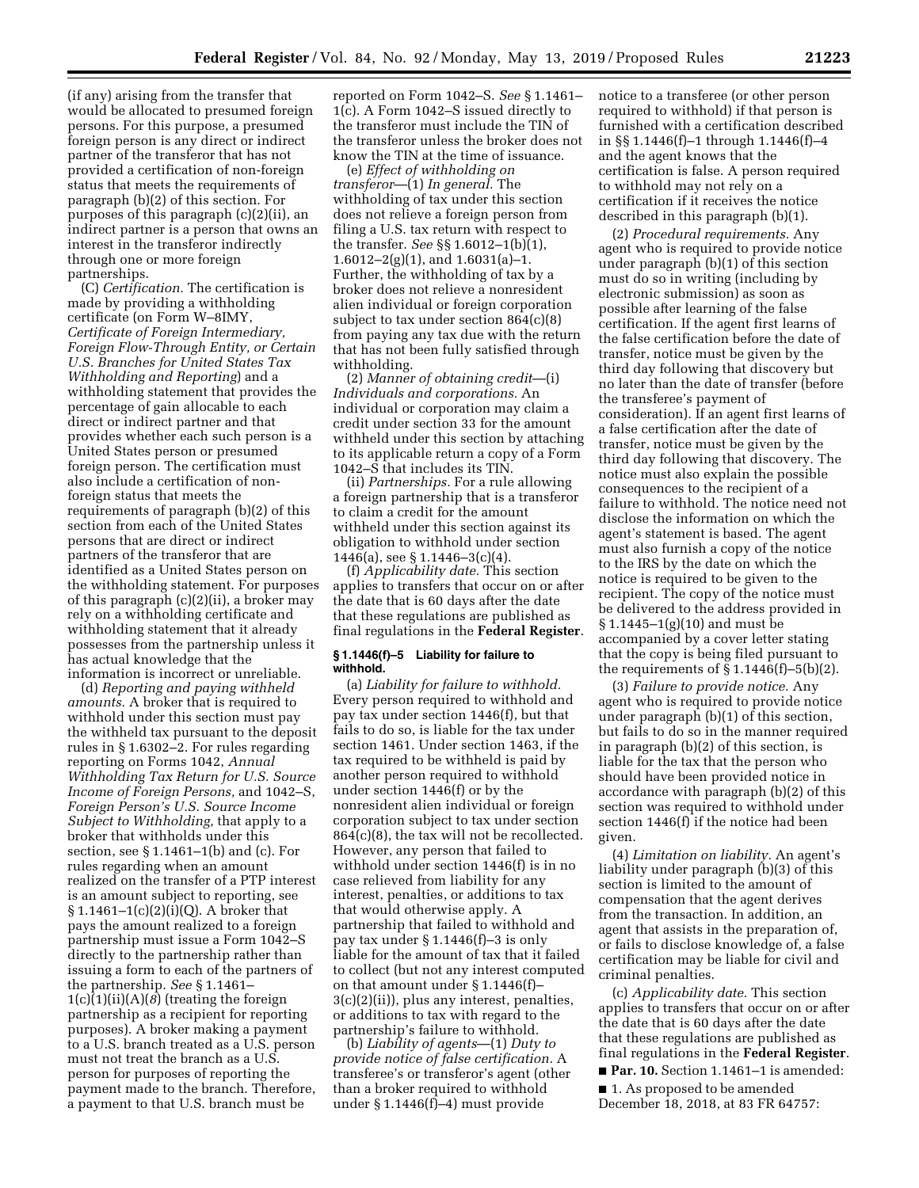(if any) arising from the transfer that would be allocated to presumed foreign persons. For this purpose, a presumed foreign person is any direct or indirect partner of the transferor that has not provided a certification of non-foreign status that meets the requirements of paragraph (b)(2) of this section. For purposes of this paragraph (c)(2)(ii), an indirect partner is a person that owns an interest in the transferor indirectly through one or more foreign partnerships.

(C) *Certification.* The certification is made by providing a withholding certificate (on Form W–8IMY, *Certificate of Foreign Intermediary, Foreign Flow-Through Entity, or Certain U.S. Branches for United States Tax Withholding and Reporting*) and a withholding statement that provides the percentage of gain allocable to each direct or indirect partner and that provides whether each such person is a United States person or presumed foreign person. The certification must also include a certification of non-foreign status that meets the requirements of paragraph (b)(2) of this section from each of the United States persons that are direct or indirect partners of the transferor that are identified as a United States person on the withholding statement. For purposes of this paragraph (c)(2)(ii), a broker may rely on a withholding certificate and withholding statement that it already possesses from the partnership unless it has actual knowledge that the information is incorrect or unreliable.

(d) *Reporting and paying withheld amounts.* A broker that is required to withhold under this section must pay the withheld tax pursuant to the deposit rules in § 1.6302–2. For rules regarding reporting on Forms 1042, *Annual Withholding Tax Return for U.S. Source Income of Foreign Persons,* and 1042–S, *Foreign Person's U.S. Source Income Subject to Withholding,* that apply to a broker that withholds under this section, see § 1.1461–1(b) and (c). For rules regarding when an amount realized on the transfer of a PTP interest is an amount subject to reporting, see § 1.1461–1(c)(2)(i)(Q). A broker that pays the amount realized to a foreign partnership must issue a Form 1042–S directly to the partnership rather than issuing a form to each of the partners of the partnership. *See* § 1.1461–1(c)(1)(ii)(A)(*8*) (treating the foreign partnership as a recipient for reporting purposes). A broker making a payment to a U.S. branch treated as a U.S. person must not treat the branch as a U.S. person for purposes of reporting the payment made to the branch. Therefore, a payment to that U.S. branch must be reported on Form 1042–S. *See* § 1.1461–1(c). A Form 1042–S issued directly to the transferor must include the TIN of the transferor unless the broker does not know the TIN at the time of issuance.

(e) *Effect of withholding on transferor*—(1) *In general.* The withholding of tax under this section does not relieve a foreign person from filing a U.S. tax return with respect to the transfer. *See* §§ 1.6012–1(b)(1), 1.6012–2(g)(1), and 1.6031(a)–1. Further, the withholding of tax by a broker does not relieve a nonresident alien individual or foreign corporation subject to tax under section 864(c)(8) from paying any tax due with the return that has not been fully satisfied through withholding.

(2) *Manner of obtaining credit*—(i) *Individuals and corporations.* An individual or corporation may claim a credit under section 33 for the amount withheld under this section by attaching to its applicable return a copy of a Form 1042–S that includes its TIN.

(ii) *Partnerships.* For a rule allowing a foreign partnership that is a transferor to claim a credit for the amount withheld under this section against its obligation to withhold under section 1446(a), see § 1.1446–3(c)(4).

(f) *Applicability date.* This section applies to transfers that occur on or after the date that is 60 days after the date that these regulations are published as final regulations in the **Federal Register**.

**§ 1.1446(f)–5 Liability for failure to withhold.**

(a) *Liability for failure to withhold.* Every person required to withhold and pay tax under section 1446(f), but that fails to do so, is liable for the tax under section 1461. Under section 1463, if the tax required to be withheld is paid by another person required to withhold under section 1446(f) or by the nonresident alien individual or foreign corporation subject to tax under section 864(c)(8), the tax will not be recollected. However, any person that failed to withhold under section 1446(f) is in no case relieved from liability for any interest, penalties, or additions to tax that would otherwise apply. A partnership that failed to withhold and pay tax under § 1.1446(f)–3 is only liable for the amount of tax that it failed to collect (but not any interest computed on that amount under § 1.1446(f)–3(c)(2)(ii)), plus any interest, penalties, or additions to tax with regard to the partnership's failure to withhold.

(b) *Liability of agents*—(1) *Duty to provide notice of false certification.* A transferee's or transferor's agent (other than a broker required to withhold under § 1.1446(f)–4) must provide notice to a transferee (or other person required to withhold) if that person is furnished with a certification described in §§ 1.1446(f)–1 through 1.1446(f)–4 and the agent knows that the certification is false. A person required to withhold may not rely on a certification if it receives the notice described in this paragraph (b)(1).

(2) *Procedural requirements.* Any agent who is required to provide notice under paragraph (b)(1) of this section must do so in writing (including by electronic submission) as soon as possible after learning of the false certification. If the agent first learns of the false certification before the date of transfer, notice must be given by the third day following that discovery but no later than the date of transfer (before the transferee's payment of consideration). If an agent first learns of a false certification after the date of transfer, notice must be given by the third day following that discovery. The notice must also explain the possible consequences to the recipient of a failure to withhold. The notice need not disclose the information on which the agent's statement is based. The agent must also furnish a copy of the notice to the IRS by the date on which the notice is required to be given to the recipient. The copy of the notice must be delivered to the address provided in § 1.1445–1(g)(10) and must be accompanied by a cover letter stating that the copy is being filed pursuant to the requirements of § 1.1446(f)–5(b)(2).

(3) *Failure to provide notice.* Any agent who is required to provide notice under paragraph (b)(1) of this section, but fails to do so in the manner required in paragraph (b)(2) of this section, is liable for the tax that the person who should have been provided notice in accordance with paragraph (b)(2) of this section was required to withhold under section 1446(f) if the notice had been given.

(4) *Limitation on liability.* An agent's liability under paragraph (b)(3) of this section is limited to the amount of compensation that the agent derives from the transaction. In addition, an agent that assists in the preparation of, or fails to disclose knowledge of, a false certification may be liable for civil and criminal penalties.

(c) *Applicability date.* This section applies to transfers that occur on or after the date that is 60 days after the date that these regulations are published as final regulations in the **Federal Register**.

■ **Par. 10.** Section 1.1461–1 is amended:

■ 1. As proposed to be amended December 18, 2018, at 83 FR 64757: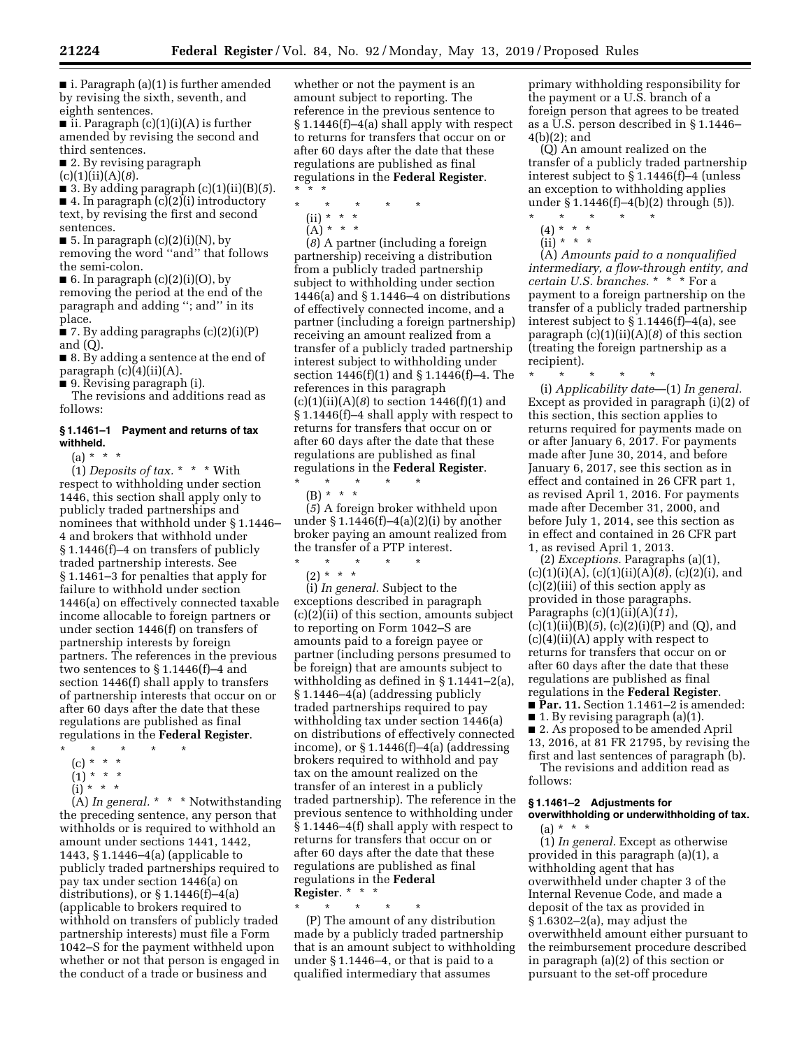■ i. Paragraph (a)(1) is further amended by revising the sixth, seventh, and eighth sentences.

■ ii. Paragraph (c)(1)(i)(A) is further amended by revising the second and third sentences.

■ 2. By revising paragraph (c)(1)(ii)(A)(*8*).

■ 3. By adding paragraph (c)(1)(ii)(B)(*5*).

■ 4. In paragraph (c)(2)(i) introductory text, by revising the first and second sentences.

■ 5. In paragraph (c)(2)(i)(N), by removing the word "and" that follows the semi-colon.

■ 6. In paragraph (c)(2)(i)(O), by removing the period at the end of the paragraph and adding "; and" in its place.

■ 7. By adding paragraphs (c)(2)(i)(P) and (Q).

■ 8. By adding a sentence at the end of paragraph (c)(4)(ii)(A).

■ 9. Revising paragraph (i).

The revisions and additions read as follows:

**§ 1.1461–1 Payment and returns of tax withheld.**

(a) * * *

(1) *Deposits of tax.* * * * With respect to withholding under section 1446, this section shall apply only to publicly traded partnerships and nominees that withhold under § 1.1446–4 and brokers that withhold under § 1.1446(f)–4 on transfers of publicly traded partnership interests. See § 1.1461–3 for penalties that apply for failure to withhold under section 1446(a) on effectively connected taxable income allocable to foreign partners or under section 1446(f) on transfers of partnership interests by foreign partners. The references in the previous two sentences to § 1.1446(f)–4 and section 1446(f) shall apply to transfers of partnership interests that occur on or after 60 days after the date that these regulations are published as final regulations in the **Federal Register**.

\* \* \* \* \*

(c) * * *

(1) * * *

(i) * * *

(A) *In general.* * * * Notwithstanding the preceding sentence, any person that withholds or is required to withhold an amount under sections 1441, 1442, 1443, § 1.1446–4(a) (applicable to publicly traded partnerships required to pay tax under section 1446(a) on distributions), or § 1.1446(f)–4(a) (applicable to brokers required to withhold on transfers of publicly traded partnership interests) must file a Form 1042–S for the payment withheld upon whether or not that person is engaged in the conduct of a trade or business and whether or not the payment is an amount subject to reporting. The reference in the previous sentence to § 1.1446(f)–4(a) shall apply with respect to returns for transfers that occur on or after 60 days after the date that these regulations are published as final regulations in the **Federal Register**. * * *

\* \* \* \* \*

(ii) * * *

(A) * * *

(*8*) A partner (including a foreign partnership) receiving a distribution from a publicly traded partnership subject to withholding under section 1446(a) and § 1.1446–4 on distributions of effectively connected income, and a partner (including a foreign partnership) receiving an amount realized from a transfer of a publicly traded partnership interest subject to withholding under section 1446(f)(1) and § 1.1446(f)–4. The references in this paragraph (c)(1)(ii)(A)(*8*) to section 1446(f)(1) and § 1.1446(f)–4 shall apply with respect to returns for transfers that occur on or after 60 days after the date that these regulations are published as final regulations in the **Federal Register**.

\* \* \* \* \*

(B) * * *

(*5*) A foreign broker withheld upon under § 1.1446(f)–4(a)(2)(i) by another broker paying an amount realized from the transfer of a PTP interest.

\* \* \* \* \*

(2) * * *

(i) *In general.* Subject to the exceptions described in paragraph (c)(2)(ii) of this section, amounts subject to reporting on Form 1042–S are amounts paid to a foreign payee or partner (including persons presumed to be foreign) that are amounts subject to withholding as defined in § 1.1441–2(a), § 1.1446–4(a) (addressing publicly traded partnerships required to pay withholding tax under section 1446(a) on distributions of effectively connected income), or § 1.1446(f)–4(a) (addressing brokers required to withhold and pay tax on the amount realized on the transfer of an interest in a publicly traded partnership). The reference in the previous sentence to withholding under § 1.1446–4(f) shall apply with respect to returns for transfers that occur on or after 60 days after the date that these regulations are published as final regulations in the **Federal Register**. * * *

\* \* \* \* \*

(P) The amount of any distribution made by a publicly traded partnership that is an amount subject to withholding under § 1.1446–4, or that is paid to a qualified intermediary that assumes primary withholding responsibility for the payment or a U.S. branch of a foreign person that agrees to be treated as a U.S. person described in § 1.1446–4(b)(2); and

(Q) An amount realized on the transfer of a publicly traded partnership interest subject to § 1.1446(f)–4 (unless an exception to withholding applies under § 1.1446(f)–4(b)(2) through (5)).

\* \* \* \* \*

(4) * * *

(ii) * * *

(A) *Amounts paid to a nonqualified intermediary, a flow-through entity, and certain U.S. branches.* * * * For a payment to a foreign partnership on the transfer of a publicly traded partnership interest subject to § 1.1446(f)–4(a), see paragraph (c)(1)(ii)(A)(*8*) of this section (treating the foreign partnership as a recipient).

\* \* \* \* \*

(i) *Applicability date*—(1) *In general.* Except as provided in paragraph (i)(2) of this section, this section applies to returns required for payments made on or after January 6, 2017. For payments made after June 30, 2014, and before January 6, 2017, see this section as in effect and contained in 26 CFR part 1, as revised April 1, 2016. For payments made after December 31, 2000, and before July 1, 2014, see this section as in effect and contained in 26 CFR part 1, as revised April 1, 2013.

(2) *Exceptions.* Paragraphs (a)(1), (c)(1)(i)(A), (c)(1)(ii)(A)(*8*), (c)(2)(i), and (c)(2)(iii) of this section apply as provided in those paragraphs. Paragraphs (c)(1)(ii)(A)(*11*), (c)(1)(ii)(B)(*5*), (c)(2)(i)(P) and (Q), and (c)(4)(ii)(A) apply with respect to returns for transfers that occur on or after 60 days after the date that these regulations are published as final regulations in the **Federal Register**.

■ **Par. 11.** Section 1.1461–2 is amended:

■ 1. By revising paragraph (a)(1).

■ 2. As proposed to be amended April 13, 2016, at 81 FR 21795, by revising the first and last sentences of paragraph (b).

The revisions and addition read as follows:

**§ 1.1461–2 Adjustments for overwithholding or underwithholding of tax.**

(a) * * *

(1) *In general.* Except as otherwise provided in this paragraph (a)(1), a withholding agent that has overwithheld under chapter 3 of the Internal Revenue Code, and made a deposit of the tax as provided in § 1.6302–2(a), may adjust the overwithheld amount either pursuant to the reimbursement procedure described in paragraph (a)(2) of this section or pursuant to the set-off procedure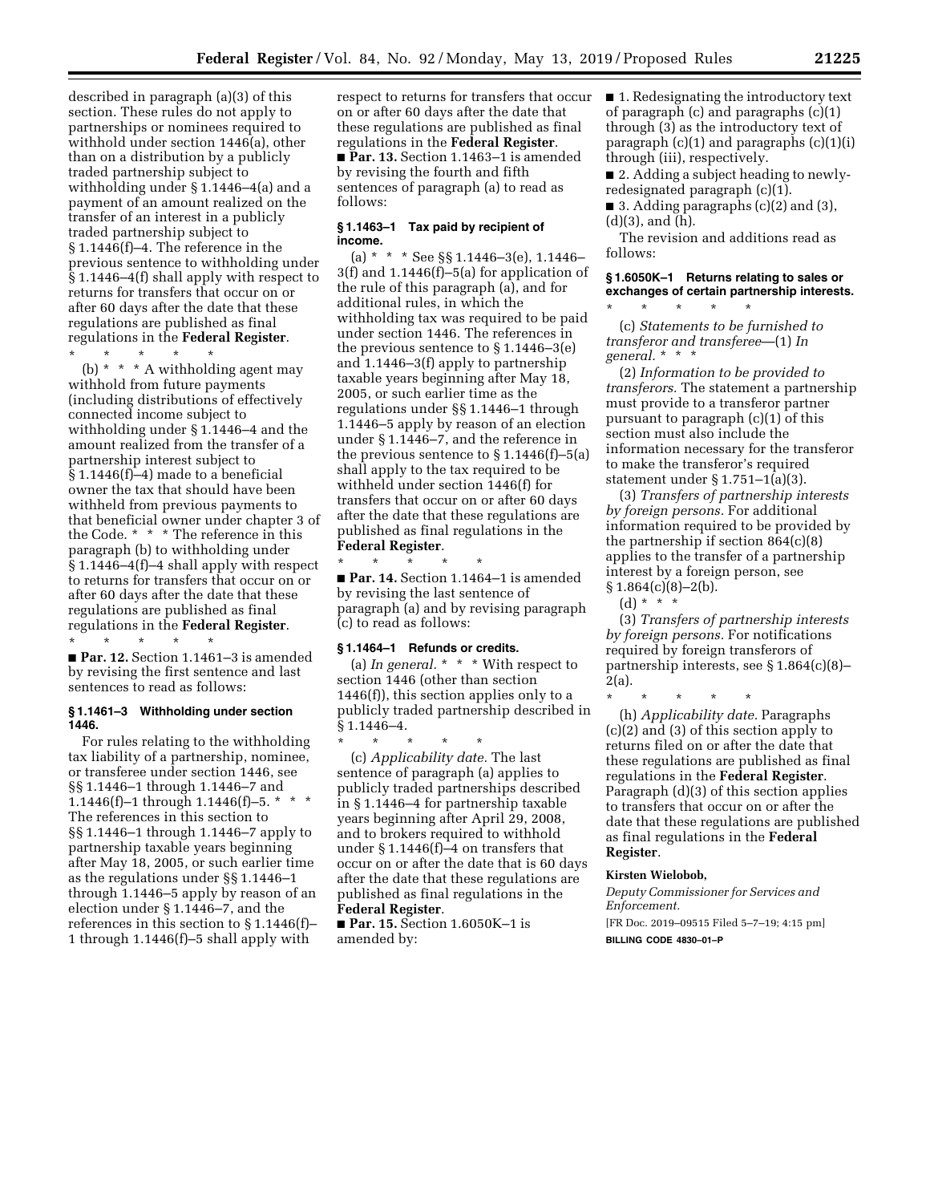described in paragraph (a)(3) of this section. These rules do not apply to partnerships or nominees required to withhold under section 1446(a), other than on a distribution by a publicly traded partnership subject to withholding under § 1.1446–4(a) and a payment of an amount realized on the transfer of an interest in a publicly traded partnership subject to § 1.1446(f)–4. The reference in the previous sentence to withholding under § 1.1446–4(f) shall apply with respect to returns for transfers that occur on or after 60 days after the date that these regulations are published as final regulations in the **Federal Register**.

\* \* \* \* \*

(b) \* \* \* A withholding agent may withhold from future payments (including distributions of effectively connected income subject to withholding under § 1.1446–4 and the amount realized from the transfer of a partnership interest subject to § 1.1446(f)–4) made to a beneficial owner the tax that should have been withheld from previous payments to that beneficial owner under chapter 3 of the Code. \* \* \* The reference in this paragraph (b) to withholding under § 1.1446–4(f)–4 shall apply with respect to returns for transfers that occur on or after 60 days after the date that these regulations are published as final regulations in the **Federal Register**.

\* \* \* \* \*

■ **Par. 12.** Section 1.1461–3 is amended by revising the first sentence and last sentences to read as follows:

### § 1.1461–3 Withholding under section 1446.

For rules relating to the withholding tax liability of a partnership, nominee, or transferee under section 1446, see §§ 1.1446–1 through 1.1446–7 and 1.1446(f)–1 through 1.1446(f)–5. \* \* \* The references in this section to §§ 1.1446–1 through 1.1446–7 apply to partnership taxable years beginning after May 18, 2005, or such earlier time as the regulations under §§ 1.1446–1 through 1.1446–5 apply by reason of an election under § 1.1446–7, and the references in this section to § 1.1446(f)–1 through 1.1446(f)–5 shall apply with respect to returns for transfers that occur on or after 60 days after the date that these regulations are published as final regulations in the **Federal Register**.

■ **Par. 13.** Section 1.1463–1 is amended by revising the fourth and fifth sentences of paragraph (a) to read as follows:

### § 1.1463–1 Tax paid by recipient of income.

(a) \* \* \* See §§ 1.1446–3(e), 1.1446–3(f) and 1.1446(f)–5(a) for application of the rule of this paragraph (a), and for additional rules, in which the withholding tax was required to be paid under section 1446. The references in the previous sentence to § 1.1446–3(e) and 1.1446–3(f) apply to partnership taxable years beginning after May 18, 2005, or such earlier time as the regulations under §§ 1.1446–1 through 1.1446–5 apply by reason of an election under § 1.1446–7, and the reference in the previous sentence to § 1.1446(f)–5(a) shall apply to the tax required to be withheld under section 1446(f) for transfers that occur on or after 60 days after the date that these regulations are published as final regulations in the **Federal Register**.

\* \* \* \* \*

■ **Par. 14.** Section 1.1464–1 is amended by revising the last sentence of paragraph (a) and by revising paragraph (c) to read as follows:

### § 1.1464–1 Refunds or credits.

(a) *In general.* \* \* \* With respect to section 1446 (other than section 1446(f)), this section applies only to a publicly traded partnership described in § 1.1446–4.

\* \* \* \* \*

(c) *Applicability date.* The last sentence of paragraph (a) applies to publicly traded partnerships described in § 1.1446–4 for partnership taxable years beginning after April 29, 2008, and to brokers required to withhold under § 1.1446(f)–4 on transfers that occur on or after the date that is 60 days after the date that these regulations are published as final regulations in the **Federal Register**.

■ **Par. 15.** Section 1.6050K–1 is amended by:

■ 1. Redesignating the introductory text of paragraph (c) and paragraphs (c)(1) through (3) as the introductory text of paragraph (c)(1) and paragraphs (c)(1)(i) through (iii), respectively.

■ 2. Adding a subject heading to newly-redesignated paragraph (c)(1).

■ 3. Adding paragraphs (c)(2) and (3), (d)(3), and (h).

The revision and additions read as follows:

### § 1.6050K–1 Returns relating to sales or exchanges of certain partnership interests.

\* \* \* \* \*

(c) *Statements to be furnished to transferor and transferee*—(1) *In general.* \* \* \*

(2) *Information to be provided to transferors.* The statement a partnership must provide to a transferor partner pursuant to paragraph (c)(1) of this section must also include the information necessary for the transferor to make the transferor's required statement under § 1.751–1(a)(3).

(3) *Transfers of partnership interests by foreign persons.* For additional information required to be provided by the partnership if section 864(c)(8) applies to the transfer of a partnership interest by a foreign person, see § 1.864(c)(8)–2(b).

(d) \* \* \*

(3) *Transfers of partnership interests by foreign persons.* For notifications required by foreign transferors of partnership interests, see § 1.864(c)(8)–2(a).

\* \* \* \* \*

(h) *Applicability date.* Paragraphs (c)(2) and (3) of this section apply to returns filed on or after the date that these regulations are published as final regulations in the **Federal Register**. Paragraph (d)(3) of this section applies to transfers that occur on or after the date that these regulations are published as final regulations in the **Federal Register**.

**Kirsten Wielobob,**

*Deputy Commissioner for Services and Enforcement.*

[FR Doc. 2019–09515 Filed 5–7–19; 4:15 pm]

**BILLING CODE 4830–01–P**